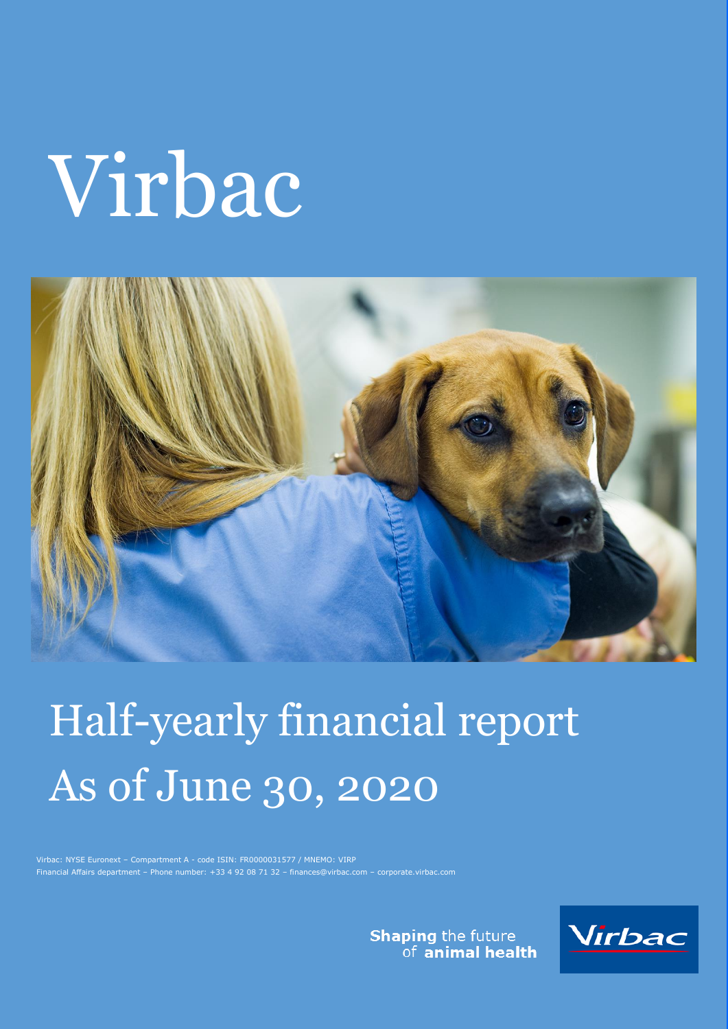# Virbac

# Half-yearly financial report
# As of June 30, 2020

Virbac: NYSE Euronext – Compartment A - code ISIN: FR0000031577 / MNEMO: VIRP
Financial Affairs department – Phone number: +33 4 92 08 71 32 – finances@virbac.com – corporate.virbac.com

**Shaping** the future of **animal health**

Virbac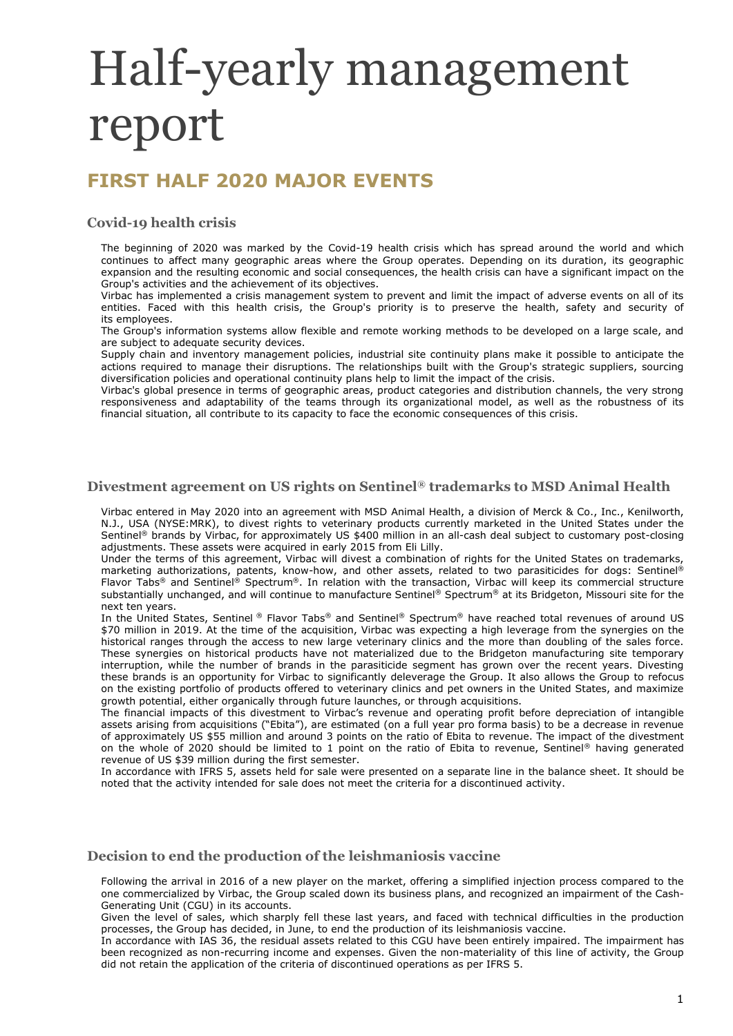# Half-yearly management report

## FIRST HALF 2020 MAJOR EVENTS

### Covid-19 health crisis

The beginning of 2020 was marked by the Covid-19 health crisis which has spread around the world and which continues to affect many geographic areas where the Group operates. Depending on its duration, its geographic expansion and the resulting economic and social consequences, the health crisis can have a significant impact on the Group's activities and the achievement of its objectives.

Virbac has implemented a crisis management system to prevent and limit the impact of adverse events on all of its entities. Faced with this health crisis, the Group's priority is to preserve the health, safety and security of its employees.

The Group's information systems allow flexible and remote working methods to be developed on a large scale, and are subject to adequate security devices.

Supply chain and inventory management policies, industrial site continuity plans make it possible to anticipate the actions required to manage their disruptions. The relationships built with the Group's strategic suppliers, sourcing diversification policies and operational continuity plans help to limit the impact of the crisis.

Virbac's global presence in terms of geographic areas, product categories and distribution channels, the very strong responsiveness and adaptability of the teams through its organizational model, as well as the robustness of its financial situation, all contribute to its capacity to face the economic consequences of this crisis.

### Divestment agreement on US rights on Sentinel® trademarks to MSD Animal Health

Virbac entered in May 2020 into an agreement with MSD Animal Health, a division of Merck & Co., Inc., Kenilworth, N.J., USA (NYSE:MRK), to divest rights to veterinary products currently marketed in the United States under the Sentinel® brands by Virbac, for approximately US $400 million in an all-cash deal subject to customary post-closing adjustments. These assets were acquired in early 2015 from Eli Lilly.

Under the terms of this agreement, Virbac will divest a combination of rights for the United States on trademarks, marketing authorizations, patents, know-how, and other assets, related to two parasiticides for dogs: Sentinel® Flavor Tabs® and Sentinel® Spectrum®. In relation with the transaction, Virbac will keep its commercial structure substantially unchanged, and will continue to manufacture Sentinel® Spectrum® at its Bridgeton, Missouri site for the next ten years.

In the United States, Sentinel ® Flavor Tabs® and Sentinel® Spectrum® have reached total revenues of around US $70 million in 2019. At the time of the acquisition, Virbac was expecting a high leverage from the synergies on the historical ranges through the access to new large veterinary clinics and the more than doubling of the sales force. These synergies on historical products have not materialized due to the Bridgeton manufacturing site temporary interruption, while the number of brands in the parasiticide segment has grown over the recent years. Divesting these brands is an opportunity for Virbac to significantly deleverage the Group. It also allows the Group to refocus on the existing portfolio of products offered to veterinary clinics and pet owners in the United States, and maximize growth potential, either organically through future launches, or through acquisitions.

The financial impacts of this divestment to Virbac's revenue and operating profit before depreciation of intangible assets arising from acquisitions ("Ebita"), are estimated (on a full year pro forma basis) to be a decrease in revenue of approximately US $55 million and around 3 points on the ratio of Ebita to revenue. The impact of the divestment on the whole of 2020 should be limited to 1 point on the ratio of Ebita to revenue, Sentinel® having generated revenue of US $39 million during the first semester.

In accordance with IFRS 5, assets held for sale were presented on a separate line in the balance sheet. It should be noted that the activity intended for sale does not meet the criteria for a discontinued activity.

### Decision to end the production of the leishmaniosis vaccine

Following the arrival in 2016 of a new player on the market, offering a simplified injection process compared to the one commercialized by Virbac, the Group scaled down its business plans, and recognized an impairment of the Cash-Generating Unit (CGU) in its accounts.

Given the level of sales, which sharply fell these last years, and faced with technical difficulties in the production processes, the Group has decided, in June, to end the production of its leishmaniosis vaccine.

In accordance with IAS 36, the residual assets related to this CGU have been entirely impaired. The impairment has been recognized as non-recurring income and expenses. Given the non-materiality of this line of activity, the Group did not retain the application of the criteria of discontinued operations as per IFRS 5.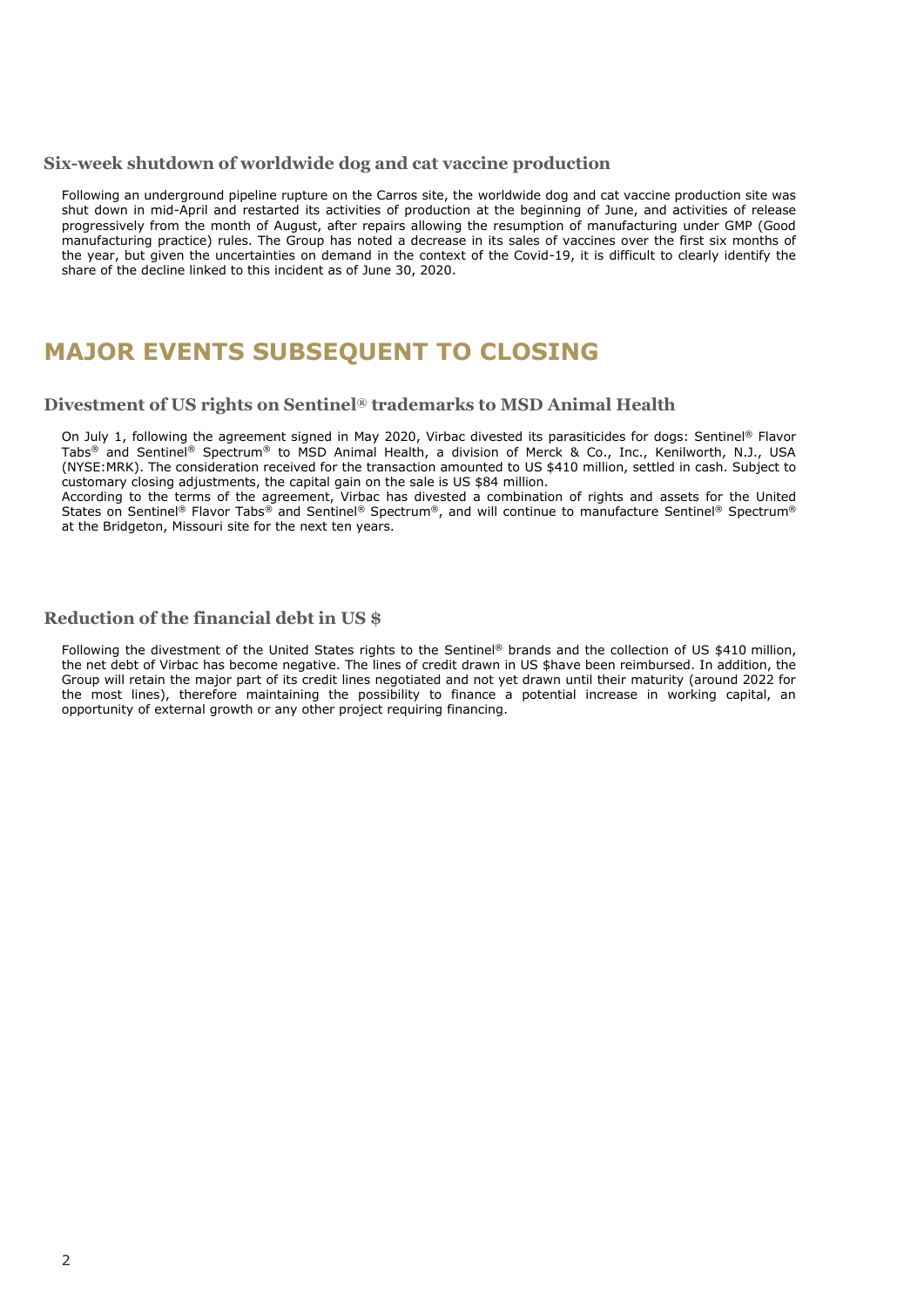### Six-week shutdown of worldwide dog and cat vaccine production

Following an underground pipeline rupture on the Carros site, the worldwide dog and cat vaccine production site was shut down in mid-April and restarted its activities of production at the beginning of June, and activities of release progressively from the month of August, after repairs allowing the resumption of manufacturing under GMP (Good manufacturing practice) rules. The Group has noted a decrease in its sales of vaccines over the first six months of the year, but given the uncertainties on demand in the context of the Covid-19, it is difficult to clearly identify the share of the decline linked to this incident as of June 30, 2020.

## MAJOR EVENTS SUBSEQUENT TO CLOSING

### Divestment of US rights on Sentinel® trademarks to MSD Animal Health

On July 1, following the agreement signed in May 2020, Virbac divested its parasiticides for dogs: Sentinel® Flavor Tabs® and Sentinel® Spectrum® to MSD Animal Health, a division of Merck & Co., Inc., Kenilworth, N.J., USA (NYSE:MRK). The consideration received for the transaction amounted to US $410 million, settled in cash. Subject to customary closing adjustments, the capital gain on the sale is US $84 million.
According to the terms of the agreement, Virbac has divested a combination of rights and assets for the United States on Sentinel® Flavor Tabs® and Sentinel® Spectrum®, and will continue to manufacture Sentinel® Spectrum® at the Bridgeton, Missouri site for the next ten years.

### Reduction of the financial debt in US $

Following the divestment of the United States rights to the Sentinel® brands and the collection of US $410 million, the net debt of Virbac has become negative. The lines of credit drawn in US $have been reimbursed. In addition, the Group will retain the major part of its credit lines negotiated and not yet drawn until their maturity (around 2022 for the most lines), therefore maintaining the possibility to finance a potential increase in working capital, an opportunity of external growth or any other project requiring financing.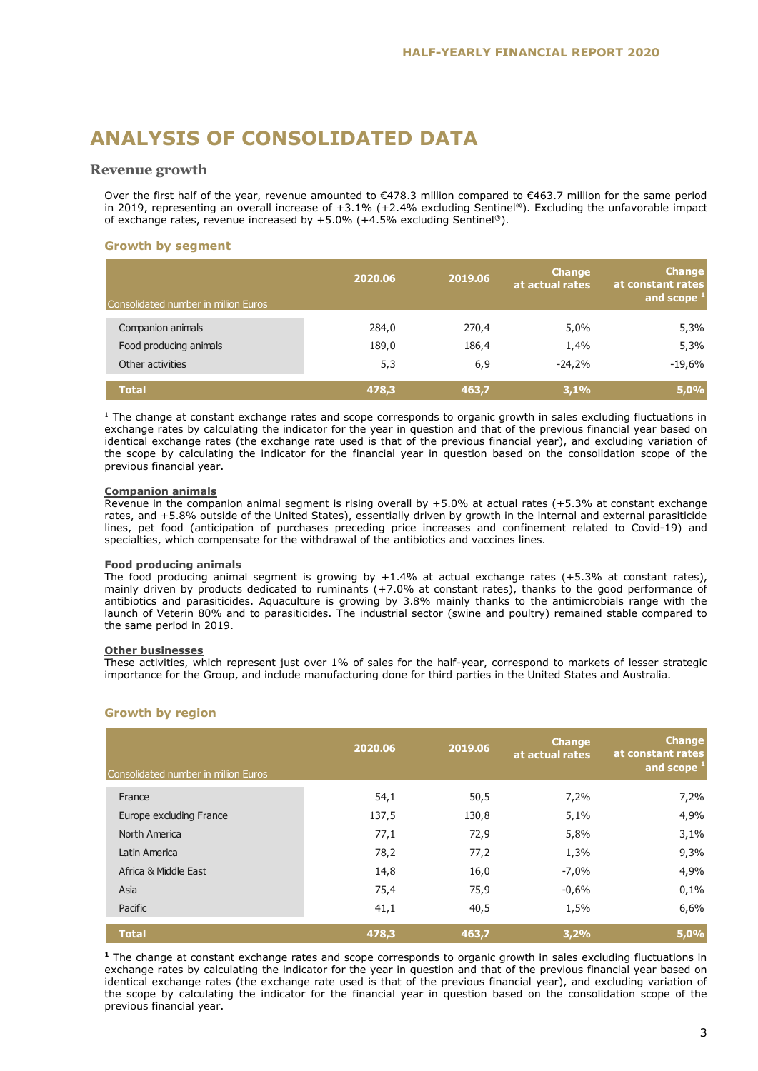# ANALYSIS OF CONSOLIDATED DATA

## Revenue growth

Over the first half of the year, revenue amounted to €478.3 million compared to €463.7 million for the same period in 2019, representing an overall increase of +3.1% (+2.4% excluding Sentinel®). Excluding the unfavorable impact of exchange rates, revenue increased by +5.0% (+4.5% excluding Sentinel®).

### Growth by segment

| Consolidated number in million Euros | 2020.06 | 2019.06 | Change at actual rates | Change at constant rates and scope [1] |
|---|---|---|---|---|
| Companion animals | 284,0 | 270,4 | 5,0% | 5,3% |
| Food producing animals | 189,0 | 186,4 | 1,4% | 5,3% |
| Other activities | 5,3 | 6,9 | -24,2% | -19,6% |
| **Total** | **478,3** | **463,7** | **3,1%** | **5,0%** |

[1] The change at constant exchange rates and scope corresponds to organic growth in sales excluding fluctuations in exchange rates by calculating the indicator for the year in question and that of the previous financial year based on identical exchange rates (the exchange rate used is that of the previous financial year), and excluding variation of the scope by calculating the indicator for the financial year in question based on the consolidation scope of the previous financial year.

**Companion animals**

Revenue in the companion animal segment is rising overall by +5.0% at actual rates (+5.3% at constant exchange rates, and +5.8% outside of the United States), essentially driven by growth in the internal and external parasiticide lines, pet food (anticipation of purchases preceding price increases and confinement related to Covid-19) and specialties, which compensate for the withdrawal of the antibiotics and vaccines lines.

**Food producing animals**

The food producing animal segment is growing by +1.4% at actual exchange rates (+5.3% at constant rates), mainly driven by products dedicated to ruminants (+7.0% at constant rates), thanks to the good performance of antibiotics and parasiticides. Aquaculture is growing by 3.8% mainly thanks to the antimicrobials range with the launch of Veterin 80% and to parasiticides. The industrial sector (swine and poultry) remained stable compared to the same period in 2019.

**Other businesses**

These activities, which represent just over 1% of sales for the half-year, correspond to markets of lesser strategic importance for the Group, and include manufacturing done for third parties in the United States and Australia.

### Growth by region

| Consolidated number in million Euros | 2020.06 | 2019.06 | Change at actual rates | Change at constant rates and scope [1] |
|---|---|---|---|---|
| France | 54,1 | 50,5 | 7,2% | 7,2% |
| Europe excluding France | 137,5 | 130,8 | 5,1% | 4,9% |
| North America | 77,1 | 72,9 | 5,8% | 3,1% |
| Latin America | 78,2 | 77,2 | 1,3% | 9,3% |
| Africa & Middle East | 14,8 | 16,0 | -7,0% | 4,9% |
| Asia | 75,4 | 75,9 | -0,6% | 0,1% |
| Pacific | 41,1 | 40,5 | 1,5% | 6,6% |
| **Total** | **478,3** | **463,7** | **3,2%** | **5,0%** |

[1] The change at constant exchange rates and scope corresponds to organic growth in sales excluding fluctuations in exchange rates by calculating the indicator for the year in question and that of the previous financial year based on identical exchange rates (the exchange rate used is that of the previous financial year), and excluding variation of the scope by calculating the indicator for the financial year in question based on the consolidation scope of the previous financial year.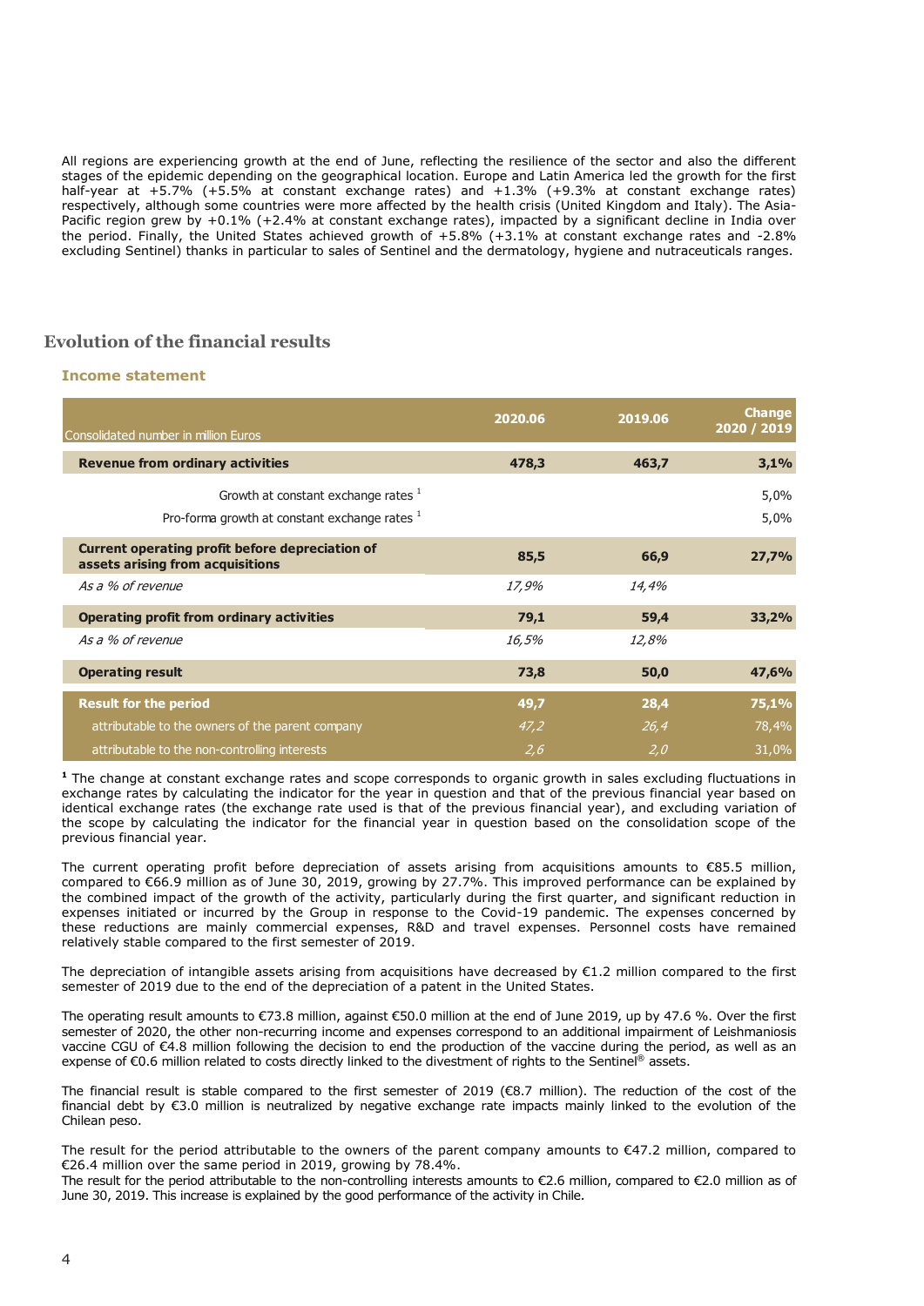All regions are experiencing growth at the end of June, reflecting the resilience of the sector and also the different stages of the epidemic depending on the geographical location. Europe and Latin America led the growth for the first half-year at +5.7% (+5.5% at constant exchange rates) and +1.3% (+9.3% at constant exchange rates) respectively, although some countries were more affected by the health crisis (United Kingdom and Italy). The Asia-Pacific region grew by +0.1% (+2.4% at constant exchange rates), impacted by a significant decline in India over the period. Finally, the United States achieved growth of +5.8% (+3.1% at constant exchange rates and -2.8% excluding Sentinel) thanks in particular to sales of Sentinel and the dermatology, hygiene and nutraceuticals ranges.

## Evolution of the financial results

### Income statement

| Consolidated number in million Euros | 2020.06 | 2019.06 | Change 2020 / 2019 |
|---|---|---|---|
| **Revenue from ordinary activities** | **478,3** | **463,7** | **3,1%** |
| Growth at constant exchange rates [1] | | | 5,0% |
| Pro-forma growth at constant exchange rates [1] | | | 5,0% |
| **Current operating profit before depreciation of assets arising from acquisitions** | **85,5** | **66,9** | **27,7%** |
| *As a % of revenue* | *17,9%* | *14,4%* | |
| **Operating profit from ordinary activities** | **79,1** | **59,4** | **33,2%** |
| *As a % of revenue* | *16,5%* | *12,8%* | |
| **Operating result** | **73,8** | **50,0** | **47,6%** |
| **Result for the period** | **49,7** | **28,4** | **75,1%** |
| attributable to the owners of the parent company | *47,2* | *26,4* | 78,4% |
| attributable to the non-controlling interests | *2,6* | *2,0* | 31,0% |

**[1]** The change at constant exchange rates and scope corresponds to organic growth in sales excluding fluctuations in exchange rates by calculating the indicator for the year in question and that of the previous financial year based on identical exchange rates (the exchange rate used is that of the previous financial year), and excluding variation of the scope by calculating the indicator for the financial year in question based on the consolidation scope of the previous financial year.

The current operating profit before depreciation of assets arising from acquisitions amounts to €85.5 million, compared to €66.9 million as of June 30, 2019, growing by 27.7%. This improved performance can be explained by the combined impact of the growth of the activity, particularly during the first quarter, and significant reduction in expenses initiated or incurred by the Group in response to the Covid-19 pandemic. The expenses concerned by these reductions are mainly commercial expenses, R&D and travel expenses. Personnel costs have remained relatively stable compared to the first semester of 2019.

The depreciation of intangible assets arising from acquisitions have decreased by €1.2 million compared to the first semester of 2019 due to the end of the depreciation of a patent in the United States.

The operating result amounts to €73.8 million, against €50.0 million at the end of June 2019, up by 47.6 %. Over the first semester of 2020, the other non-recurring income and expenses correspond to an additional impairment of Leishmaniosis vaccine CGU of €4.8 million following the decision to end the production of the vaccine during the period, as well as an expense of €0.6 million related to costs directly linked to the divestment of rights to the Sentinel® assets.

The financial result is stable compared to the first semester of 2019 (€8.7 million). The reduction of the cost of the financial debt by €3.0 million is neutralized by negative exchange rate impacts mainly linked to the evolution of the Chilean peso.

The result for the period attributable to the owners of the parent company amounts to €47.2 million, compared to €26.4 million over the same period in 2019, growing by 78.4%.
The result for the period attributable to the non-controlling interests amounts to €2.6 million, compared to €2.0 million as of June 30, 2019. This increase is explained by the good performance of the activity in Chile.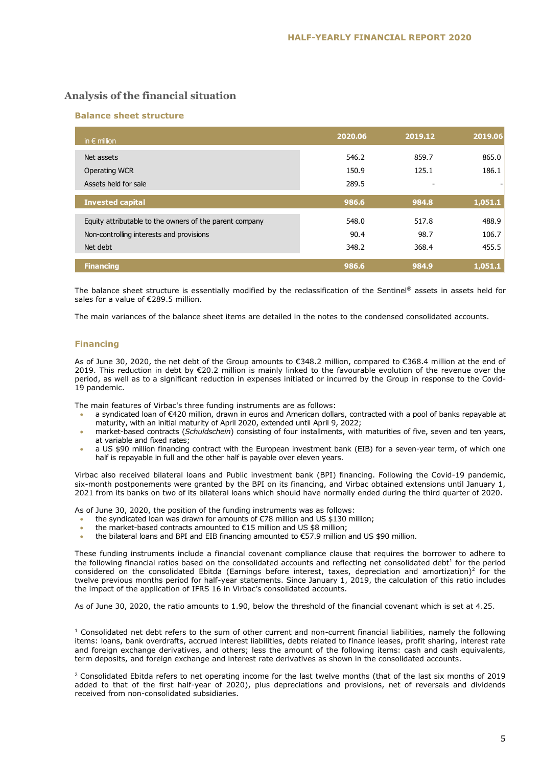## Analysis of the financial situation

### Balance sheet structure

| in € million | 2020.06 | 2019.12 | 2019.06 |
|---|---|---|---|
| Net assets | 546.2 | 859.7 | 865.0 |
| Operating WCR | 150.9 | 125.1 | 186.1 |
| Assets held for sale | 289.5 | - | - |
| **Invested capital** | **986.6** | **984.8** | **1,051.1** |
| Equity attributable to the owners of the parent company | 548.0 | 517.8 | 488.9 |
| Non-controlling interests and provisions | 90.4 | 98.7 | 106.7 |
| Net debt | 348.2 | 368.4 | 455.5 |
| **Financing** | **986.6** | **984.9** | **1,051.1** |

The balance sheet structure is essentially modified by the reclassification of the Sentinel® assets in assets held for sales for a value of €289.5 million.

The main variances of the balance sheet items are detailed in the notes to the condensed consolidated accounts.

### Financing

As of June 30, 2020, the net debt of the Group amounts to €348.2 million, compared to €368.4 million at the end of 2019. This reduction in debt by €20.2 million is mainly linked to the favourable evolution of the revenue over the period, as well as to a significant reduction in expenses initiated or incurred by the Group in response to the Covid-19 pandemic.

The main features of Virbac's three funding instruments are as follows:

- a syndicated loan of €420 million, drawn in euros and American dollars, contracted with a pool of banks repayable at maturity, with an initial maturity of April 2020, extended until April 9, 2022;
- market-based contracts (*Schuldschein*) consisting of four installments, with maturities of five, seven and ten years, at variable and fixed rates;
- a US $90 million financing contract with the European investment bank (EIB) for a seven-year term, of which one half is repayable in full and the other half is payable over eleven years.

Virbac also received bilateral loans and Public investment bank (BPI) financing. Following the Covid-19 pandemic, six-month postponements were granted by the BPI on its financing, and Virbac obtained extensions until January 1, 2021 from its banks on two of its bilateral loans which should have normally ended during the third quarter of 2020.

As of June 30, 2020, the position of the funding instruments was as follows:

- the syndicated loan was drawn for amounts of €78 million and US $130 million;
- the market-based contracts amounted to €15 million and US $8 million;
- the bilateral loans and BPI and EIB financing amounted to €57.9 million and US $90 million.

These funding instruments include a financial covenant compliance clause that requires the borrower to adhere to the following financial ratios based on the consolidated accounts and reflecting net consolidated debt[1] for the period considered on the consolidated Ebitda (Earnings before interest, taxes, depreciation and amortization)[2] for the twelve previous months period for half-year statements. Since January 1, 2019, the calculation of this ratio includes the impact of the application of IFRS 16 in Virbac's consolidated accounts.

As of June 30, 2020, the ratio amounts to 1.90, below the threshold of the financial covenant which is set at 4.25.

[1] Consolidated net debt refers to the sum of other current and non-current financial liabilities, namely the following items: loans, bank overdrafts, accrued interest liabilities, debts related to finance leases, profit sharing, interest rate and foreign exchange derivatives, and others; less the amount of the following items: cash and cash equivalents, term deposits, and foreign exchange and interest rate derivatives as shown in the consolidated accounts.

[2] Consolidated Ebitda refers to net operating income for the last twelve months (that of the last six months of 2019 added to that of the first half-year of 2020), plus depreciations and provisions, net of reversals and dividends received from non-consolidated subsidiaries.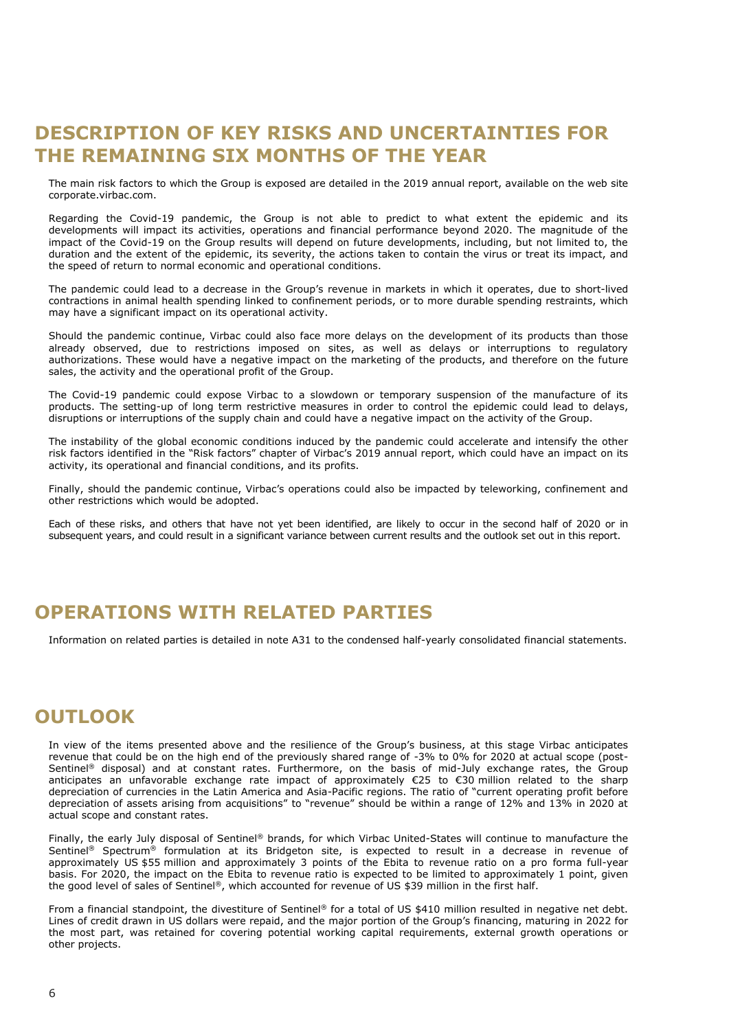# DESCRIPTION OF KEY RISKS AND UNCERTAINTIES FOR THE REMAINING SIX MONTHS OF THE YEAR

The main risk factors to which the Group is exposed are detailed in the 2019 annual report, available on the web site corporate.virbac.com.

Regarding the Covid-19 pandemic, the Group is not able to predict to what extent the epidemic and its developments will impact its activities, operations and financial performance beyond 2020. The magnitude of the impact of the Covid-19 on the Group results will depend on future developments, including, but not limited to, the duration and the extent of the epidemic, its severity, the actions taken to contain the virus or treat its impact, and the speed of return to normal economic and operational conditions.

The pandemic could lead to a decrease in the Group's revenue in markets in which it operates, due to short-lived contractions in animal health spending linked to confinement periods, or to more durable spending restraints, which may have a significant impact on its operational activity.

Should the pandemic continue, Virbac could also face more delays on the development of its products than those already observed, due to restrictions imposed on sites, as well as delays or interruptions to regulatory authorizations. These would have a negative impact on the marketing of the products, and therefore on the future sales, the activity and the operational profit of the Group.

The Covid-19 pandemic could expose Virbac to a slowdown or temporary suspension of the manufacture of its products. The setting-up of long term restrictive measures in order to control the epidemic could lead to delays, disruptions or interruptions of the supply chain and could have a negative impact on the activity of the Group.

The instability of the global economic conditions induced by the pandemic could accelerate and intensify the other risk factors identified in the "Risk factors" chapter of Virbac's 2019 annual report, which could have an impact on its activity, its operational and financial conditions, and its profits.

Finally, should the pandemic continue, Virbac's operations could also be impacted by teleworking, confinement and other restrictions which would be adopted.

Each of these risks, and others that have not yet been identified, are likely to occur in the second half of 2020 or in subsequent years, and could result in a significant variance between current results and the outlook set out in this report.

# OPERATIONS WITH RELATED PARTIES

Information on related parties is detailed in note A31 to the condensed half-yearly consolidated financial statements.

# OUTLOOK

In view of the items presented above and the resilience of the Group's business, at this stage Virbac anticipates revenue that could be on the high end of the previously shared range of -3% to 0% for 2020 at actual scope (post-Sentinel® disposal) and at constant rates. Furthermore, on the basis of mid-July exchange rates, the Group anticipates an unfavorable exchange rate impact of approximately €25 to €30 million related to the sharp depreciation of currencies in the Latin America and Asia-Pacific regions. The ratio of "current operating profit before depreciation of assets arising from acquisitions" to "revenue" should be within a range of 12% and 13% in 2020 at actual scope and constant rates.

Finally, the early July disposal of Sentinel® brands, for which Virbac United-States will continue to manufacture the Sentinel® Spectrum® formulation at its Bridgeton site, is expected to result in a decrease in revenue of approximately US $55 million and approximately 3 points of the Ebita to revenue ratio on a pro forma full-year basis. For 2020, the impact on the Ebita to revenue ratio is expected to be limited to approximately 1 point, given the good level of sales of Sentinel®, which accounted for revenue of US $39 million in the first half.

From a financial standpoint, the divestiture of Sentinel® for a total of US $410 million resulted in negative net debt. Lines of credit drawn in US dollars were repaid, and the major portion of the Group's financing, maturing in 2022 for the most part, was retained for covering potential working capital requirements, external growth operations or other projects.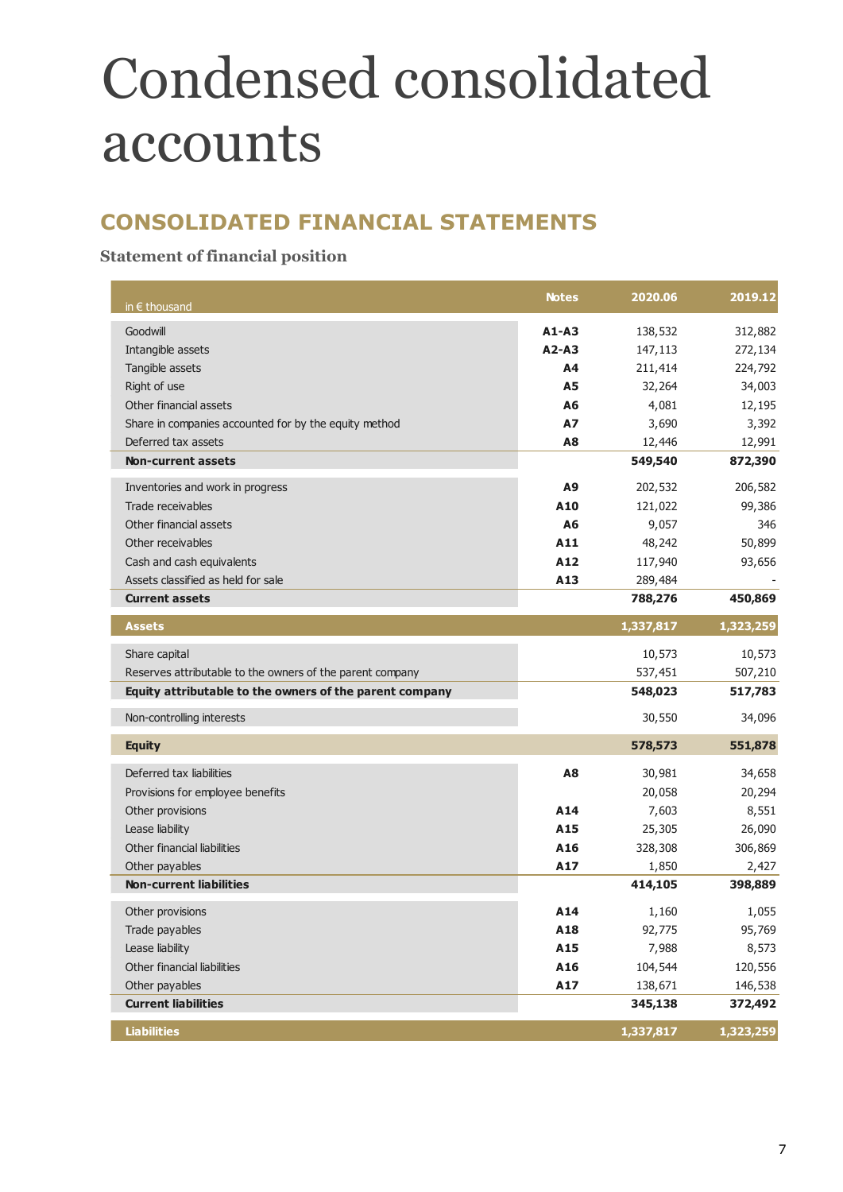# Condensed consolidated accounts

## CONSOLIDATED FINANCIAL STATEMENTS

### Statement of financial position

| in € thousand | Notes | 2020.06 | 2019.12 |
|---|---|---|---|
| Goodwill | **A1-A3** | 138,532 | 312,882 |
| Intangible assets | **A2-A3** | 147,113 | 272,134 |
| Tangible assets | **A4** | 211,414 | 224,792 |
| Right of use | **A5** | 32,264 | 34,003 |
| Other financial assets | **A6** | 4,081 | 12,195 |
| Share in companies accounted for by the equity method | **A7** | 3,690 | 3,392 |
| Deferred tax assets | **A8** | 12,446 | 12,991 |
| **Non-current assets** | | **549,540** | **872,390** |
| Inventories and work in progress | **A9** | 202,532 | 206,582 |
| Trade receivables | **A10** | 121,022 | 99,386 |
| Other financial assets | **A6** | 9,057 | 346 |
| Other receivables | **A11** | 48,242 | 50,899 |
| Cash and cash equivalents | **A12** | 117,940 | 93,656 |
| Assets classified as held for sale | **A13** | 289,484 | - |
| **Current assets** | | **788,276** | **450,869** |
| **Assets** | | **1,337,817** | **1,323,259** |
| Share capital | | 10,573 | 10,573 |
| Reserves attributable to the owners of the parent company | | 537,451 | 507,210 |
| **Equity attributable to the owners of the parent company** | | **548,023** | **517,783** |
| Non-controlling interests | | 30,550 | 34,096 |
| **Equity** | | **578,573** | **551,878** |
| Deferred tax liabilities | **A8** | 30,981 | 34,658 |
| Provisions for employee benefits | | 20,058 | 20,294 |
| Other provisions | **A14** | 7,603 | 8,551 |
| Lease liability | **A15** | 25,305 | 26,090 |
| Other financial liabilities | **A16** | 328,308 | 306,869 |
| Other payables | **A17** | 1,850 | 2,427 |
| **Non-current liabilities** | | **414,105** | **398,889** |
| Other provisions | **A14** | 1,160 | 1,055 |
| Trade payables | **A18** | 92,775 | 95,769 |
| Lease liability | **A15** | 7,988 | 8,573 |
| Other financial liabilities | **A16** | 104,544 | 120,556 |
| Other payables | **A17** | 138,671 | 146,538 |
| **Current liabilities** | | **345,138** | **372,492** |
| **Liabilities** | | **1,337,817** | **1,323,259** |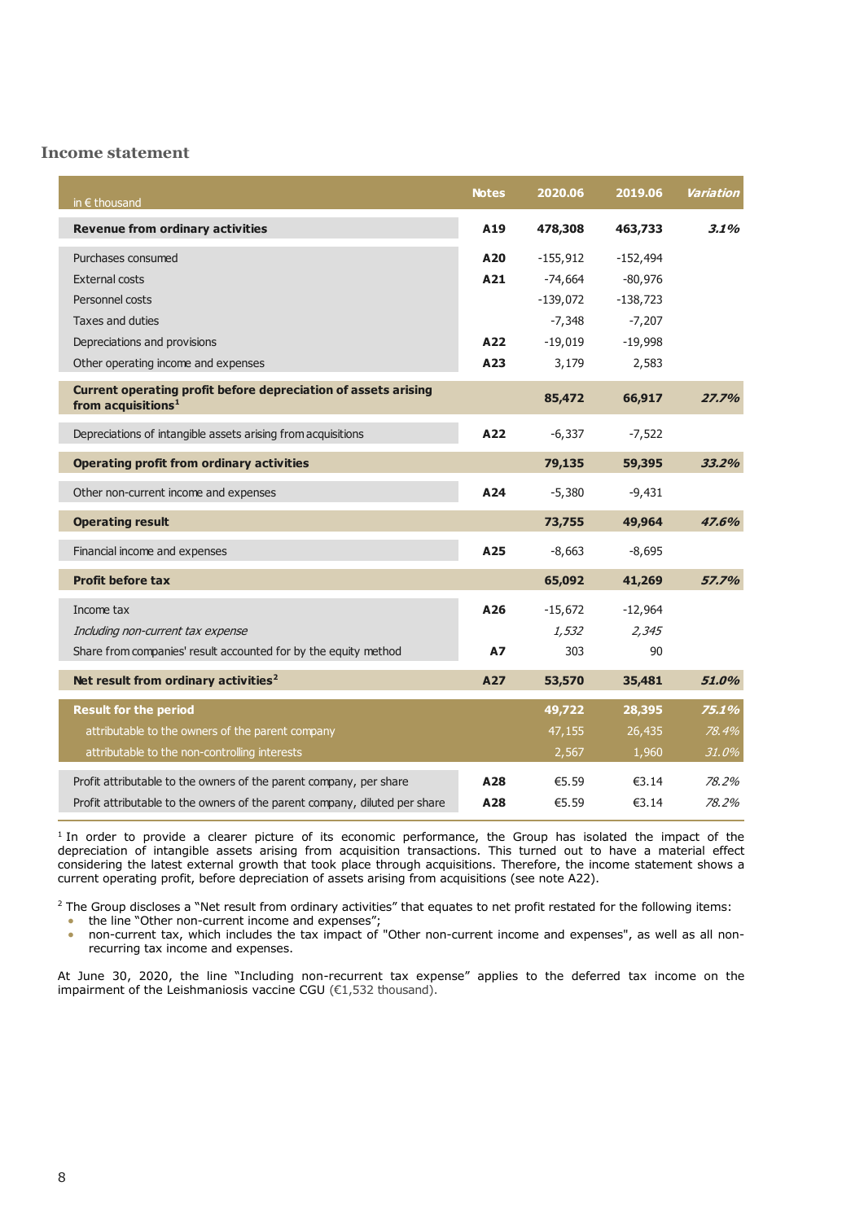## Income statement

| in € thousand | Notes | 2020.06 | 2019.06 | Variation |
|---|---|---|---|---|
| **Revenue from ordinary activities** | **A19** | **478,308** | **463,733** | ***3.1%*** |
| Purchases consumed | **A20** | -155,912 | -152,494 | |
| External costs | **A21** | -74,664 | -80,976 | |
| Personnel costs | | -139,072 | -138,723 | |
| Taxes and duties | | -7,348 | -7,207 | |
| Depreciations and provisions | **A22** | -19,019 | -19,998 | |
| Other operating income and expenses | **A23** | 3,179 | 2,583 | |
| **Current operating profit before depreciation of assets arising from acquisitions**[1] | | **85,472** | **66,917** | ***27.7%*** |
| Depreciations of intangible assets arising from acquisitions | **A22** | -6,337 | -7,522 | |
| **Operating profit from ordinary activities** | | **79,135** | **59,395** | ***33.2%*** |
| Other non-current income and expenses | **A24** | -5,380 | -9,431 | |
| **Operating result** | | **73,755** | **49,964** | ***47.6%*** |
| Financial income and expenses | **A25** | -8,663 | -8,695 | |
| **Profit before tax** | | **65,092** | **41,269** | ***57.7%*** |
| Income tax | **A26** | -15,672 | -12,964 | |
| *Including non-current tax expense* | | *1,532* | *2,345* | |
| Share from companies' result accounted for by the equity method | **A7** | 303 | 90 | |
| **Net result from ordinary activities**[2] | **A27** | **53,570** | **35,481** | ***51.0%*** |
| **Result for the period** | | **49,722** | **28,395** | ***75.1%*** |
| attributable to the owners of the parent company | | 47,155 | 26,435 | *78.4%* |
| attributable to the non-controlling interests | | 2,567 | 1,960 | *31.0%* |
| Profit attributable to the owners of the parent company, per share | **A28** | €5.59 | €3.14 | *78.2%* |
| Profit attributable to the owners of the parent company, diluted per share | **A28** | €5.59 | €3.14 | *78.2%* |

[1] In order to provide a clearer picture of its economic performance, the Group has isolated the impact of the depreciation of intangible assets arising from acquisition transactions. This turned out to have a material effect considering the latest external growth that took place through acquisitions. Therefore, the income statement shows a current operating profit, before depreciation of assets arising from acquisitions (see note A22).

[2] The Group discloses a "Net result from ordinary activities" that equates to net profit restated for the following items:

- the line "Other non-current income and expenses";
- non-current tax, which includes the tax impact of "Other non-current income and expenses", as well as all non-recurring tax income and expenses.

At June 30, 2020, the line "Including non-recurrent tax expense" applies to the deferred tax income on the impairment of the Leishmaniosis vaccine CGU (€1,532 thousand).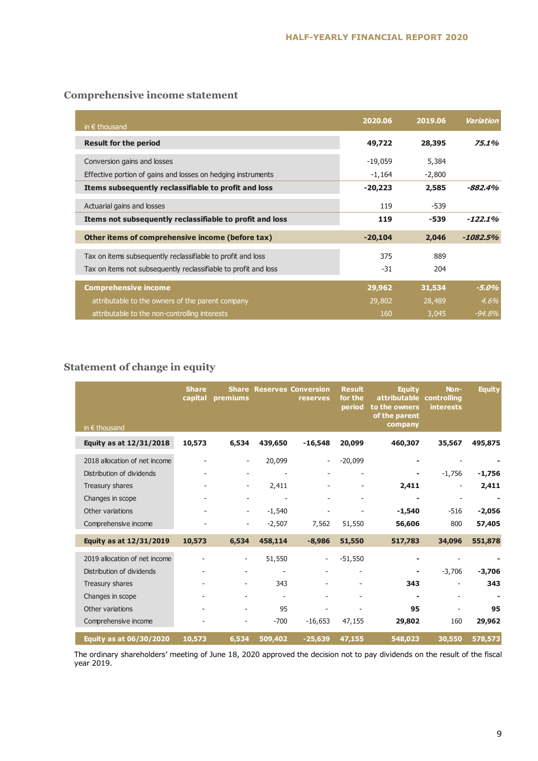## Comprehensive income statement

| in € thousand | 2020.06 | 2019.06 | *Variation* |
|---|---|---|---|
| **Result for the period** | **49,722** | **28,395** | ***75.1%*** |
| Conversion gains and losses | -19,059 | 5,384 | |
| Effective portion of gains and losses on hedging instruments | -1,164 | -2,800 | |
| **Items subsequently reclassifiable to profit and loss** | **-20,223** | **2,585** | ***-882.4%*** |
| Actuarial gains and losses | 119 | -539 | |
| **Items not subsequently reclassifiable to profit and loss** | **119** | **-539** | ***-122.1%*** |
| **Other items of comprehensive income (before tax)** | **-20,104** | **2,046** | ***-1082.5%*** |
| Tax on items subsequently reclassifiable to profit and loss | 375 | 889 | |
| Tax on items not subsequently reclassifiable to profit and loss | -31 | 204 | |
| **Comprehensive income** | **29,962** | **31,534** | ***-5.0%*** |
| attributable to the owners of the parent company | 29,802 | 28,489 | *4.6%* |
| attributable to the non-controlling interests | 160 | 3,045 | *-94.8%* |

## Statement of change in equity

| in € thousand | Share capital | Share premiums | Reserves | Conversion reserves | Result for the period | Equity attributable to the owners of the parent company | Non-controlling interests | Equity |
|---|---|---|---|---|---|---|---|---|
| **Equity as at 12/31/2018** | **10,573** | **6,534** | **439,650** | **-16,548** | **20,099** | **460,307** | **35,567** | **495,875** |
| 2018 allocation of net income | - | - | 20,099 | - | -20,099 | **-** | - | **-** |
| Distribution of dividends | - | - | - | - | - | **-** | -1,756 | **-1,756** |
| Treasury shares | - | - | 2,411 | - | - | **2,411** | - | **2,411** |
| Changes in scope | - | - | - | - | - | **-** | - | **-** |
| Other variations | - | - | -1,540 | - | - | **-1,540** | -516 | **-2,056** |
| Comprehensive income | - | - | -2,507 | 7,562 | 51,550 | **56,606** | 800 | **57,405** |
| **Equity as at 12/31/2019** | **10,573** | **6,534** | **458,114** | **-8,986** | **51,550** | **517,783** | **34,096** | **551,878** |
| 2019 allocation of net income | - | - | 51,550 | - | -51,550 | **-** | - | **-** |
| Distribution of dividends | - | - | - | - | - | **-** | -3,706 | **-3,706** |
| Treasury shares | - | - | 343 | - | - | **343** | - | **343** |
| Changes in scope | - | - | - | - | - | **-** | - | **-** |
| Other variations | - | - | 95 | - | - | **95** | - | **95** |
| Comprehensive income | - | - | -700 | -16,653 | 47,155 | **29,802** | 160 | **29,962** |
| **Equity as at 06/30/2020** | **10,573** | **6,534** | **509,402** | **-25,639** | **47,155** | **548,023** | **30,550** | **578,573** |

The ordinary shareholders' meeting of June 18, 2020 approved the decision not to pay dividends on the result of the fiscal year 2019.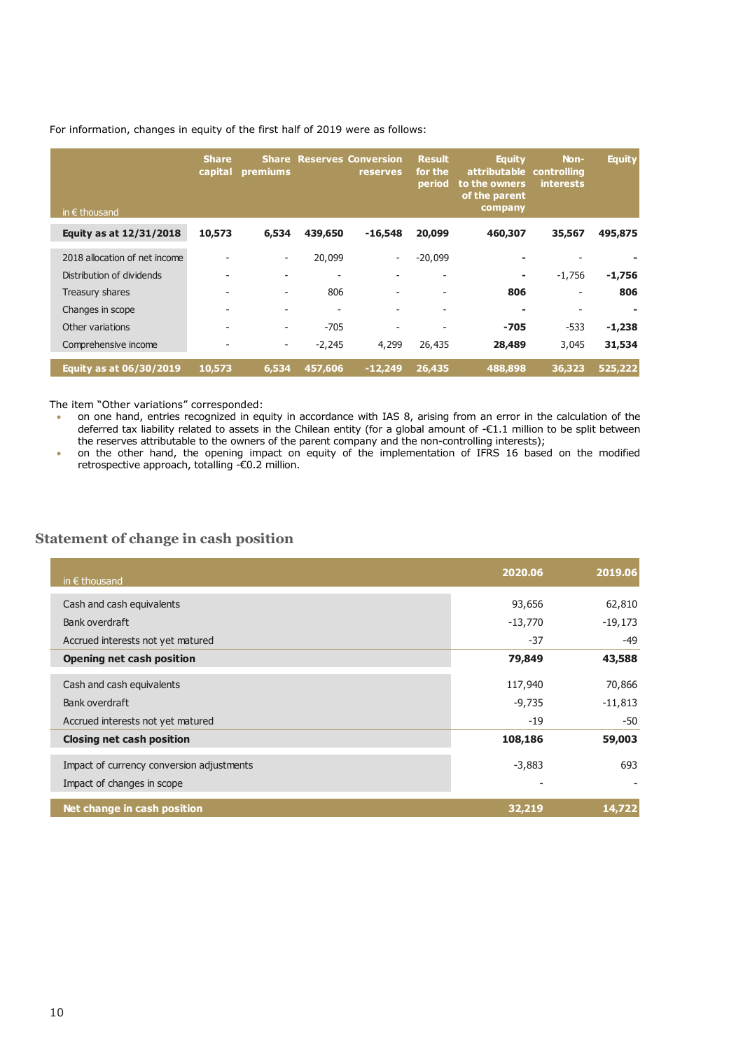For information, changes in equity of the first half of 2019 were as follows:

| in € thousand | Share capital | Share premiums | Reserves | Conversion reserves | Result for the period | Equity attributable to the owners of the parent company | Non-controlling interests | Equity |
|---|---|---|---|---|---|---|---|---|
| **Equity as at 12/31/2018** | **10,573** | **6,534** | **439,650** | **-16,548** | **20,099** | **460,307** | **35,567** | **495,875** |
| 2018 allocation of net income | - | - | 20,099 | - | -20,099 | **-** | - | **-** |
| Distribution of dividends | - | - | - | - | - | **-** | -1,756 | **-1,756** |
| Treasury shares | - | - | 806 | - | - | **806** | - | **806** |
| Changes in scope | - | - | - | - | - | **-** | - | **-** |
| Other variations | - | - | -705 | - | - | **-705** | -533 | **-1,238** |
| Comprehensive income | - | - | -2,245 | 4,299 | 26,435 | **28,489** | 3,045 | **31,534** |
| **Equity as at 06/30/2019** | **10,573** | **6,534** | **457,606** | **-12,249** | **26,435** | **488,898** | **36,323** | **525,222** |

The item "Other variations" corresponded:

- on one hand, entries recognized in equity in accordance with IAS 8, arising from an error in the calculation of the deferred tax liability related to assets in the Chilean entity (for a global amount of -€1.1 million to be split between the reserves attributable to the owners of the parent company and the non-controlling interests);
- on the other hand, the opening impact on equity of the implementation of IFRS 16 based on the modified retrospective approach, totalling -€0.2 million.

## Statement of change in cash position

| in € thousand | 2020.06 | 2019.06 |
|---|---|---|
| Cash and cash equivalents | 93,656 | 62,810 |
| Bank overdraft | -13,770 | -19,173 |
| Accrued interests not yet matured | -37 | -49 |
| **Opening net cash position** | **79,849** | **43,588** |
| Cash and cash equivalents | 117,940 | 70,866 |
| Bank overdraft | -9,735 | -11,813 |
| Accrued interests not yet matured | -19 | -50 |
| **Closing net cash position** | **108,186** | **59,003** |
| Impact of currency conversion adjustments | -3,883 | 693 |
| Impact of changes in scope | - | - |
| **Net change in cash position** | **32,219** | **14,722** |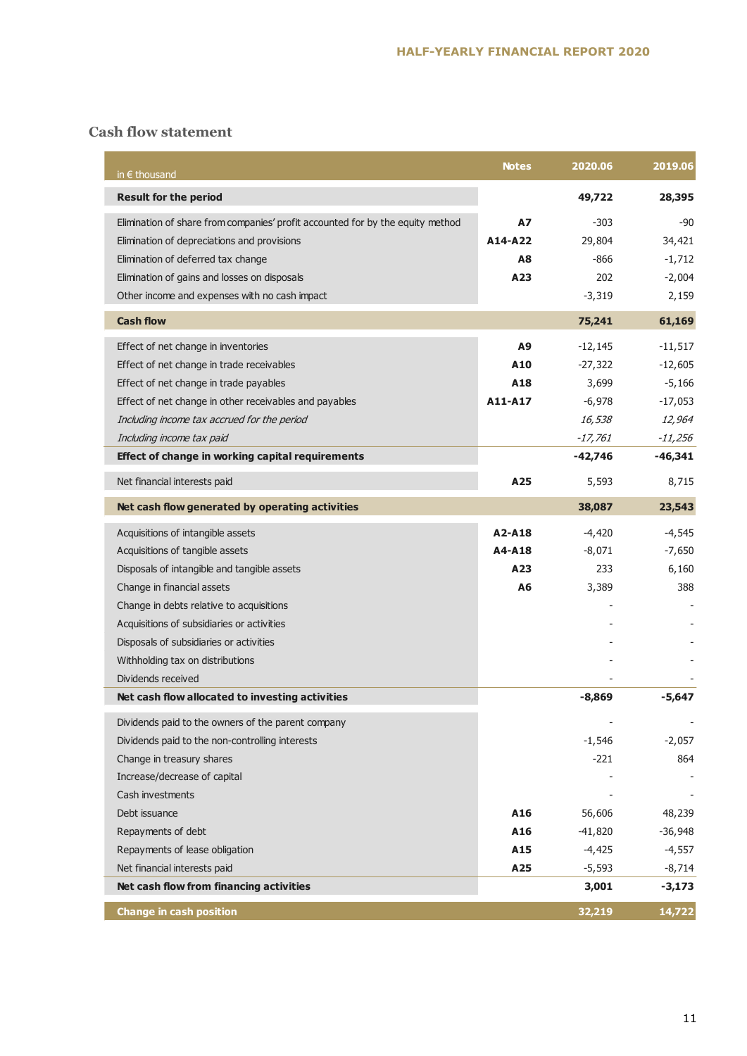## Cash flow statement

| in € thousand | Notes | 2020.06 | 2019.06 |
|---|---|---|---|
| **Result for the period** | | **49,722** | **28,395** |
| Elimination of share from companies' profit accounted for by the equity method | **A7** | -303 | -90 |
| Elimination of depreciations and provisions | **A14-A22** | 29,804 | 34,421 |
| Elimination of deferred tax change | **A8** | -866 | -1,712 |
| Elimination of gains and losses on disposals | **A23** | 202 | -2,004 |
| Other income and expenses with no cash impact | | -3,319 | 2,159 |
| **Cash flow** | | **75,241** | **61,169** |
| Effect of net change in inventories | **A9** | -12,145 | -11,517 |
| Effect of net change in trade receivables | **A10** | -27,322 | -12,605 |
| Effect of net change in trade payables | **A18** | 3,699 | -5,166 |
| Effect of net change in other receivables and payables | **A11-A17** | -6,978 | -17,053 |
| *Including income tax accrued for the period* | | *16,538* | *12,964* |
| *Including income tax paid* | | *-17,761* | *-11,256* |
| **Effect of change in working capital requirements** | | **-42,746** | **-46,341** |
| Net financial interests paid | **A25** | 5,593 | 8,715 |
| **Net cash flow generated by operating activities** | | **38,087** | **23,543** |
| Acquisitions of intangible assets | **A2-A18** | -4,420 | -4,545 |
| Acquisitions of tangible assets | **A4-A18** | -8,071 | -7,650 |
| Disposals of intangible and tangible assets | **A23** | 233 | 6,160 |
| Change in financial assets | **A6** | 3,389 | 388 |
| Change in debts relative to acquisitions | | - | - |
| Acquisitions of subsidiaries or activities | | - | - |
| Disposals of subsidiaries or activities | | - | - |
| Withholding tax on distributions | | - | - |
| Dividends received | | - | - |
| **Net cash flow allocated to investing activities** | | **-8,869** | **-5,647** |
| Dividends paid to the owners of the parent company | | - | - |
| Dividends paid to the non-controlling interests | | -1,546 | -2,057 |
| Change in treasury shares | | -221 | 864 |
| Increase/decrease of capital | | - | - |
| Cash investments | | - | - |
| Debt issuance | **A16** | 56,606 | 48,239 |
| Repayments of debt | **A16** | -41,820 | -36,948 |
| Repayments of lease obligation | **A15** | -4,425 | -4,557 |
| Net financial interests paid | **A25** | -5,593 | -8,714 |
| **Net cash flow from financing activities** | | **3,001** | **-3,173** |
| **Change in cash position** | | **32,219** | **14,722** |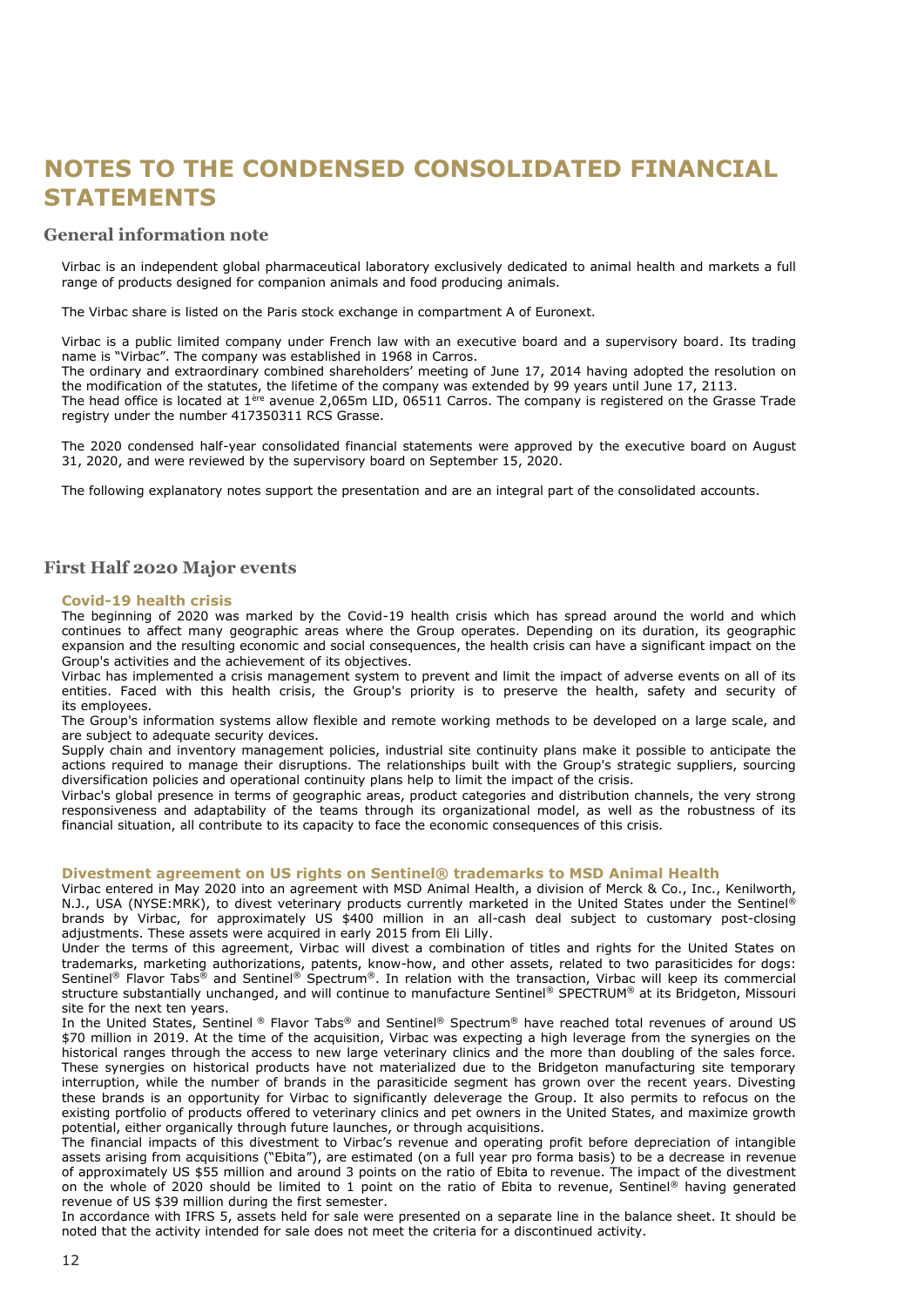# NOTES TO THE CONDENSED CONSOLIDATED FINANCIAL STATEMENTS

## General information note

Virbac is an independent global pharmaceutical laboratory exclusively dedicated to animal health and markets a full range of products designed for companion animals and food producing animals.

The Virbac share is listed on the Paris stock exchange in compartment A of Euronext.

Virbac is a public limited company under French law with an executive board and a supervisory board. Its trading name is "Virbac". The company was established in 1968 in Carros.
The ordinary and extraordinary combined shareholders' meeting of June 17, 2014 having adopted the resolution on the modification of the statutes, the lifetime of the company was extended by 99 years until June 17, 2113.
The head office is located at 1ère avenue 2,065m LID, 06511 Carros. The company is registered on the Grasse Trade registry under the number 417350311 RCS Grasse.

The 2020 condensed half-year consolidated financial statements were approved by the executive board on August 31, 2020, and were reviewed by the supervisory board on September 15, 2020.

The following explanatory notes support the presentation and are an integral part of the consolidated accounts.

## First Half 2020 Major events

### Covid-19 health crisis

The beginning of 2020 was marked by the Covid-19 health crisis which has spread around the world and which continues to affect many geographic areas where the Group operates. Depending on its duration, its geographic expansion and the resulting economic and social consequences, the health crisis can have a significant impact on the Group's activities and the achievement of its objectives.
Virbac has implemented a crisis management system to prevent and limit the impact of adverse events on all of its entities. Faced with this health crisis, the Group's priority is to preserve the health, safety and security of its employees.
The Group's information systems allow flexible and remote working methods to be developed on a large scale, and are subject to adequate security devices.
Supply chain and inventory management policies, industrial site continuity plans make it possible to anticipate the actions required to manage their disruptions. The relationships built with the Group's strategic suppliers, sourcing diversification policies and operational continuity plans help to limit the impact of the crisis.
Virbac's global presence in terms of geographic areas, product categories and distribution channels, the very strong responsiveness and adaptability of the teams through its organizational model, as well as the robustness of its financial situation, all contribute to its capacity to face the economic consequences of this crisis.

### Divestment agreement on US rights on Sentinel® trademarks to MSD Animal Health

Virbac entered in May 2020 into an agreement with MSD Animal Health, a division of Merck & Co., Inc., Kenilworth, N.J., USA (NYSE:MRK), to divest veterinary products currently marketed in the United States under the Sentinel® brands by Virbac, for approximately US $400 million in an all-cash deal subject to customary post-closing adjustments. These assets were acquired in early 2015 from Eli Lilly.
Under the terms of this agreement, Virbac will divest a combination of titles and rights for the United States on trademarks, marketing authorizations, patents, know-how, and other assets, related to two parasiticides for dogs: Sentinel® Flavor Tabs® and Sentinel® Spectrum®. In relation with the transaction, Virbac will keep its commercial structure substantially unchanged, and will continue to manufacture Sentinel® SPECTRUM® at its Bridgeton, Missouri site for the next ten years.
In the United States, Sentinel ® Flavor Tabs® and Sentinel® Spectrum® have reached total revenues of around US $70 million in 2019. At the time of the acquisition, Virbac was expecting a high leverage from the synergies on the historical ranges through the access to new large veterinary clinics and the more than doubling of the sales force. These synergies on historical products have not materialized due to the Bridgeton manufacturing site temporary interruption, while the number of brands in the parasiticide segment has grown over the recent years. Divesting these brands is an opportunity for Virbac to significantly deleverage the Group. It also permits to refocus on the existing portfolio of products offered to veterinary clinics and pet owners in the United States, and maximize growth potential, either organically through future launches, or through acquisitions.
The financial impacts of this divestment to Virbac's revenue and operating profit before depreciation of intangible assets arising from acquisitions ("Ebita"), are estimated (on a full year pro forma basis) to be a decrease in revenue of approximately US $55 million and around 3 points on the ratio of Ebita to revenue. The impact of the divestment on the whole of 2020 should be limited to 1 point on the ratio of Ebita to revenue, Sentinel® having generated revenue of US $39 million during the first semester.
In accordance with IFRS 5, assets held for sale were presented on a separate line in the balance sheet. It should be noted that the activity intended for sale does not meet the criteria for a discontinued activity.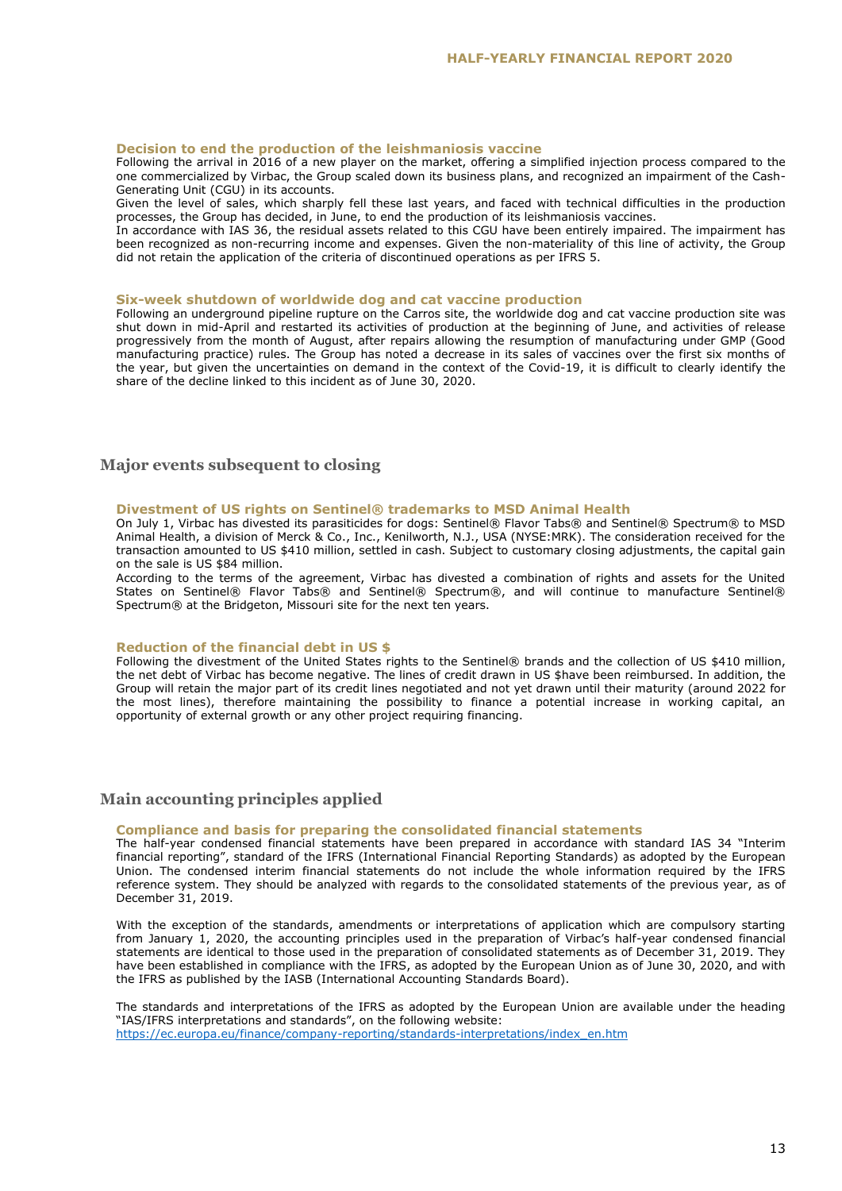### Decision to end the production of the leishmaniosis vaccine

Following the arrival in 2016 of a new player on the market, offering a simplified injection process compared to the one commercialized by Virbac, the Group scaled down its business plans, and recognized an impairment of the Cash-Generating Unit (CGU) in its accounts.

Given the level of sales, which sharply fell these last years, and faced with technical difficulties in the production processes, the Group has decided, in June, to end the production of its leishmaniosis vaccines.

In accordance with IAS 36, the residual assets related to this CGU have been entirely impaired. The impairment has been recognized as non-recurring income and expenses. Given the non-materiality of this line of activity, the Group did not retain the application of the criteria of discontinued operations as per IFRS 5.

### Six-week shutdown of worldwide dog and cat vaccine production

Following an underground pipeline rupture on the Carros site, the worldwide dog and cat vaccine production site was shut down in mid-April and restarted its activities of production at the beginning of June, and activities of release progressively from the month of August, after repairs allowing the resumption of manufacturing under GMP (Good manufacturing practice) rules. The Group has noted a decrease in its sales of vaccines over the first six months of the year, but given the uncertainties on demand in the context of the Covid-19, it is difficult to clearly identify the share of the decline linked to this incident as of June 30, 2020.

## Major events subsequent to closing

### Divestment of US rights on Sentinel® trademarks to MSD Animal Health

On July 1, Virbac has divested its parasiticides for dogs: Sentinel® Flavor Tabs® and Sentinel® Spectrum® to MSD Animal Health, a division of Merck & Co., Inc., Kenilworth, N.J., USA (NYSE:MRK). The consideration received for the transaction amounted to US $410 million, settled in cash. Subject to customary closing adjustments, the capital gain on the sale is US $84 million.

According to the terms of the agreement, Virbac has divested a combination of rights and assets for the United States on Sentinel® Flavor Tabs® and Sentinel® Spectrum®, and will continue to manufacture Sentinel® Spectrum® at the Bridgeton, Missouri site for the next ten years.

### Reduction of the financial debt in US $

Following the divestment of the United States rights to the Sentinel® brands and the collection of US $410 million, the net debt of Virbac has become negative. The lines of credit drawn in US $have been reimbursed. In addition, the Group will retain the major part of its credit lines negotiated and not yet drawn until their maturity (around 2022 for the most lines), therefore maintaining the possibility to finance a potential increase in working capital, an opportunity of external growth or any other project requiring financing.

## Main accounting principles applied

### Compliance and basis for preparing the consolidated financial statements

The half-year condensed financial statements have been prepared in accordance with standard IAS 34 "Interim financial reporting", standard of the IFRS (International Financial Reporting Standards) as adopted by the European Union. The condensed interim financial statements do not include the whole information required by the IFRS reference system. They should be analyzed with regards to the consolidated statements of the previous year, as of December 31, 2019.

With the exception of the standards, amendments or interpretations of application which are compulsory starting from January 1, 2020, the accounting principles used in the preparation of Virbac's half-year condensed financial statements are identical to those used in the preparation of consolidated statements as of December 31, 2019. They have been established in compliance with the IFRS, as adopted by the European Union as of June 30, 2020, and with the IFRS as published by the IASB (International Accounting Standards Board).

The standards and interpretations of the IFRS as adopted by the European Union are available under the heading "IAS/IFRS interpretations and standards", on the following website:
https://ec.europa.eu/finance/company-reporting/standards-interpretations/index_en.htm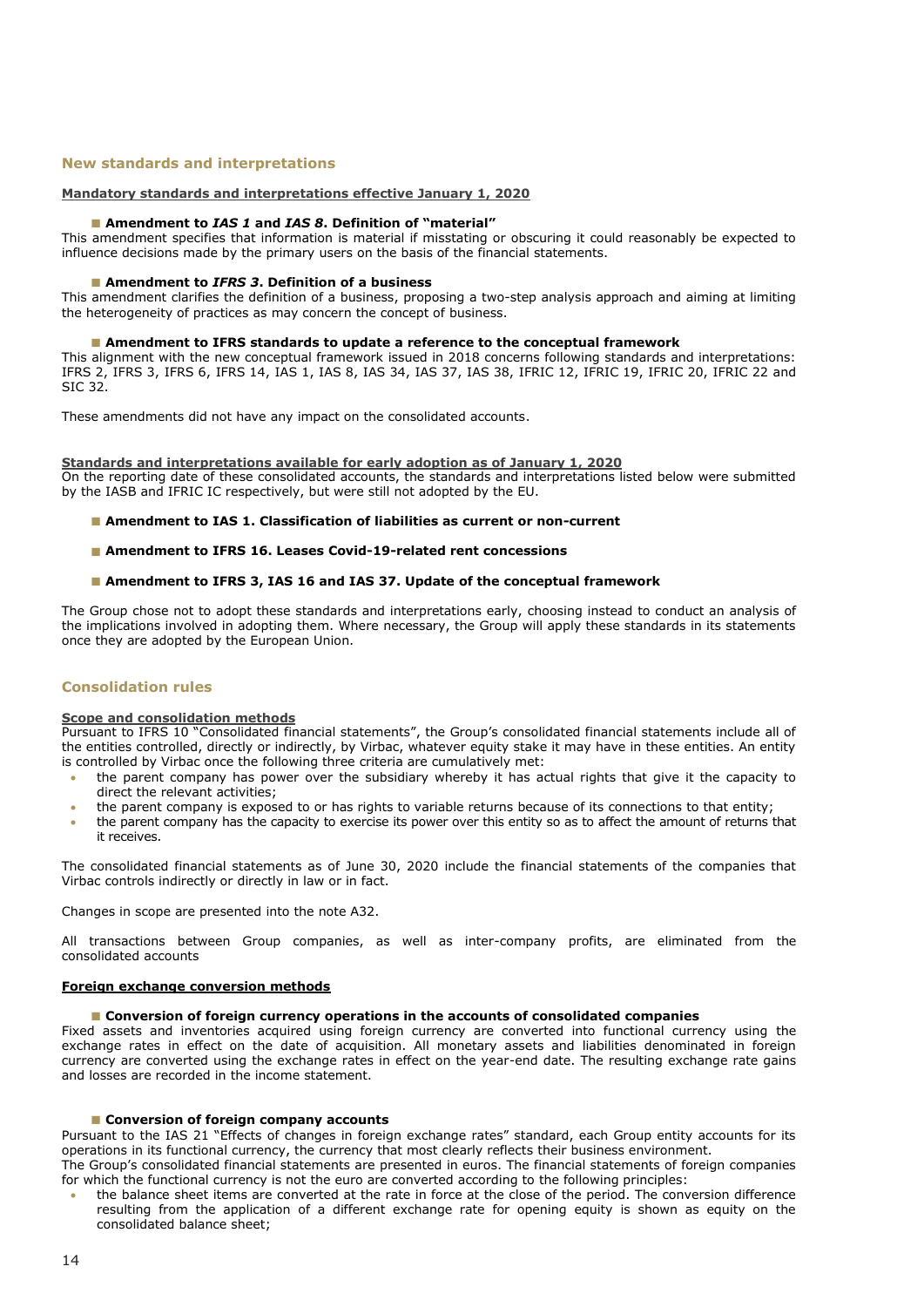## New standards and interpretations

### Mandatory standards and interpretations effective January 1, 2020

■ **Amendment to *IAS 1* and *IAS 8*. Definition of "material"**

This amendment specifies that information is material if misstating or obscuring it could reasonably be expected to influence decisions made by the primary users on the basis of the financial statements.

■ **Amendment to *IFRS 3*. Definition of a business**

This amendment clarifies the definition of a business, proposing a two-step analysis approach and aiming at limiting the heterogeneity of practices as may concern the concept of business.

■ **Amendment to IFRS standards to update a reference to the conceptual framework**

This alignment with the new conceptual framework issued in 2018 concerns following standards and interpretations: IFRS 2, IFRS 3, IFRS 6, IFRS 14, IAS 1, IAS 8, IAS 34, IAS 37, IAS 38, IFRIC 12, IFRIC 19, IFRIC 20, IFRIC 22 and SIC 32.

These amendments did not have any impact on the consolidated accounts.

### Standards and interpretations available for early adoption as of January 1, 2020

On the reporting date of these consolidated accounts, the standards and interpretations listed below were submitted by the IASB and IFRIC IC respectively, but were still not adopted by the EU.

■ **Amendment to IAS 1. Classification of liabilities as current or non-current**

■ **Amendment to IFRS 16. Leases Covid-19-related rent concessions**

■ **Amendment to IFRS 3, IAS 16 and IAS 37. Update of the conceptual framework**

The Group chose not to adopt these standards and interpretations early, choosing instead to conduct an analysis of the implications involved in adopting them. Where necessary, the Group will apply these standards in its statements once they are adopted by the European Union.

## Consolidation rules

### Scope and consolidation methods

Pursuant to IFRS 10 "Consolidated financial statements", the Group's consolidated financial statements include all of the entities controlled, directly or indirectly, by Virbac, whatever equity stake it may have in these entities. An entity is controlled by Virbac once the following three criteria are cumulatively met:

- the parent company has power over the subsidiary whereby it has actual rights that give it the capacity to direct the relevant activities;
- the parent company is exposed to or has rights to variable returns because of its connections to that entity;
- the parent company has the capacity to exercise its power over this entity so as to affect the amount of returns that it receives.

The consolidated financial statements as of June 30, 2020 include the financial statements of the companies that Virbac controls indirectly or directly in law or in fact.

Changes in scope are presented into the note A32.

All transactions between Group companies, as well as inter-company profits, are eliminated from the consolidated accounts

### Foreign exchange conversion methods

■ **Conversion of foreign currency operations in the accounts of consolidated companies**

Fixed assets and inventories acquired using foreign currency are converted into functional currency using the exchange rates in effect on the date of acquisition. All monetary assets and liabilities denominated in foreign currency are converted using the exchange rates in effect on the year-end date. The resulting exchange rate gains and losses are recorded in the income statement.

■ **Conversion of foreign company accounts**

Pursuant to the IAS 21 "Effects of changes in foreign exchange rates" standard, each Group entity accounts for its operations in its functional currency, the currency that most clearly reflects their business environment.

The Group's consolidated financial statements are presented in euros. The financial statements of foreign companies for which the functional currency is not the euro are converted according to the following principles:

- the balance sheet items are converted at the rate in force at the close of the period. The conversion difference resulting from the application of a different exchange rate for opening equity is shown as equity on the consolidated balance sheet;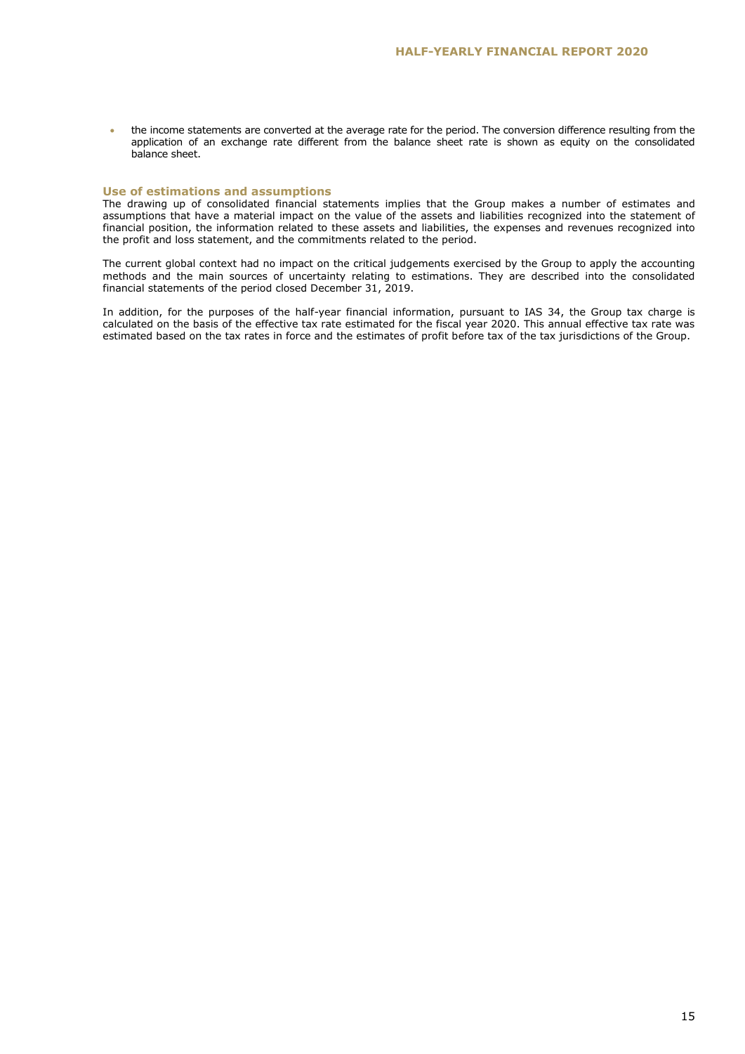- the income statements are converted at the average rate for the period. The conversion difference resulting from the application of an exchange rate different from the balance sheet rate is shown as equity on the consolidated balance sheet.

### Use of estimations and assumptions

The drawing up of consolidated financial statements implies that the Group makes a number of estimates and assumptions that have a material impact on the value of the assets and liabilities recognized into the statement of financial position, the information related to these assets and liabilities, the expenses and revenues recognized into the profit and loss statement, and the commitments related to the period.

The current global context had no impact on the critical judgements exercised by the Group to apply the accounting methods and the main sources of uncertainty relating to estimations. They are described into the consolidated financial statements of the period closed December 31, 2019.

In addition, for the purposes of the half-year financial information, pursuant to IAS 34, the Group tax charge is calculated on the basis of the effective tax rate estimated for the fiscal year 2020. This annual effective tax rate was estimated based on the tax rates in force and the estimates of profit before tax of the tax jurisdictions of the Group.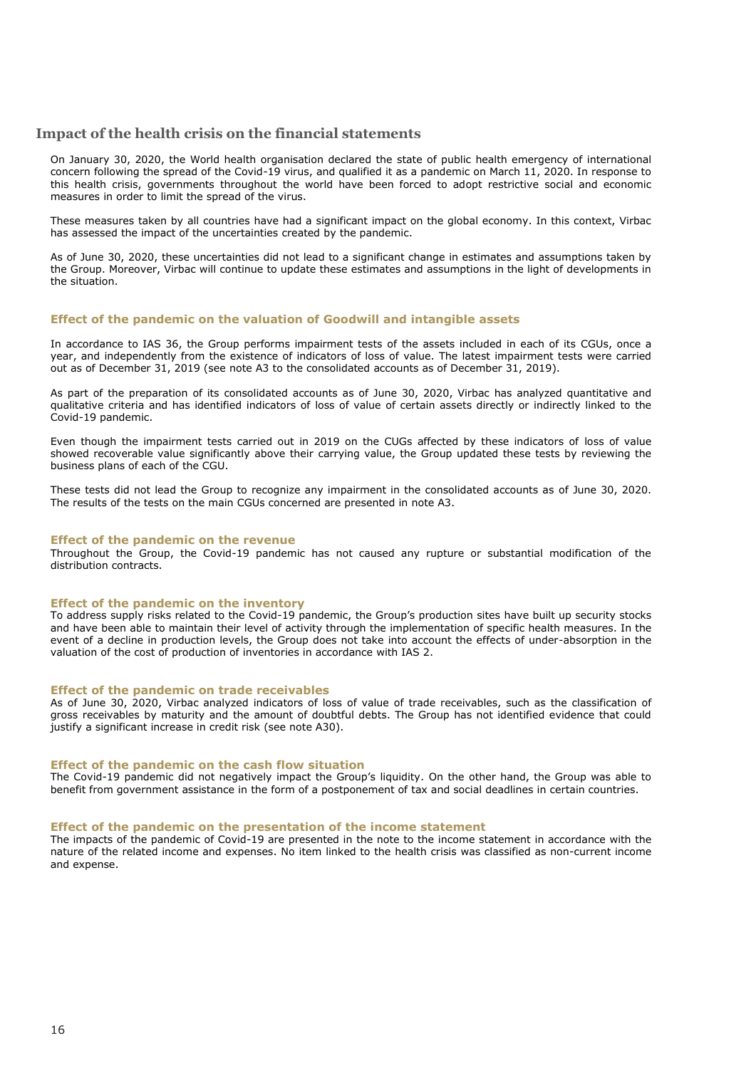## Impact of the health crisis on the financial statements

On January 30, 2020, the World health organisation declared the state of public health emergency of international concern following the spread of the Covid-19 virus, and qualified it as a pandemic on March 11, 2020. In response to this health crisis, governments throughout the world have been forced to adopt restrictive social and economic measures in order to limit the spread of the virus.

These measures taken by all countries have had a significant impact on the global economy. In this context, Virbac has assessed the impact of the uncertainties created by the pandemic.

As of June 30, 2020, these uncertainties did not lead to a significant change in estimates and assumptions taken by the Group. Moreover, Virbac will continue to update these estimates and assumptions in the light of developments in the situation.

### Effect of the pandemic on the valuation of Goodwill and intangible assets

In accordance to IAS 36, the Group performs impairment tests of the assets included in each of its CGUs, once a year, and independently from the existence of indicators of loss of value. The latest impairment tests were carried out as of December 31, 2019 (see note A3 to the consolidated accounts as of December 31, 2019).

As part of the preparation of its consolidated accounts as of June 30, 2020, Virbac has analyzed quantitative and qualitative criteria and has identified indicators of loss of value of certain assets directly or indirectly linked to the Covid-19 pandemic.

Even though the impairment tests carried out in 2019 on the CUGs affected by these indicators of loss of value showed recoverable value significantly above their carrying value, the Group updated these tests by reviewing the business plans of each of the CGU.

These tests did not lead the Group to recognize any impairment in the consolidated accounts as of June 30, 2020. The results of the tests on the main CGUs concerned are presented in note A3.

### Effect of the pandemic on the revenue

Throughout the Group, the Covid-19 pandemic has not caused any rupture or substantial modification of the distribution contracts.

### Effect of the pandemic on the inventory

To address supply risks related to the Covid-19 pandemic, the Group's production sites have built up security stocks and have been able to maintain their level of activity through the implementation of specific health measures. In the event of a decline in production levels, the Group does not take into account the effects of under-absorption in the valuation of the cost of production of inventories in accordance with IAS 2.

### Effect of the pandemic on trade receivables

As of June 30, 2020, Virbac analyzed indicators of loss of value of trade receivables, such as the classification of gross receivables by maturity and the amount of doubtful debts. The Group has not identified evidence that could justify a significant increase in credit risk (see note A30).

### Effect of the pandemic on the cash flow situation

The Covid-19 pandemic did not negatively impact the Group's liquidity. On the other hand, the Group was able to benefit from government assistance in the form of a postponement of tax and social deadlines in certain countries.

### Effect of the pandemic on the presentation of the income statement

The impacts of the pandemic of Covid-19 are presented in the note to the income statement in accordance with the nature of the related income and expenses. No item linked to the health crisis was classified as non-current income and expense.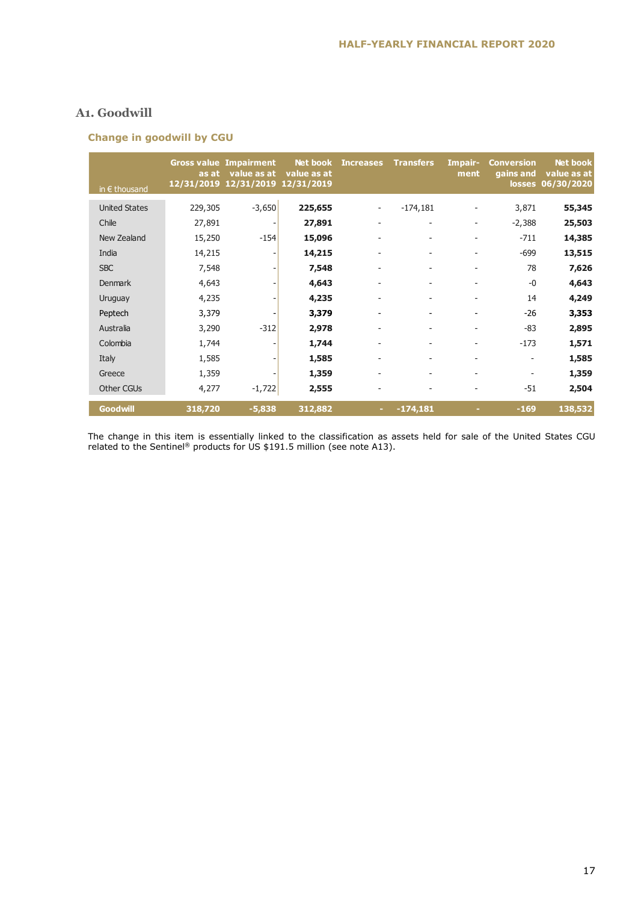## A1. Goodwill

### Change in goodwill by CGU

| in € thousand | Gross value as at 12/31/2019 | Impairment value as at 12/31/2019 | Net book value as at 12/31/2019 | Increases | Transfers | Impair-ment | Conversion gains and losses | Net book value as at 06/30/2020 |
|---|---|---|---|---|---|---|---|---|
| United States | 229,305 | -3,650 | **225,655** | - | -174,181 | - | 3,871 | **55,345** |
| Chile | 27,891 | - | **27,891** | - | - | - | -2,388 | **25,503** |
| New Zealand | 15,250 | -154 | **15,096** | - | - | - | -711 | **14,385** |
| India | 14,215 | - | **14,215** | - | - | - | -699 | **13,515** |
| SBC | 7,548 | - | **7,548** | - | - | - | 78 | **7,626** |
| Denmark | 4,643 | - | **4,643** | - | - | - | -0 | **4,643** |
| Uruguay | 4,235 | - | **4,235** | - | - | - | 14 | **4,249** |
| Peptech | 3,379 | - | **3,379** | - | - | - | -26 | **3,353** |
| Australia | 3,290 | -312 | **2,978** | - | - | - | -83 | **2,895** |
| Colombia | 1,744 | - | **1,744** | - | - | - | -173 | **1,571** |
| Italy | 1,585 | - | **1,585** | - | - | - | - | **1,585** |
| Greece | 1,359 | - | **1,359** | - | - | - | - | **1,359** |
| Other CGUs | 4,277 | -1,722 | **2,555** | - | - | - | -51 | **2,504** |
| **Goodwill** | **318,720** | **-5,838** | **312,882** | **-** | **-174,181** | **-** | **-169** | **138,532** |

The change in this item is essentially linked to the classification as assets held for sale of the United States CGU related to the Sentinel® products for US $191.5 million (see note A13).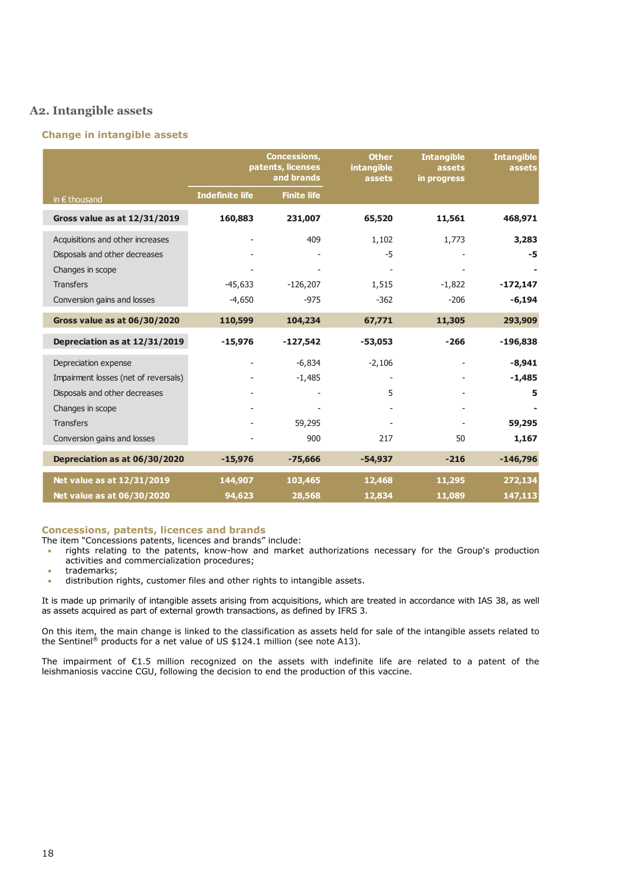## A2. Intangible assets

### Change in intangible assets

| in € thousand | Concessions, patents, licenses and brands | | Other intangible assets | Intangible assets in progress | Intangible assets |
|---|---|---|---|---|---|
| | Indefinite life | Finite life | | | |
| **Gross value as at 12/31/2019** | **160,883** | **231,007** | **65,520** | **11,561** | **468,971** |
| Acquisitions and other increases | - | 409 | 1,102 | 1,773 | **3,283** |
| Disposals and other decreases | - | - | -5 | - | **-5** |
| Changes in scope | - | - | - | - | **-** |
| Transfers | -45,633 | -126,207 | 1,515 | -1,822 | **-172,147** |
| Conversion gains and losses | -4,650 | -975 | -362 | -206 | **-6,194** |
| **Gross value as at 06/30/2020** | **110,599** | **104,234** | **67,771** | **11,305** | **293,909** |
| **Depreciation as at 12/31/2019** | **-15,976** | **-127,542** | **-53,053** | **-266** | **-196,838** |
| Depreciation expense | - | -6,834 | -2,106 | - | **-8,941** |
| Impairment losses (net of reversals) | - | -1,485 | - | - | **-1,485** |
| Disposals and other decreases | - | - | 5 | - | **5** |
| Changes in scope | - | - | - | - | **-** |
| Transfers | - | 59,295 | - | - | **59,295** |
| Conversion gains and losses | - | 900 | 217 | 50 | **1,167** |
| **Depreciation as at 06/30/2020** | **-15,976** | **-75,666** | **-54,937** | **-216** | **-146,796** |
| **Net value as at 12/31/2019** | **144,907** | **103,465** | **12,468** | **11,295** | **272,134** |
| **Net value as at 06/30/2020** | **94,623** | **28,568** | **12,834** | **11,089** | **147,113** |

### Concessions, patents, licences and brands

The item "Concessions patents, licences and brands" include:

- rights relating to the patents, know-how and market authorizations necessary for the Group's production activities and commercialization procedures;
- trademarks;
- distribution rights, customer files and other rights to intangible assets.

It is made up primarily of intangible assets arising from acquisitions, which are treated in accordance with IAS 38, as well as assets acquired as part of external growth transactions, as defined by IFRS 3.

On this item, the main change is linked to the classification as assets held for sale of the intangible assets related to the Sentinel® products for a net value of US $124.1 million (see note A13).

The impairment of €1.5 million recognized on the assets with indefinite life are related to a patent of the leishmaniosis vaccine CGU, following the decision to end the production of this vaccine.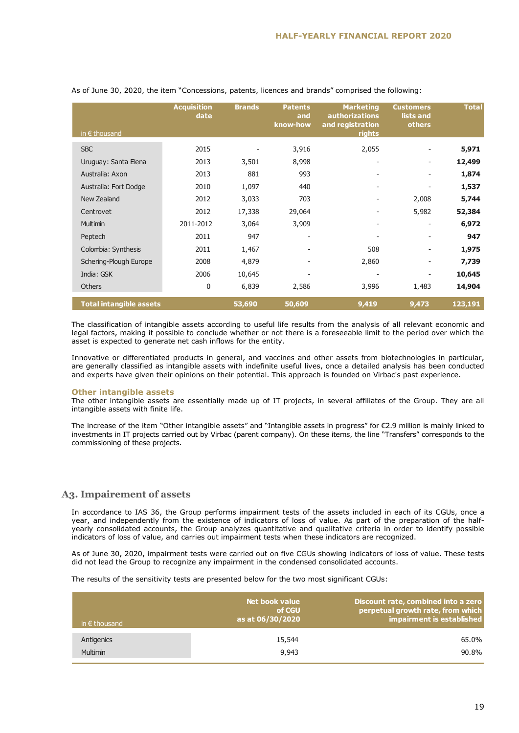As of June 30, 2020, the item "Concessions, patents, licences and brands" comprised the following:

| in € thousand | Acquisition date | Brands | Patents and know-how | Marketing authorizations and registration rights | Customers lists and others | Total |
|---|---|---|---|---|---|---|
| SBC | 2015 | - | 3,916 | 2,055 | - | **5,971** |
| Uruguay: Santa Elena | 2013 | 3,501 | 8,998 | - | - | **12,499** |
| Australia: Axon | 2013 | 881 | 993 | - | - | **1,874** |
| Australia: Fort Dodge | 2010 | 1,097 | 440 | - | - | **1,537** |
| New Zealand | 2012 | 3,033 | 703 | - | 2,008 | **5,744** |
| Centrovet | 2012 | 17,338 | 29,064 | - | 5,982 | **52,384** |
| Multimin | 2011-2012 | 3,064 | 3,909 | - | - | **6,972** |
| Peptech | 2011 | 947 | - | - | - | **947** |
| Colombia: Synthesis | 2011 | 1,467 | - | 508 | - | **1,975** |
| Schering-Plough Europe | 2008 | 4,879 | - | 2,860 | - | **7,739** |
| India: GSK | 2006 | 10,645 | - | - | - | **10,645** |
| Others | 0 | 6,839 | 2,586 | 3,996 | 1,483 | **14,904** |
| **Total intangible assets** | | **53,690** | **50,609** | **9,419** | **9,473** | **123,191** |

The classification of intangible assets according to useful life results from the analysis of all relevant economic and legal factors, making it possible to conclude whether or not there is a foreseeable limit to the period over which the asset is expected to generate net cash inflows for the entity.

Innovative or differentiated products in general, and vaccines and other assets from biotechnologies in particular, are generally classified as intangible assets with indefinite useful lives, once a detailed analysis has been conducted and experts have given their opinions on their potential. This approach is founded on Virbac's past experience.

### Other intangible assets

The other intangible assets are essentially made up of IT projects, in several affiliates of the Group. They are all intangible assets with finite life.

The increase of the item "Other intangible assets" and "Intangible assets in progress" for €2.9 million is mainly linked to investments in IT projects carried out by Virbac (parent company). On these items, the line "Transfers" corresponds to the commissioning of these projects.

## A3. Impairement of assets

In accordance to IAS 36, the Group performs impairment tests of the assets included in each of its CGUs, once a year, and independently from the existence of indicators of loss of value. As part of the preparation of the half-yearly consolidated accounts, the Group analyzes quantitative and qualitative criteria in order to identify possible indicators of loss of value, and carries out impairment tests when these indicators are recognized.

As of June 30, 2020, impairment tests were carried out on five CGUs showing indicators of loss of value. These tests did not lead the Group to recognize any impairment in the condensed consolidated accounts.

The results of the sensitivity tests are presented below for the two most significant CGUs:

| in € thousand | Net book value of CGU as at 06/30/2020 | Discount rate, combined into a zero perpetual growth rate, from which impairment is established |
|---|---|---|
| Antigenics | 15,544 | 65.0% |
| Multimin | 9,943 | 90.8% |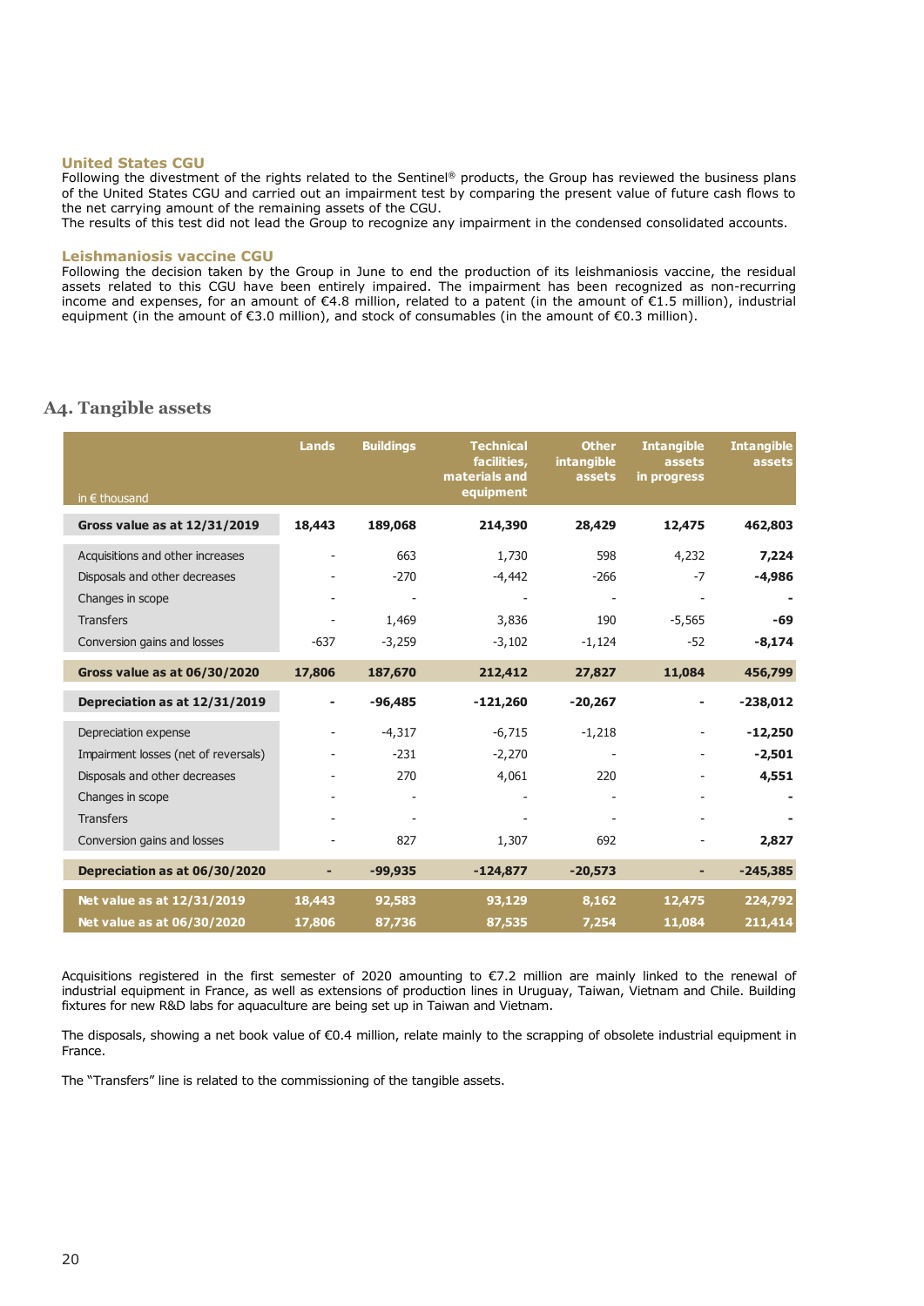#### United States CGU

Following the divestment of the rights related to the Sentinel® products, the Group has reviewed the business plans of the United States CGU and carried out an impairment test by comparing the present value of future cash flows to the net carrying amount of the remaining assets of the CGU.
The results of this test did not lead the Group to recognize any impairment in the condensed consolidated accounts.

#### Leishmaniosis vaccine CGU

Following the decision taken by the Group in June to end the production of its leishmaniosis vaccine, the residual assets related to this CGU have been entirely impaired. The impairment has been recognized as non-recurring income and expenses, for an amount of €4.8 million, related to a patent (in the amount of €1.5 million), industrial equipment (in the amount of €3.0 million), and stock of consumables (in the amount of €0.3 million).

## A4. Tangible assets

| in € thousand | Lands | Buildings | Technical facilities, materials and equipment | Other intangible assets | Intangible assets in progress | Intangible assets |
|---|---|---|---|---|---|---|
| **Gross value as at 12/31/2019** | **18,443** | **189,068** | **214,390** | **28,429** | **12,475** | **462,803** |
| Acquisitions and other increases | - | 663 | 1,730 | 598 | 4,232 | **7,224** |
| Disposals and other decreases | - | -270 | -4,442 | -266 | -7 | **-4,986** |
| Changes in scope | - | - | - | - | - | **-** |
| Transfers | - | 1,469 | 3,836 | 190 | -5,565 | **-69** |
| Conversion gains and losses | -637 | -3,259 | -3,102 | -1,124 | -52 | **-8,174** |
| **Gross value as at 06/30/2020** | **17,806** | **187,670** | **212,412** | **27,827** | **11,084** | **456,799** |
| **Depreciation as at 12/31/2019** | **-** | **-96,485** | **-121,260** | **-20,267** | **-** | **-238,012** |
| Depreciation expense | - | -4,317 | -6,715 | -1,218 | - | **-12,250** |
| Impairment losses (net of reversals) | - | -231 | -2,270 | - | - | **-2,501** |
| Disposals and other decreases | - | 270 | 4,061 | 220 | - | **4,551** |
| Changes in scope | - | - | - | - | - | **-** |
| Transfers | - | - | - | - | - | **-** |
| Conversion gains and losses | - | 827 | 1,307 | 692 | - | **2,827** |
| **Depreciation as at 06/30/2020** | **-** | **-99,935** | **-124,877** | **-20,573** | **-** | **-245,385** |
| **Net value as at 12/31/2019** | **18,443** | **92,583** | **93,129** | **8,162** | **12,475** | **224,792** |
| **Net value as at 06/30/2020** | **17,806** | **87,736** | **87,535** | **7,254** | **11,084** | **211,414** |

Acquisitions registered in the first semester of 2020 amounting to €7.2 million are mainly linked to the renewal of industrial equipment in France, as well as extensions of production lines in Uruguay, Taiwan, Vietnam and Chile. Building fixtures for new R&D labs for aquaculture are being set up in Taiwan and Vietnam.

The disposals, showing a net book value of €0.4 million, relate mainly to the scrapping of obsolete industrial equipment in France.

The "Transfers" line is related to the commissioning of the tangible assets.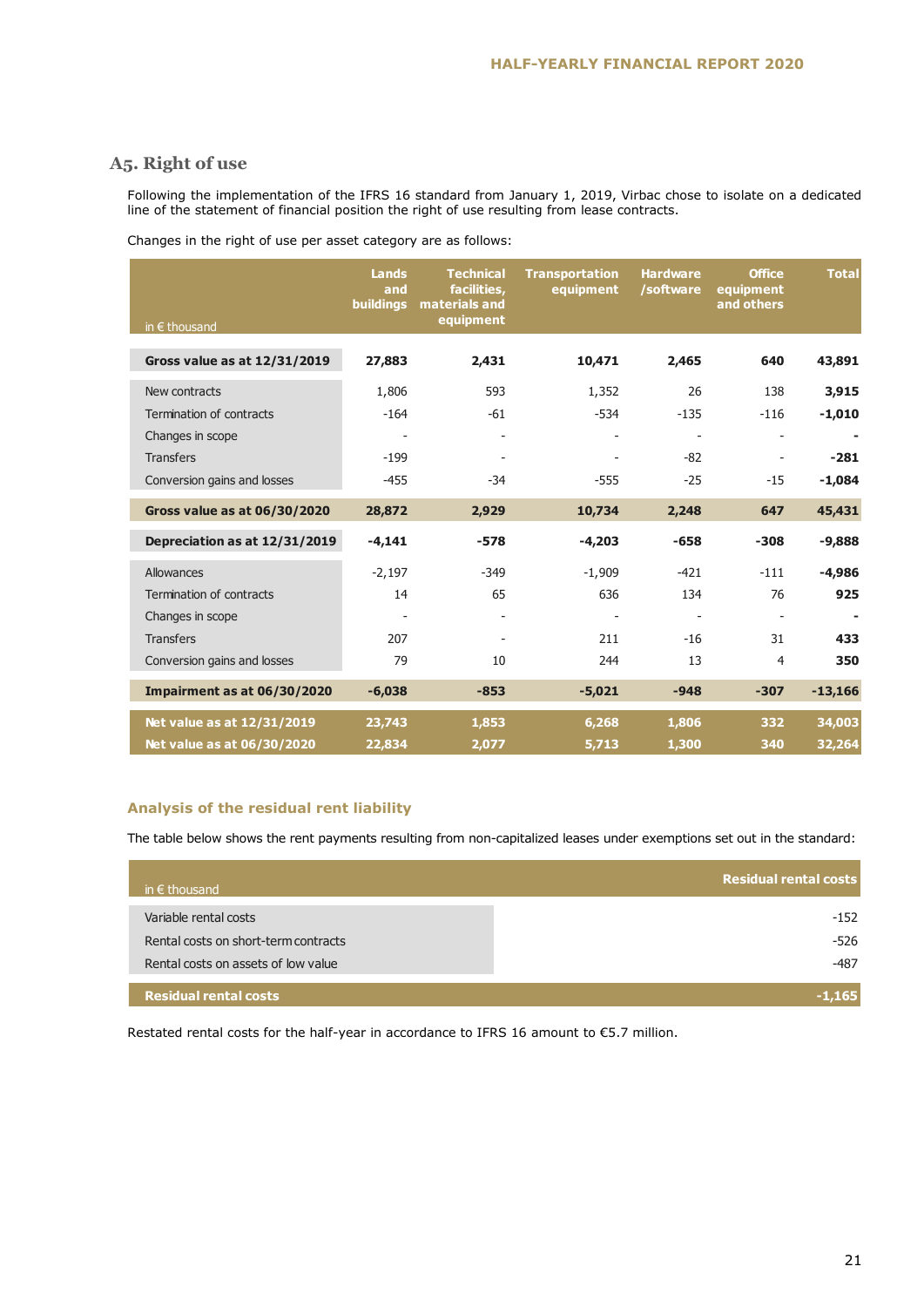## A5. Right of use

Following the implementation of the IFRS 16 standard from January 1, 2019, Virbac chose to isolate on a dedicated line of the statement of financial position the right of use resulting from lease contracts.

Changes in the right of use per asset category are as follows:

| in € thousand | Lands and buildings | Technical facilities, materials and equipment | Transportation equipment | Hardware /software | Office equipment and others | Total |
|---|---|---|---|---|---|---|
| **Gross value as at 12/31/2019** | **27,883** | **2,431** | **10,471** | **2,465** | **640** | **43,891** |
| New contracts | 1,806 | 593 | 1,352 | 26 | 138 | **3,915** |
| Termination of contracts | -164 | -61 | -534 | -135 | -116 | **-1,010** |
| Changes in scope | - | - | - | - | - | **-** |
| Transfers | -199 | - | - | -82 | - | **-281** |
| Conversion gains and losses | -455 | -34 | -555 | -25 | -15 | **-1,084** |
| **Gross value as at 06/30/2020** | **28,872** | **2,929** | **10,734** | **2,248** | **647** | **45,431** |
| **Depreciation as at 12/31/2019** | **-4,141** | **-578** | **-4,203** | **-658** | **-308** | **-9,888** |
| Allowances | -2,197 | -349 | -1,909 | -421 | -111 | **-4,986** |
| Termination of contracts | 14 | 65 | 636 | 134 | 76 | **925** |
| Changes in scope | - | - | - | - | - | **-** |
| Transfers | 207 | - | 211 | -16 | 31 | **433** |
| Conversion gains and losses | 79 | 10 | 244 | 13 | 4 | **350** |
| **Impairment as at 06/30/2020** | **-6,038** | **-853** | **-5,021** | **-948** | **-307** | **-13,166** |
| **Net value as at 12/31/2019** | **23,743** | **1,853** | **6,268** | **1,806** | **332** | **34,003** |
| **Net value as at 06/30/2020** | **22,834** | **2,077** | **5,713** | **1,300** | **340** | **32,264** |

### Analysis of the residual rent liability

The table below shows the rent payments resulting from non-capitalized leases under exemptions set out in the standard:

| in € thousand | Residual rental costs |
|---|---|
| Variable rental costs | -152 |
| Rental costs on short-term contracts | -526 |
| Rental costs on assets of low value | -487 |
| **Residual rental costs** | **-1,165** |

Restated rental costs for the half-year in accordance to IFRS 16 amount to €5.7 million.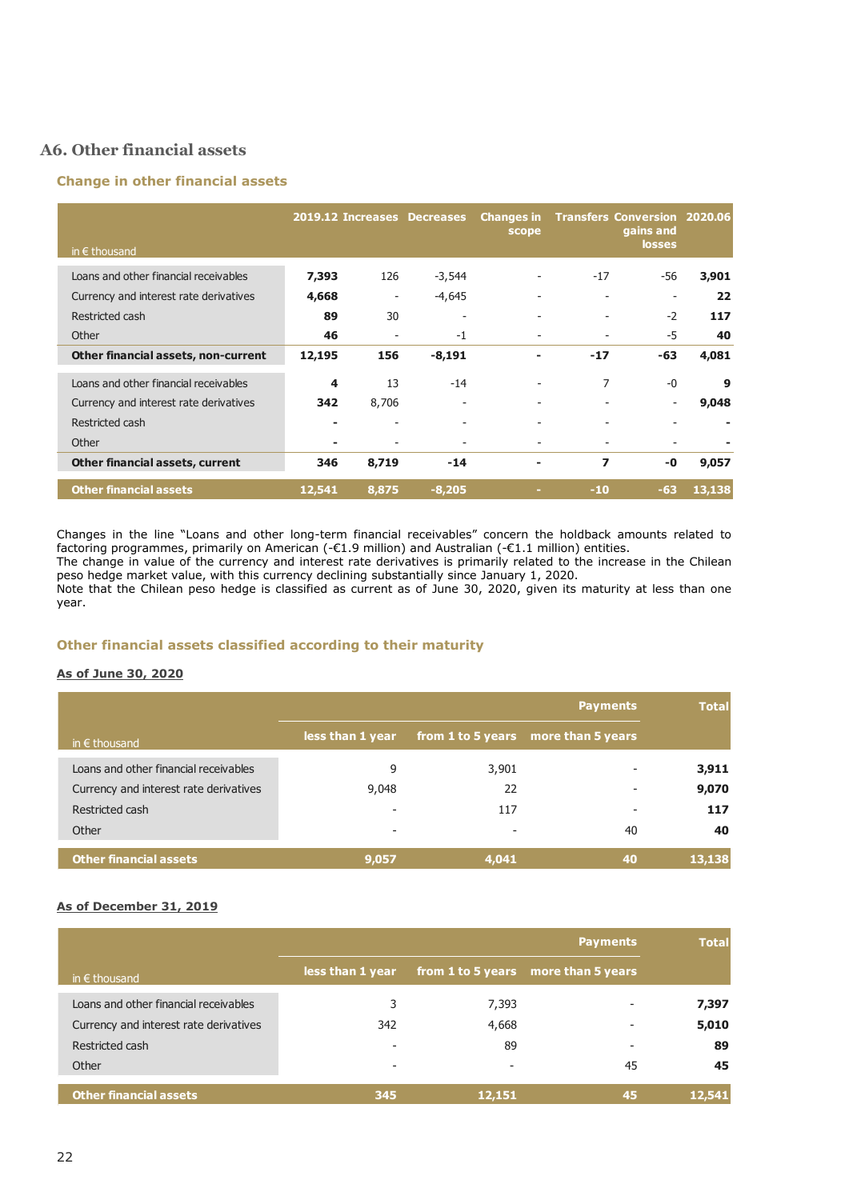## A6. Other financial assets

### Change in other financial assets

| in € thousand | 2019.12 | Increases | Decreases | Changes in scope | Transfers | Conversion gains and losses | 2020.06 |
|---|---|---|---|---|---|---|---|
| Loans and other financial receivables | **7,393** | 126 | -3,544 | - | -17 | -56 | **3,901** |
| Currency and interest rate derivatives | **4,668** | - | -4,645 | - | - | - | **22** |
| Restricted cash | **89** | 30 | - | - | - | -2 | **117** |
| Other | **46** | - | -1 | - | - | -5 | **40** |
| **Other financial assets, non-current** | **12,195** | **156** | **-8,191** | **-** | **-17** | **-63** | **4,081** |
| Loans and other financial receivables | **4** | 13 | -14 | - | 7 | -0 | **9** |
| Currency and interest rate derivatives | **342** | 8,706 | - | - | - | - | **9,048** |
| Restricted cash | **-** | - | - | - | - | - | **-** |
| Other | **-** | - | - | - | - | - | **-** |
| **Other financial assets, current** | **346** | **8,719** | **-14** | **-** | **7** | **-0** | **9,057** |
| **Other financial assets** | **12,541** | **8,875** | **-8,205** | **-** | **-10** | **-63** | **13,138** |

Changes in the line "Loans and other long-term financial receivables" concern the holdback amounts related to factoring programmes, primarily on American (-€1.9 million) and Australian (-€1.1 million) entities.
The change in value of the currency and interest rate derivatives is primarily related to the increase in the Chilean peso hedge market value, with this currency declining substantially since January 1, 2020.
Note that the Chilean peso hedge is classified as current as of June 30, 2020, given its maturity at less than one year.

### Other financial assets classified according to their maturity

**As of June 30, 2020**

| in € thousand | Payments | | | Total |
|---|---|---|---|---|
| | less than 1 year | from 1 to 5 years | more than 5 years | |
| Loans and other financial receivables | 9 | 3,901 | - | **3,911** |
| Currency and interest rate derivatives | 9,048 | 22 | - | **9,070** |
| Restricted cash | - | 117 | - | **117** |
| Other | - | - | 40 | **40** |
| **Other financial assets** | **9,057** | **4,041** | **40** | **13,138** |

**As of December 31, 2019**

| in € thousand | Payments | | | Total |
|---|---|---|---|---|
| | less than 1 year | from 1 to 5 years | more than 5 years | |
| Loans and other financial receivables | 3 | 7,393 | - | **7,397** |
| Currency and interest rate derivatives | 342 | 4,668 | - | **5,010** |
| Restricted cash | - | 89 | - | **89** |
| Other | - | - | 45 | **45** |
| **Other financial assets** | **345** | **12,151** | **45** | **12,541** |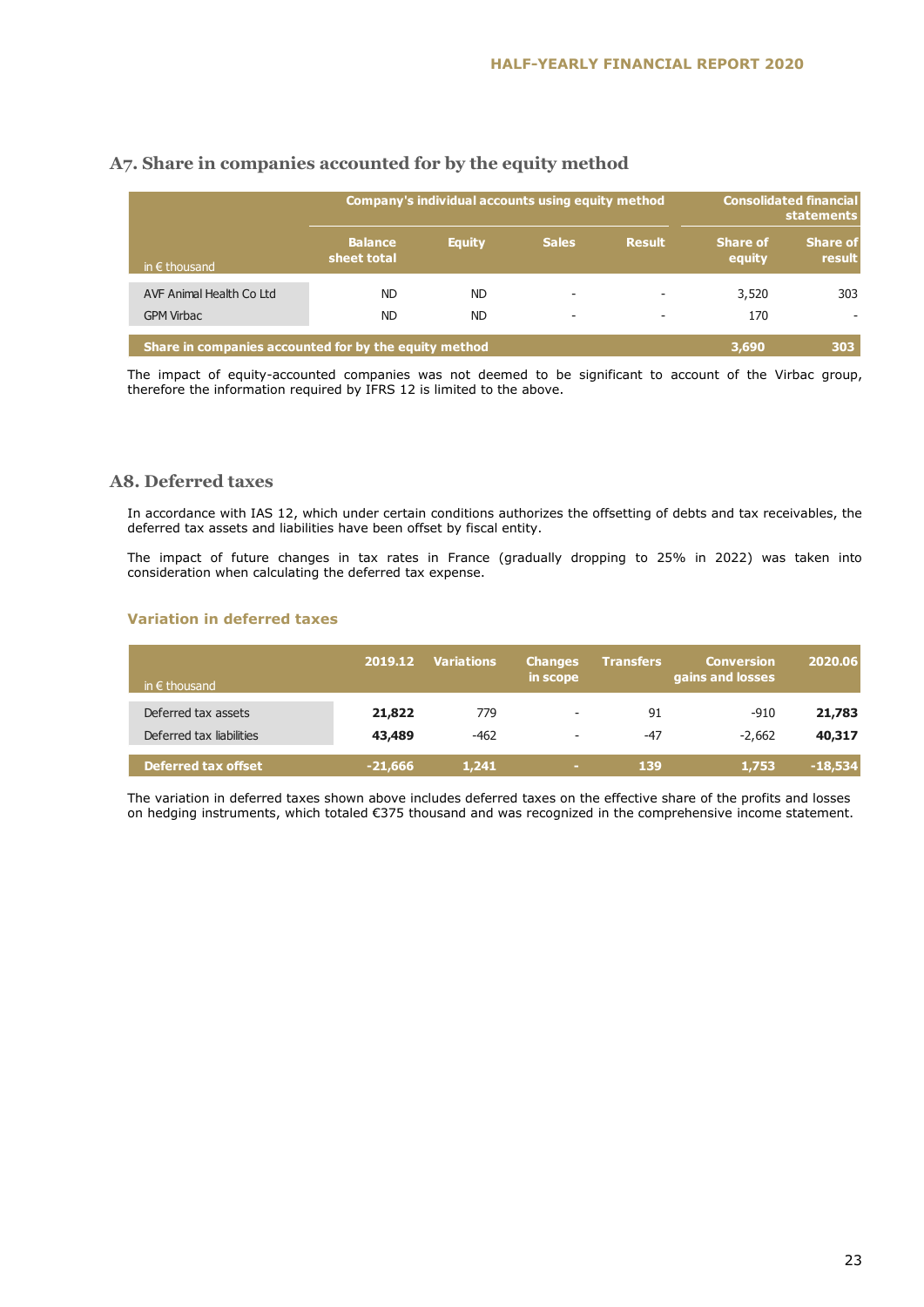## A7. Share in companies accounted for by the equity method

| in € thousand | Company's individual accounts using equity method | | | | Consolidated financial statements | |
|---|---|---|---|---|---|---|
| | Balance sheet total | Equity | Sales | Result | Share of equity | Share of result |
| AVF Animal Health Co Ltd | ND | ND | - | - | 3,520 | 303 |
| GPM Virbac | ND | ND | - | - | 170 | - |
| **Share in companies accounted for by the equity method** | | | | | **3,690** | **303** |

The impact of equity-accounted companies was not deemed to be significant to account of the Virbac group, therefore the information required by IFRS 12 is limited to the above.

## A8. Deferred taxes

In accordance with IAS 12, which under certain conditions authorizes the offsetting of debts and tax receivables, the deferred tax assets and liabilities have been offset by fiscal entity.

The impact of future changes in tax rates in France (gradually dropping to 25% in 2022) was taken into consideration when calculating the deferred tax expense.

### Variation in deferred taxes

| in € thousand | 2019.12 | Variations | Changes in scope | Transfers | Conversion gains and losses | 2020.06 |
|---|---|---|---|---|---|---|
| Deferred tax assets | **21,822** | 779 | - | 91 | -910 | **21,783** |
| Deferred tax liabilities | **43,489** | -462 | - | -47 | -2,662 | **40,317** |
| **Deferred tax offset** | **-21,666** | **1,241** | **-** | **139** | **1,753** | **-18,534** |

The variation in deferred taxes shown above includes deferred taxes on the effective share of the profits and losses on hedging instruments, which totaled €375 thousand and was recognized in the comprehensive income statement.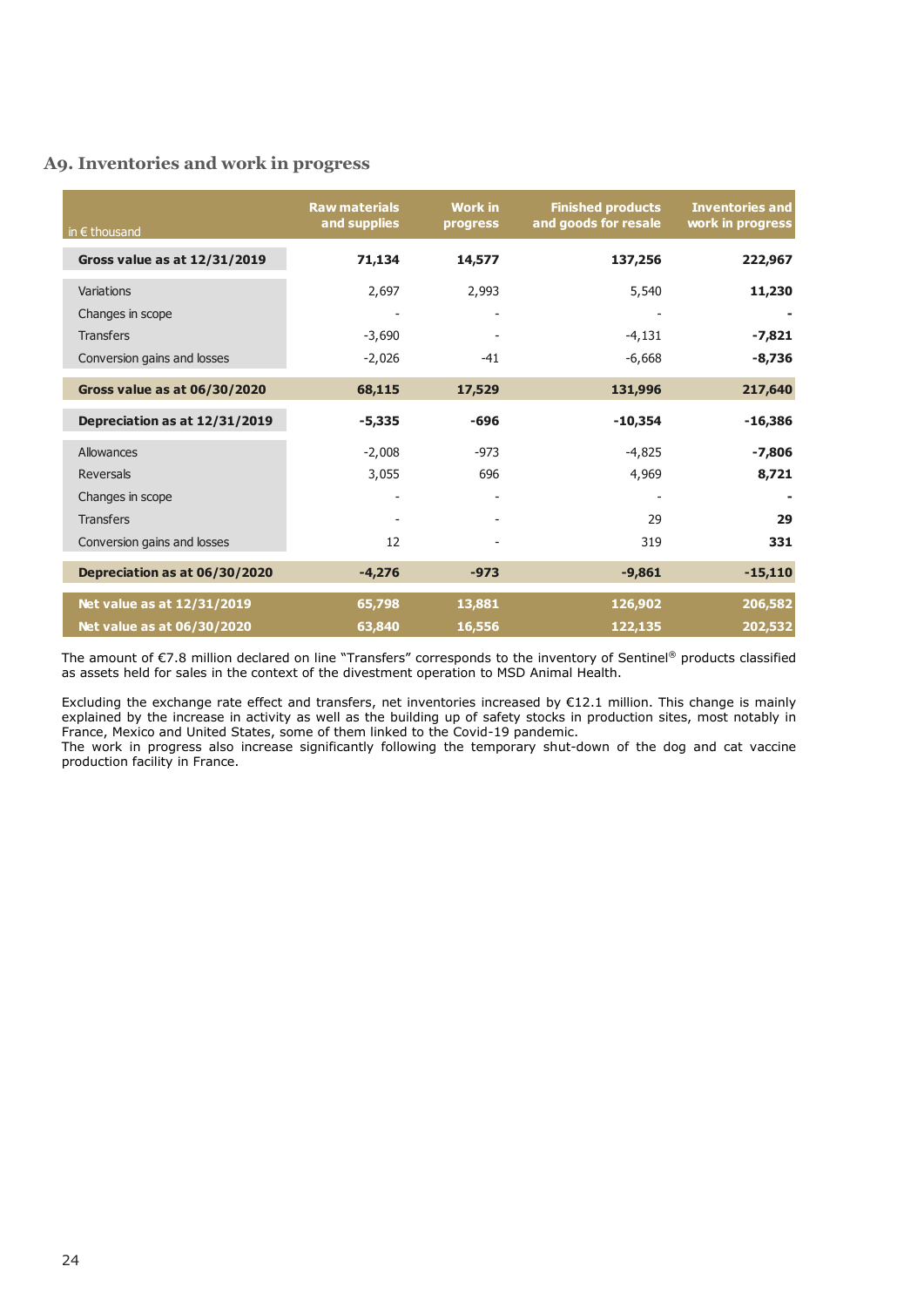## A9. Inventories and work in progress

| in € thousand | Raw materials and supplies | Work in progress | Finished products and goods for resale | Inventories and work in progress |
|---|---|---|---|---|
| **Gross value as at 12/31/2019** | **71,134** | **14,577** | **137,256** | **222,967** |
| Variations | 2,697 | 2,993 | 5,540 | **11,230** |
| Changes in scope | - | - | - | **-** |
| Transfers | -3,690 | - | -4,131 | **-7,821** |
| Conversion gains and losses | -2,026 | -41 | -6,668 | **-8,736** |
| **Gross value as at 06/30/2020** | **68,115** | **17,529** | **131,996** | **217,640** |
| **Depreciation as at 12/31/2019** | **-5,335** | **-696** | **-10,354** | **-16,386** |
| Allowances | -2,008 | -973 | -4,825 | **-7,806** |
| Reversals | 3,055 | 696 | 4,969 | **8,721** |
| Changes in scope | - | - | - | **-** |
| Transfers | - | - | 29 | **29** |
| Conversion gains and losses | 12 | - | 319 | **331** |
| **Depreciation as at 06/30/2020** | **-4,276** | **-973** | **-9,861** | **-15,110** |
| **Net value as at 12/31/2019** | **65,798** | **13,881** | **126,902** | **206,582** |
| **Net value as at 06/30/2020** | **63,840** | **16,556** | **122,135** | **202,532** |

The amount of €7.8 million declared on line "Transfers" corresponds to the inventory of Sentinel® products classified as assets held for sales in the context of the divestment operation to MSD Animal Health.

Excluding the exchange rate effect and transfers, net inventories increased by €12.1 million. This change is mainly explained by the increase in activity as well as the building up of safety stocks in production sites, most notably in France, Mexico and United States, some of them linked to the Covid-19 pandemic.
The work in progress also increase significantly following the temporary shut-down of the dog and cat vaccine production facility in France.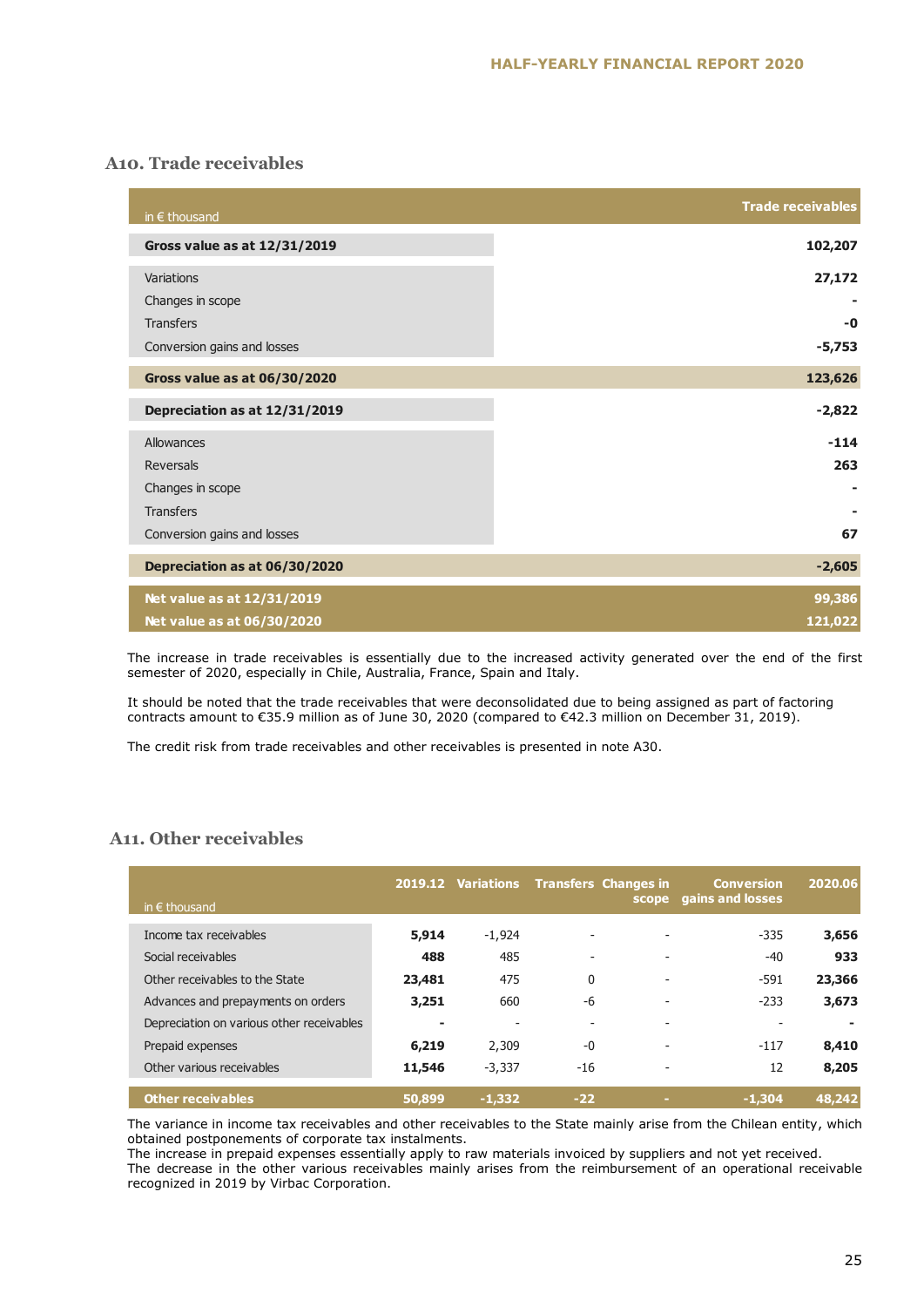## A10. Trade receivables

| in € thousand | Trade receivables |
|---|---|
| **Gross value as at 12/31/2019** | **102,207** |
| Variations | **27,172** |
| Changes in scope | **-** |
| Transfers | **-0** |
| Conversion gains and losses | **-5,753** |
| **Gross value as at 06/30/2020** | **123,626** |
| **Depreciation as at 12/31/2019** | **-2,822** |
| Allowances | **-114** |
| Reversals | **263** |
| Changes in scope | **-** |
| Transfers | **-** |
| Conversion gains and losses | **67** |
| **Depreciation as at 06/30/2020** | **-2,605** |
| **Net value as at 12/31/2019** | **99,386** |
| **Net value as at 06/30/2020** | **121,022** |

The increase in trade receivables is essentially due to the increased activity generated over the end of the first semester of 2020, especially in Chile, Australia, France, Spain and Italy.

It should be noted that the trade receivables that were deconsolidated due to being assigned as part of factoring contracts amount to €35.9 million as of June 30, 2020 (compared to €42.3 million on December 31, 2019).

The credit risk from trade receivables and other receivables is presented in note A30.

## A11. Other receivables

| in € thousand | 2019.12 | Variations | Transfers | Changes in scope | Conversion gains and losses | 2020.06 |
|---|---|---|---|---|---|---|
| Income tax receivables | **5,914** | -1,924 | - | - | -335 | **3,656** |
| Social receivables | **488** | 485 | - | - | -40 | **933** |
| Other receivables to the State | **23,481** | 475 | 0 | - | -591 | **23,366** |
| Advances and prepayments on orders | **3,251** | 660 | -6 | - | -233 | **3,673** |
| Depreciation on various other receivables | **-** | - | - | - | - | **-** |
| Prepaid expenses | **6,219** | 2,309 | -0 | - | -117 | **8,410** |
| Other various receivables | **11,546** | -3,337 | -16 | - | 12 | **8,205** |
| **Other receivables** | **50,899** | **-1,332** | **-22** | **-** | **-1,304** | **48,242** |

The variance in income tax receivables and other receivables to the State mainly arise from the Chilean entity, which obtained postponements of corporate tax instalments.
The increase in prepaid expenses essentially apply to raw materials invoiced by suppliers and not yet received.
The decrease in the other various receivables mainly arises from the reimbursement of an operational receivable recognized in 2019 by Virbac Corporation.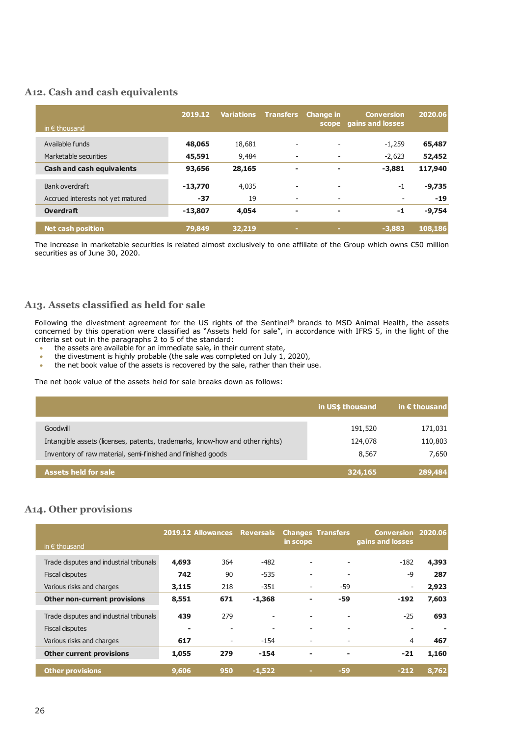## A12. Cash and cash equivalents

| in € thousand | 2019.12 | Variations | Transfers | Change in scope | Conversion gains and losses | 2020.06 |
|---|---|---|---|---|---|---|
| Available funds | **48,065** | 18,681 | - | - | -1,259 | **65,487** |
| Marketable securities | **45,591** | 9,484 | - | - | -2,623 | **52,452** |
| **Cash and cash equivalents** | **93,656** | **28,165** | **-** | **-** | **-3,881** | **117,940** |
| Bank overdraft | **-13,770** | 4,035 | - | - | -1 | **-9,735** |
| Accrued interests not yet matured | **-37** | 19 | - | - | - | **-19** |
| **Overdraft** | **-13,807** | **4,054** | **-** | **-** | **-1** | **-9,754** |
| **Net cash position** | **79,849** | **32,219** | **-** | **-** | **-3,883** | **108,186** |

The increase in marketable securities is related almost exclusively to one affiliate of the Group which owns €50 million securities as of June 30, 2020.

## A13. Assets classified as held for sale

Following the divestment agreement for the US rights of the Sentinel® brands to MSD Animal Health, the assets concerned by this operation were classified as "Assets held for sale", in accordance with IFRS 5, in the light of the criteria set out in the paragraphs 2 to 5 of the standard:

- the assets are available for an immediate sale, in their current state,
- the divestment is highly probable (the sale was completed on July 1, 2020),
- the net book value of the assets is recovered by the sale, rather than their use.

The net book value of the assets held for sale breaks down as follows:

| | in US$ thousand | in € thousand |
|---|---|---|
| Goodwill | 191,520 | 171,031 |
| Intangible assets (licenses, patents, trademarks, know-how and other rights) | 124,078 | 110,803 |
| Inventory of raw material, semi-finished and finished goods | 8,567 | 7,650 |
| **Assets held for sale** | **324,165** | **289,484** |

## A14. Other provisions

| in € thousand | 2019.12 | Allowances | Reversals | Changes in scope | Transfers | Conversion gains and losses | 2020.06 |
|---|---|---|---|---|---|---|---|
| Trade disputes and industrial tribunals | **4,693** | 364 | -482 | - | - | -182 | **4,393** |
| Fiscal disputes | **742** | 90 | -535 | - | - | -9 | **287** |
| Various risks and charges | **3,115** | 218 | -351 | - | -59 | - | **2,923** |
| **Other non-current provisions** | **8,551** | **671** | **-1,368** | **-** | **-59** | **-192** | **7,603** |
| Trade disputes and industrial tribunals | **439** | 279 | - | - | - | -25 | **693** |
| Fiscal disputes | **-** | - | - | - | - | - | **-** |
| Various risks and charges | **617** | - | -154 | - | - | 4 | **467** |
| **Other current provisions** | **1,055** | **279** | **-154** | **-** | **-** | **-21** | **1,160** |
| **Other provisions** | **9,606** | **950** | **-1,522** | **-** | **-59** | **-212** | **8,762** |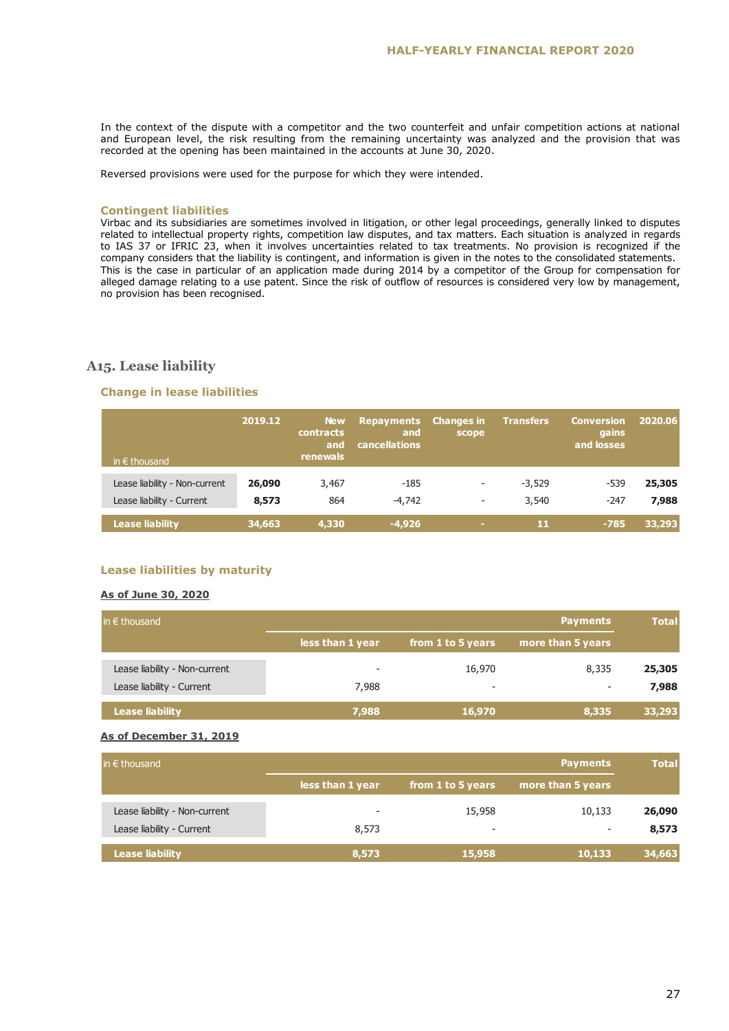In the context of the dispute with a competitor and the two counterfeit and unfair competition actions at national and European level, the risk resulting from the remaining uncertainty was analyzed and the provision that was recorded at the opening has been maintained in the accounts at June 30, 2020.

Reversed provisions were used for the purpose for which they were intended.

### Contingent liabilities

Virbac and its subsidiaries are sometimes involved in litigation, or other legal proceedings, generally linked to disputes related to intellectual property rights, competition law disputes, and tax matters. Each situation is analyzed in regards to IAS 37 or IFRIC 23, when it involves uncertainties related to tax treatments. No provision is recognized if the company considers that the liability is contingent, and information is given in the notes to the consolidated statements. This is the case in particular of an application made during 2014 by a competitor of the Group for compensation for alleged damage relating to a use patent. Since the risk of outflow of resources is considered very low by management, no provision has been recognised.

## A15. Lease liability

### Change in lease liabilities

| in € thousand | 2019.12 | New contracts and renewals | Repayments and cancellations | Changes in scope | Transfers | Conversion gains and losses | 2020.06 |
|---|---|---|---|---|---|---|---|
| Lease liability - Non-current | **26,090** | 3,467 | -185 | - | -3,529 | -539 | **25,305** |
| Lease liability - Current | **8,573** | 864 | -4,742 | - | 3,540 | -247 | **7,988** |
| **Lease liability** | **34,663** | **4,330** | **-4,926** | **-** | **11** | **-785** | **33,293** |

### Lease liabilities by maturity

**As of June 30, 2020**

| in € thousand | Payments | | | Total |
|---|---|---|---|---|
| | less than 1 year | from 1 to 5 years | more than 5 years | |
| Lease liability - Non-current | - | 16,970 | 8,335 | **25,305** |
| Lease liability - Current | 7,988 | - | - | **7,988** |
| **Lease liability** | **7,988** | **16,970** | **8,335** | **33,293** |

**As of December 31, 2019**

| in € thousand | Payments | | | Total |
|---|---|---|---|---|
| | less than 1 year | from 1 to 5 years | more than 5 years | |
| Lease liability - Non-current | - | 15,958 | 10,133 | **26,090** |
| Lease liability - Current | 8,573 | - | - | **8,573** |
| **Lease liability** | **8,573** | **15,958** | **10,133** | **34,663** |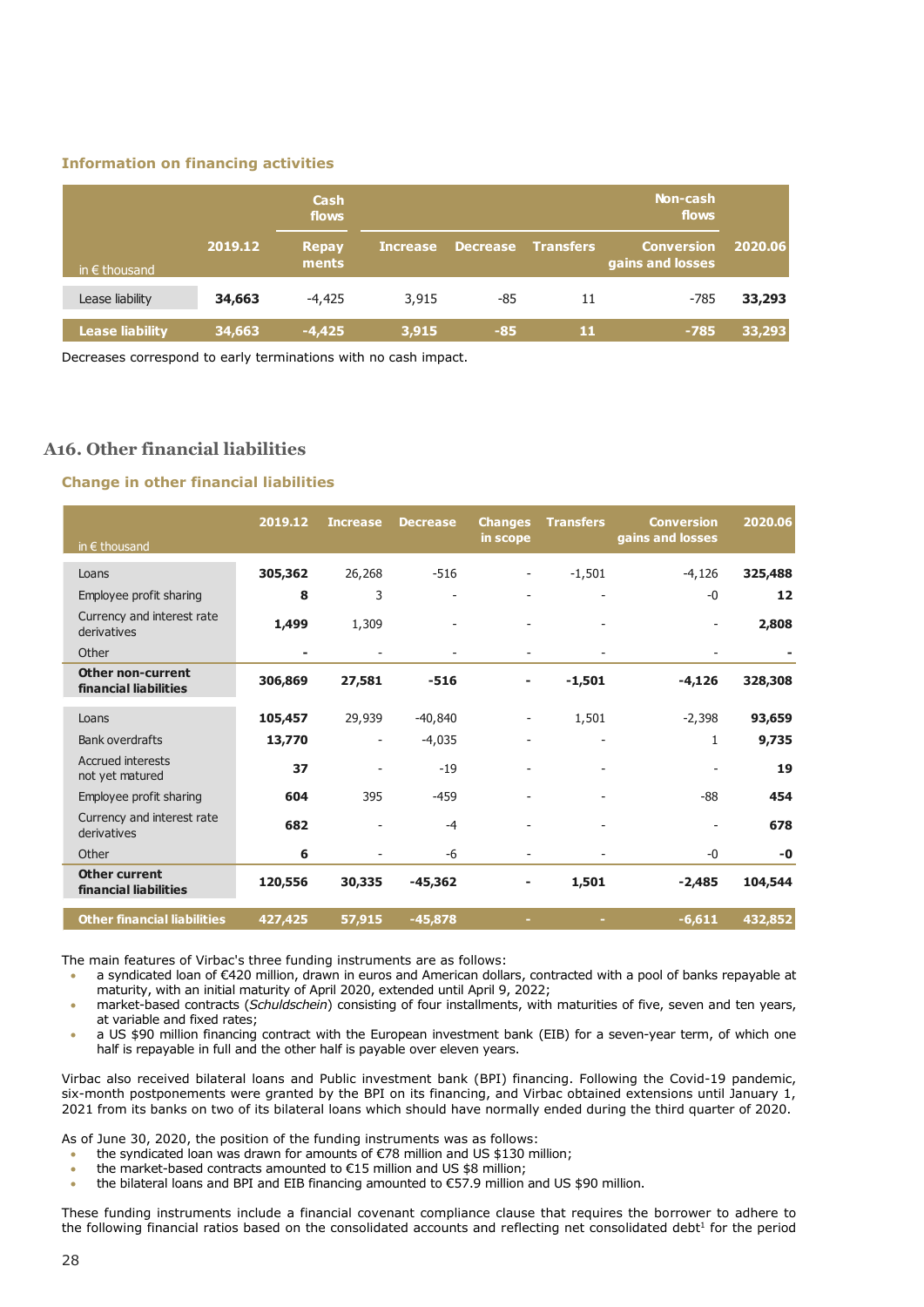### Information on financing activities

| in € thousand | 2019.12 | Cash flows | Non-cash flows | | | | 2020.06 |
|---|---|---|---|---|---|---|---|
| | | Repayments | Increase | Decrease | Transfers | Conversion gains and losses | |
| Lease liability | **34,663** | -4,425 | 3,915 | -85 | 11 | -785 | **33,293** |
| **Lease liability** | **34,663** | **-4,425** | **3,915** | **-85** | **11** | **-785** | **33,293** |

Decreases correspond to early terminations with no cash impact.

## A16. Other financial liabilities

### Change in other financial liabilities

| in € thousand | 2019.12 | Increase | Decrease | Changes in scope | Transfers | Conversion gains and losses | 2020.06 |
|---|---|---|---|---|---|---|---|
| Loans | **305,362** | 26,268 | -516 | - | -1,501 | -4,126 | **325,488** |
| Employee profit sharing | **8** | 3 | - | - | - | -0 | **12** |
| Currency and interest rate derivatives | **1,499** | 1,309 | - | - | - | - | **2,808** |
| Other | **-** | - | - | - | - | - | **-** |
| **Other non-current financial liabilities** | **306,869** | **27,581** | **-516** | **-** | **-1,501** | **-4,126** | **328,308** |
| Loans | **105,457** | 29,939 | -40,840 | - | 1,501 | -2,398 | **93,659** |
| Bank overdrafts | **13,770** | - | -4,035 | - | - | 1 | **9,735** |
| Accrued interests not yet matured | **37** | - | -19 | - | - | - | **19** |
| Employee profit sharing | **604** | 395 | -459 | - | - | -88 | **454** |
| Currency and interest rate derivatives | **682** | - | -4 | - | - | - | **678** |
| Other | **6** | - | -6 | - | - | -0 | **-0** |
| **Other current financial liabilities** | **120,556** | **30,335** | **-45,362** | **-** | **1,501** | **-2,485** | **104,544** |
| **Other financial liabilities** | **427,425** | **57,915** | **-45,878** | **-** | **-** | **-6,611** | **432,852** |

The main features of Virbac's three funding instruments are as follows:

- a syndicated loan of €420 million, drawn in euros and American dollars, contracted with a pool of banks repayable at maturity, with an initial maturity of April 2020, extended until April 9, 2022;
- market-based contracts (*Schuldschein*) consisting of four installments, with maturities of five, seven and ten years, at variable and fixed rates;
- a US $90 million financing contract with the European investment bank (EIB) for a seven-year term, of which one half is repayable in full and the other half is payable over eleven years.

Virbac also received bilateral loans and Public investment bank (BPI) financing. Following the Covid-19 pandemic, six-month postponements were granted by the BPI on its financing, and Virbac obtained extensions until January 1, 2021 from its banks on two of its bilateral loans which should have normally ended during the third quarter of 2020.

As of June 30, 2020, the position of the funding instruments was as follows:

- the syndicated loan was drawn for amounts of €78 million and US $130 million;
- the market-based contracts amounted to €15 million and US $8 million;
- the bilateral loans and BPI and EIB financing amounted to €57.9 million and US $90 million.

These funding instruments include a financial covenant compliance clause that requires the borrower to adhere to the following financial ratios based on the consolidated accounts and reflecting net consolidated debt[1] for the period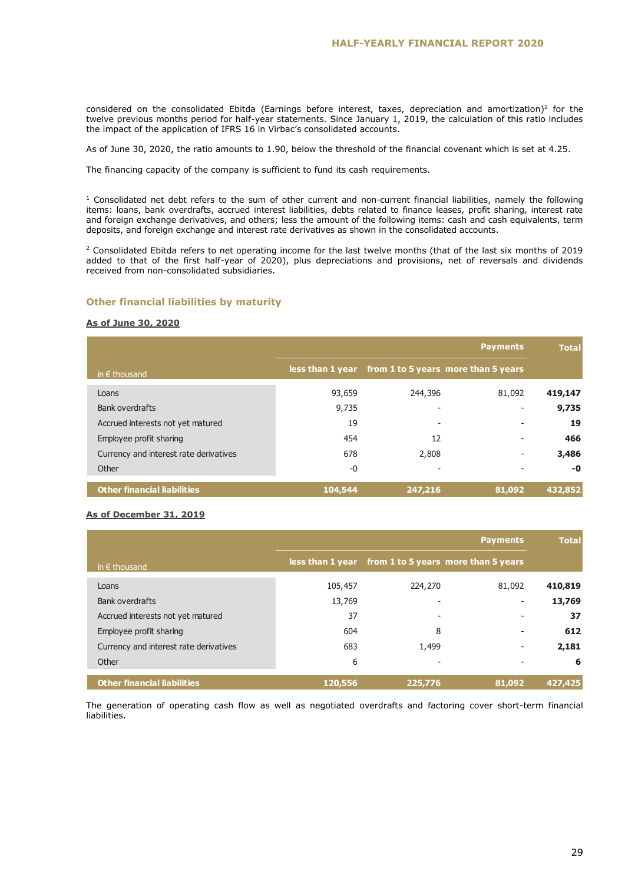considered on the consolidated Ebitda (Earnings before interest, taxes, depreciation and amortization)[2] for the twelve previous months period for half-year statements. Since January 1, 2019, the calculation of this ratio includes the impact of the application of IFRS 16 in Virbac's consolidated accounts.

As of June 30, 2020, the ratio amounts to 1.90, below the threshold of the financial covenant which is set at 4.25.

The financing capacity of the company is sufficient to fund its cash requirements.

[1] Consolidated net debt refers to the sum of other current and non-current financial liabilities, namely the following items: loans, bank overdrafts, accrued interest liabilities, debts related to finance leases, profit sharing, interest rate and foreign exchange derivatives, and others; less the amount of the following items: cash and cash equivalents, term deposits, and foreign exchange and interest rate derivatives as shown in the consolidated accounts.

[2] Consolidated Ebitda refers to net operating income for the last twelve months (that of the last six months of 2019 added to that of the first half-year of 2020), plus depreciations and provisions, net of reversals and dividends received from non-consolidated subsidiaries.

### Other financial liabilities by maturity

**As of June 30, 2020**

| in € thousand | Payments | | | Total |
|---|---|---|---|---|
| | less than 1 year | from 1 to 5 years | more than 5 years | |
| Loans | 93,659 | 244,396 | 81,092 | **419,147** |
| Bank overdrafts | 9,735 | - | - | **9,735** |
| Accrued interests not yet matured | 19 | - | - | **19** |
| Employee profit sharing | 454 | 12 | - | **466** |
| Currency and interest rate derivatives | 678 | 2,808 | - | **3,486** |
| Other | -0 | - | - | **-0** |
| **Other financial liabilities** | **104,544** | **247,216** | **81,092** | **432,852** |

**As of December 31, 2019**

| in € thousand | Payments | | | Total |
|---|---|---|---|---|
| | less than 1 year | from 1 to 5 years | more than 5 years | |
| Loans | 105,457 | 224,270 | 81,092 | **410,819** |
| Bank overdrafts | 13,769 | - | - | **13,769** |
| Accrued interests not yet matured | 37 | - | - | **37** |
| Employee profit sharing | 604 | 8 | - | **612** |
| Currency and interest rate derivatives | 683 | 1,499 | - | **2,181** |
| Other | 6 | - | - | **6** |
| **Other financial liabilities** | **120,556** | **225,776** | **81,092** | **427,425** |

The generation of operating cash flow as well as negotiated overdrafts and factoring cover short-term financial liabilities.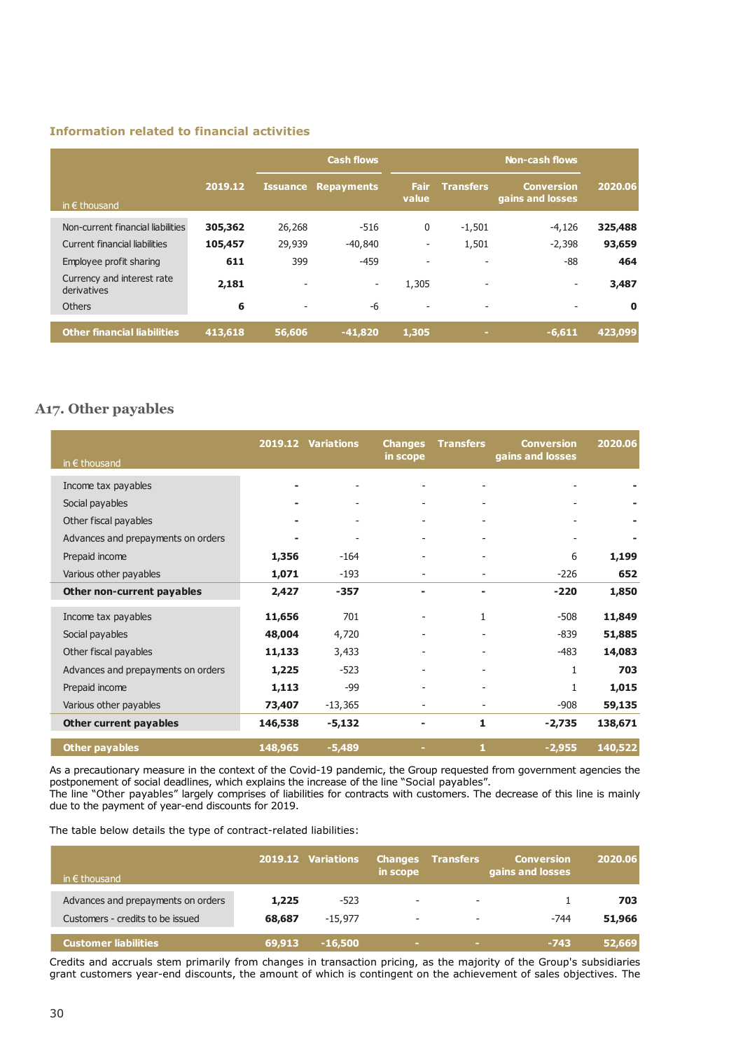### Information related to financial activities

| in € thousand | 2019.12 | Cash flows | | Non-cash flows | | | 2020.06 |
|---|---|---|---|---|---|---|---|
| | | Issuance | Repayments | Fair value | Transfers | Conversion gains and losses | |
| Non-current financial liabilities | **305,362** | 26,268 | -516 | 0 | -1,501 | -4,126 | **325,488** |
| Current financial liabilities | **105,457** | 29,939 | -40,840 | - | 1,501 | -2,398 | **93,659** |
| Employee profit sharing | **611** | 399 | -459 | - | - | -88 | **464** |
| Currency and interest rate derivatives | **2,181** | - | - | 1,305 | - | - | **3,487** |
| Others | **6** | - | -6 | - | - | - | **0** |
| **Other financial liabilities** | **413,618** | **56,606** | **-41,820** | **1,305** | **-** | **-6,611** | **423,099** |

## A17. Other payables

| in € thousand | 2019.12 | Variations | Changes in scope | Transfers | Conversion gains and losses | 2020.06 |
|---|---|---|---|---|---|---|
| Income tax payables | **-** | - | - | - | - | **-** |
| Social payables | **-** | - | - | - | - | **-** |
| Other fiscal payables | **-** | - | - | - | - | **-** |
| Advances and prepayments on orders | **-** | - | - | - | - | **-** |
| Prepaid income | **1,356** | -164 | - | - | 6 | **1,199** |
| Various other payables | **1,071** | -193 | - | - | -226 | **652** |
| **Other non-current payables** | **2,427** | **-357** | **-** | **-** | **-220** | **1,850** |
| Income tax payables | **11,656** | 701 | - | 1 | -508 | **11,849** |
| Social payables | **48,004** | 4,720 | - | - | -839 | **51,885** |
| Other fiscal payables | **11,133** | 3,433 | - | - | -483 | **14,083** |
| Advances and prepayments on orders | **1,225** | -523 | - | - | 1 | **703** |
| Prepaid income | **1,113** | -99 | - | - | 1 | **1,015** |
| Various other payables | **73,407** | -13,365 | - | - | -908 | **59,135** |
| **Other current payables** | **146,538** | **-5,132** | **-** | **1** | **-2,735** | **138,671** |
| **Other payables** | **148,965** | **-5,489** | **-** | **1** | **-2,955** | **140,522** |

As a precautionary measure in the context of the Covid-19 pandemic, the Group requested from government agencies the postponement of social deadlines, which explains the increase of the line "Social payables".
The line "Other payables" largely comprises of liabilities for contracts with customers. The decrease of this line is mainly due to the payment of year-end discounts for 2019.

The table below details the type of contract-related liabilities:

| in € thousand | 2019.12 | Variations | Changes in scope | Transfers | Conversion gains and losses | 2020.06 |
|---|---|---|---|---|---|---|
| Advances and prepayments on orders | **1,225** | -523 | - | - | 1 | **703** |
| Customers - credits to be issued | **68,687** | -15,977 | - | - | -744 | **51,966** |
| **Customer liabilities** | **69,913** | **-16,500** | **-** | **-** | **-743** | **52,669** |

Credits and accruals stem primarily from changes in transaction pricing, as the majority of the Group's subsidiaries grant customers year-end discounts, the amount of which is contingent on the achievement of sales objectives. The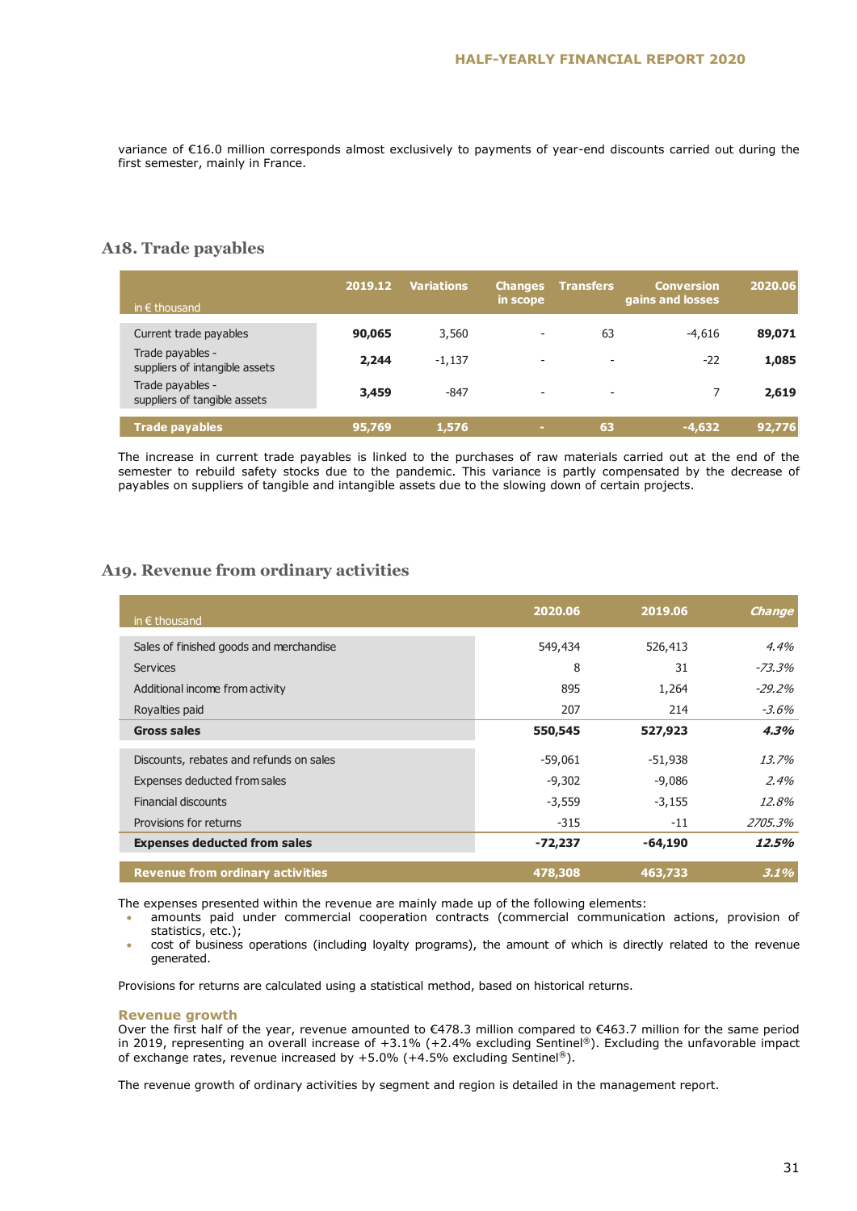variance of €16.0 million corresponds almost exclusively to payments of year-end discounts carried out during the first semester, mainly in France.

## A18. Trade payables

| in € thousand | 2019.12 | Variations | Changes in scope | Transfers | Conversion gains and losses | 2020.06 |
|---|---|---|---|---|---|---|
| Current trade payables | **90,065** | 3,560 | - | 63 | -4,616 | **89,071** |
| Trade payables - suppliers of intangible assets | **2,244** | -1,137 | - | - | -22 | **1,085** |
| Trade payables - suppliers of tangible assets | **3,459** | -847 | - | - | 7 | **2,619** |
| **Trade payables** | **95,769** | **1,576** | **-** | **63** | **-4,632** | **92,776** |

The increase in current trade payables is linked to the purchases of raw materials carried out at the end of the semester to rebuild safety stocks due to the pandemic. This variance is partly compensated by the decrease of payables on suppliers of tangible and intangible assets due to the slowing down of certain projects.

## A19. Revenue from ordinary activities

| in € thousand | 2020.06 | 2019.06 | *Change* |
|---|---|---|---|
| Sales of finished goods and merchandise | 549,434 | 526,413 | *4.4%* |
| Services | 8 | 31 | *-73.3%* |
| Additional income from activity | 895 | 1,264 | *-29.2%* |
| Royalties paid | 207 | 214 | *-3.6%* |
| **Gross sales** | **550,545** | **527,923** | ***4.3%*** |
| Discounts, rebates and refunds on sales | -59,061 | -51,938 | *13.7%* |
| Expenses deducted from sales | -9,302 | -9,086 | *2.4%* |
| Financial discounts | -3,559 | -3,155 | *12.8%* |
| Provisions for returns | -315 | -11 | *2705.3%* |
| **Expenses deducted from sales** | **-72,237** | **-64,190** | ***12.5%*** |
| **Revenue from ordinary activities** | **478,308** | **463,733** | ***3.1%*** |

The expenses presented within the revenue are mainly made up of the following elements:

- amounts paid under commercial cooperation contracts (commercial communication actions, provision of statistics, etc.);
- cost of business operations (including loyalty programs), the amount of which is directly related to the revenue generated.

Provisions for returns are calculated using a statistical method, based on historical returns.

**Revenue growth**

Over the first half of the year, revenue amounted to €478.3 million compared to €463.7 million for the same period in 2019, representing an overall increase of +3.1% (+2.4% excluding Sentinel®). Excluding the unfavorable impact of exchange rates, revenue increased by +5.0% (+4.5% excluding Sentinel®).

The revenue growth of ordinary activities by segment and region is detailed in the management report.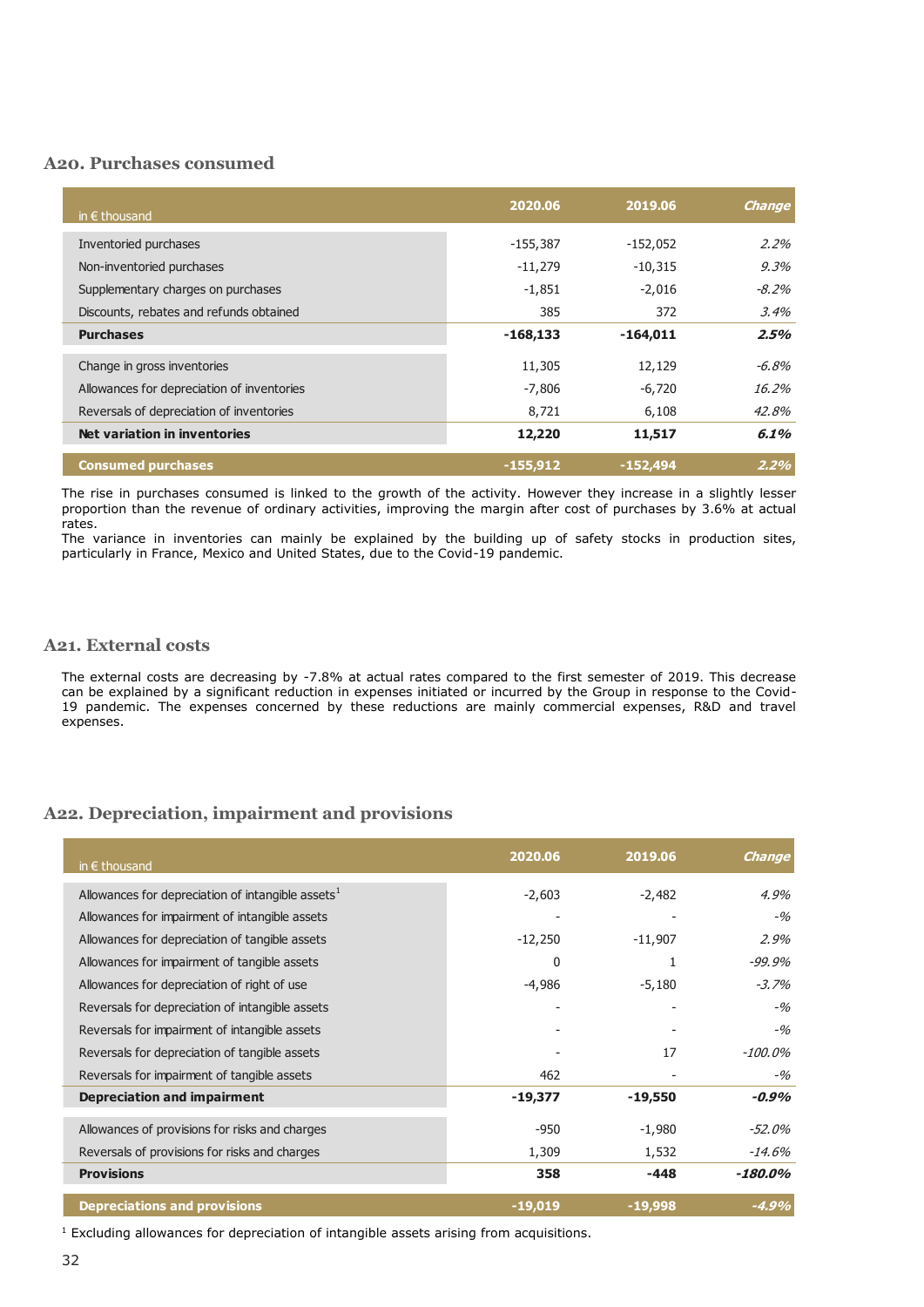## A20. Purchases consumed

| in € thousand | 2020.06 | 2019.06 | *Change* |
|---|---|---|---|
| Inventoried purchases | -155,387 | -152,052 | *2.2%* |
| Non-inventoried purchases | -11,279 | -10,315 | *9.3%* |
| Supplementary charges on purchases | -1,851 | -2,016 | *-8.2%* |
| Discounts, rebates and refunds obtained | 385 | 372 | *3.4%* |
| **Purchases** | **-168,133** | **-164,011** | ***2.5%*** |
| Change in gross inventories | 11,305 | 12,129 | *-6.8%* |
| Allowances for depreciation of inventories | -7,806 | -6,720 | *16.2%* |
| Reversals of depreciation of inventories | 8,721 | 6,108 | *42.8%* |
| **Net variation in inventories** | **12,220** | **11,517** | ***6.1%*** |
| **Consumed purchases** | **-155,912** | **-152,494** | ***2.2%*** |

The rise in purchases consumed is linked to the growth of the activity. However they increase in a slightly lesser proportion than the revenue of ordinary activities, improving the margin after cost of purchases by 3.6% at actual rates.
The variance in inventories can mainly be explained by the building up of safety stocks in production sites, particularly in France, Mexico and United States, due to the Covid-19 pandemic.

## A21. External costs

The external costs are decreasing by -7.8% at actual rates compared to the first semester of 2019. This decrease can be explained by a significant reduction in expenses initiated or incurred by the Group in response to the Covid-19 pandemic. The expenses concerned by these reductions are mainly commercial expenses, R&D and travel expenses.

## A22. Depreciation, impairment and provisions

| in € thousand | 2020.06 | 2019.06 | *Change* |
|---|---|---|---|
| Allowances for depreciation of intangible assets[1] | -2,603 | -2,482 | *4.9%* |
| Allowances for impairment of intangible assets | - | - | *-%* |
| Allowances for depreciation of tangible assets | -12,250 | -11,907 | *2.9%* |
| Allowances for impairment of tangible assets | 0 | 1 | *-99.9%* |
| Allowances for depreciation of right of use | -4,986 | -5,180 | *-3.7%* |
| Reversals for depreciation of intangible assets | - | - | *-%* |
| Reversals for impairment of intangible assets | - | - | *-%* |
| Reversals for depreciation of tangible assets | - | 17 | *-100.0%* |
| Reversals for impairment of tangible assets | 462 | - | *-%* |
| **Depreciation and impairment** | **-19,377** | **-19,550** | ***-0.9%*** |
| Allowances of provisions for risks and charges | -950 | -1,980 | *-52.0%* |
| Reversals of provisions for risks and charges | 1,309 | 1,532 | *-14.6%* |
| **Provisions** | **358** | **-448** | ***-180.0%*** |
| **Depreciations and provisions** | **-19,019** | **-19,998** | ***-4.9%*** |

[1] Excluding allowances for depreciation of intangible assets arising from acquisitions.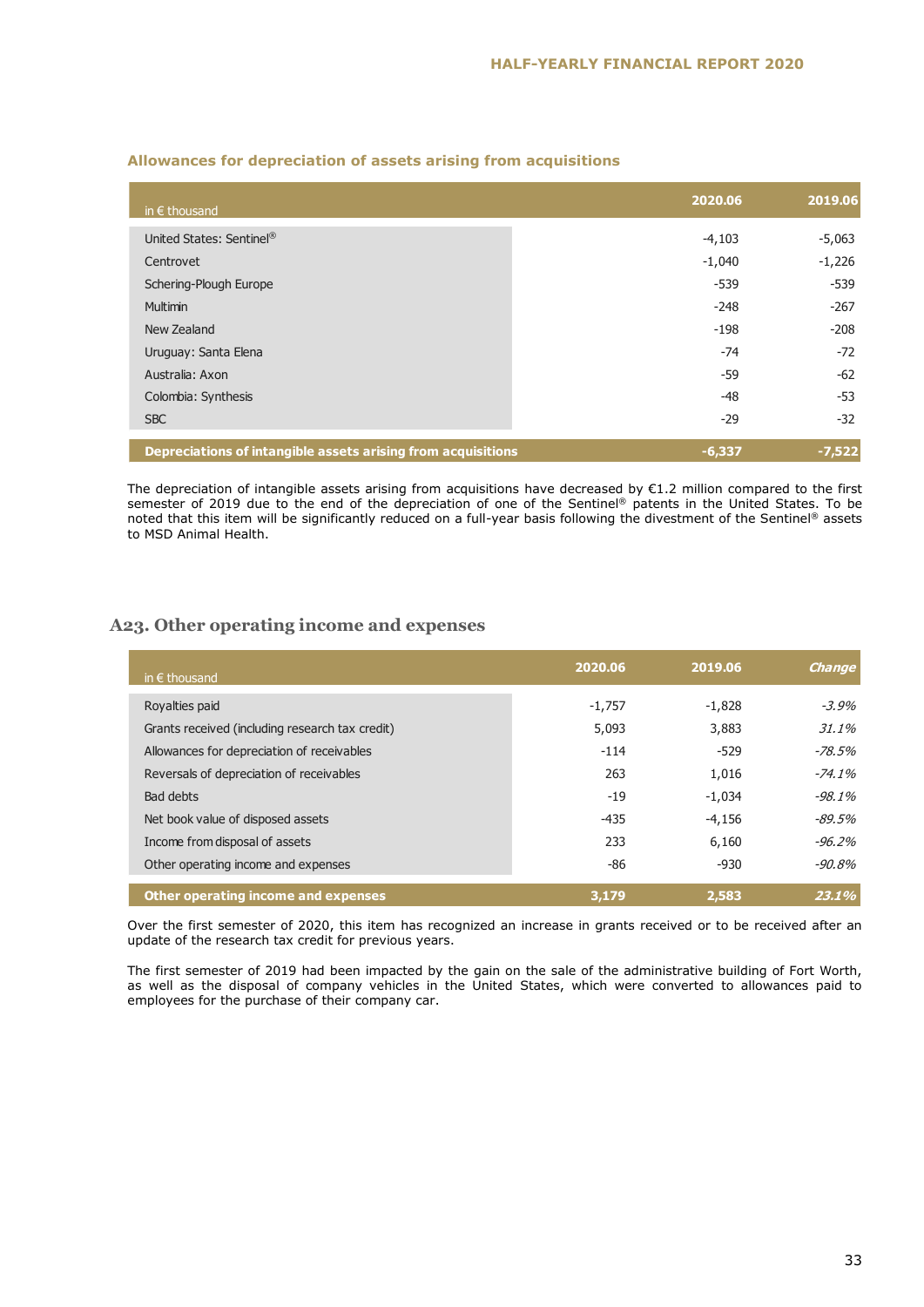### Allowances for depreciation of assets arising from acquisitions

| in € thousand | 2020.06 | 2019.06 |
| --- | --- | --- |
| United States: Sentinel® | -4,103 | -5,063 |
| Centrovet | -1,040 | -1,226 |
| Schering-Plough Europe | -539 | -539 |
| Multimin | -248 | -267 |
| New Zealand | -198 | -208 |
| Uruguay: Santa Elena | -74 | -72 |
| Australia: Axon | -59 | -62 |
| Colombia: Synthesis | -48 | -53 |
| SBC | -29 | -32 |
| **Depreciations of intangible assets arising from acquisitions** | **-6,337** | **-7,522** |

The depreciation of intangible assets arising from acquisitions have decreased by €1.2 million compared to the first semester of 2019 due to the end of the depreciation of one of the Sentinel® patents in the United States. To be noted that this item will be significantly reduced on a full-year basis following the divestment of the Sentinel® assets to MSD Animal Health.

## A23. Other operating income and expenses

| in € thousand | 2020.06 | 2019.06 | *Change* |
| --- | --- | --- | --- |
| Royalties paid | -1,757 | -1,828 | *-3.9%* |
| Grants received (including research tax credit) | 5,093 | 3,883 | *31.1%* |
| Allowances for depreciation of receivables | -114 | -529 | *-78.5%* |
| Reversals of depreciation of receivables | 263 | 1,016 | *-74.1%* |
| Bad debts | -19 | -1,034 | *-98.1%* |
| Net book value of disposed assets | -435 | -4,156 | *-89.5%* |
| Income from disposal of assets | 233 | 6,160 | *-96.2%* |
| Other operating income and expenses | -86 | -930 | *-90.8%* |
| **Other operating income and expenses** | **3,179** | **2,583** | ***23.1%*** |

Over the first semester of 2020, this item has recognized an increase in grants received or to be received after an update of the research tax credit for previous years.

The first semester of 2019 had been impacted by the gain on the sale of the administrative building of Fort Worth, as well as the disposal of company vehicles in the United States, which were converted to allowances paid to employees for the purchase of their company car.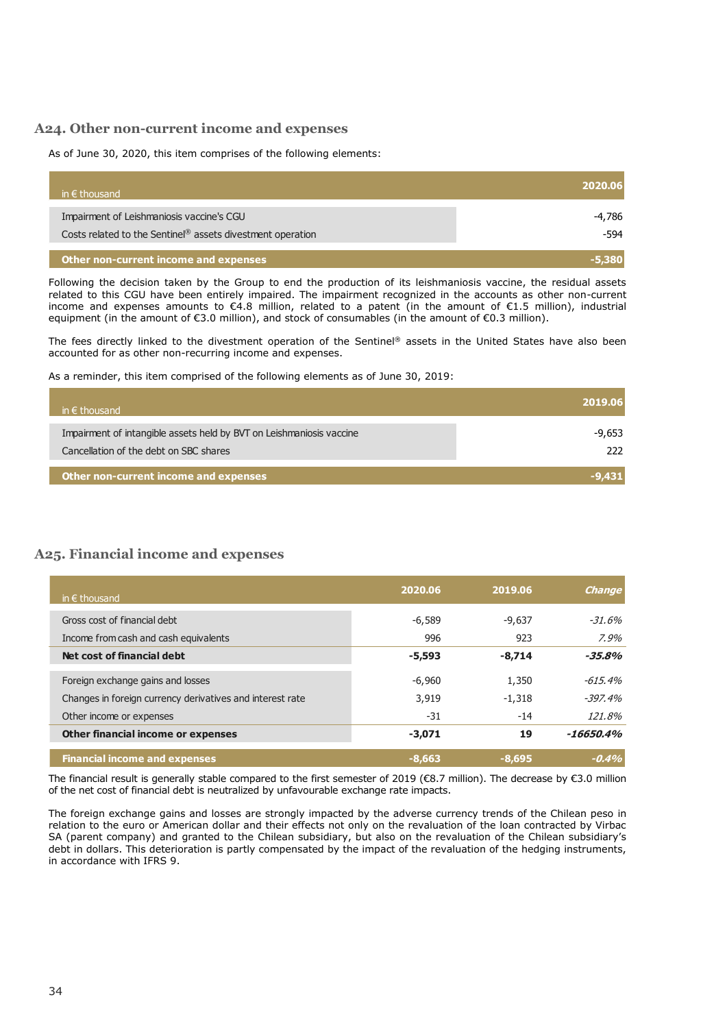## A24. Other non-current income and expenses

As of June 30, 2020, this item comprises of the following elements:

| in € thousand | 2020.06 |
|---|---|
| Impairment of Leishmaniosis vaccine's CGU | -4,786 |
| Costs related to the Sentinel® assets divestment operation | -594 |
| **Other non-current income and expenses** | **-5,380** |

Following the decision taken by the Group to end the production of its leishmaniosis vaccine, the residual assets related to this CGU have been entirely impaired. The impairment recognized in the accounts as other non-current income and expenses amounts to €4.8 million, related to a patent (in the amount of €1.5 million), industrial equipment (in the amount of €3.0 million), and stock of consumables (in the amount of €0.3 million).

The fees directly linked to the divestment operation of the Sentinel® assets in the United States have also been accounted for as other non-recurring income and expenses.

As a reminder, this item comprised of the following elements as of June 30, 2019:

| in € thousand | 2019.06 |
|---|---|
| Impairment of intangible assets held by BVT on Leishmaniosis vaccine | -9,653 |
| Cancellation of the debt on SBC shares | 222 |
| **Other non-current income and expenses** | **-9,431** |

## A25. Financial income and expenses

| in € thousand | 2020.06 | 2019.06 | *Change* |
|---|---|---|---|
| Gross cost of financial debt | -6,589 | -9,637 | *-31.6%* |
| Income from cash and cash equivalents | 996 | 923 | *7.9%* |
| **Net cost of financial debt** | **-5,593** | **-8,714** | ***-35.8%*** |
| Foreign exchange gains and losses | -6,960 | 1,350 | *-615.4%* |
| Changes in foreign currency derivatives and interest rate | 3,919 | -1,318 | *-397.4%* |
| Other income or expenses | -31 | -14 | *121.8%* |
| **Other financial income or expenses** | **-3,071** | **19** | ***-16650.4%*** |
| **Financial income and expenses** | **-8,663** | **-8,695** | ***-0.4%*** |

The financial result is generally stable compared to the first semester of 2019 (€8.7 million). The decrease by €3.0 million of the net cost of financial debt is neutralized by unfavourable exchange rate impacts.

The foreign exchange gains and losses are strongly impacted by the adverse currency trends of the Chilean peso in relation to the euro or American dollar and their effects not only on the revaluation of the loan contracted by Virbac SA (parent company) and granted to the Chilean subsidiary, but also on the revaluation of the Chilean subsidiary's debt in dollars. This deterioration is partly compensated by the impact of the revaluation of the hedging instruments, in accordance with IFRS 9.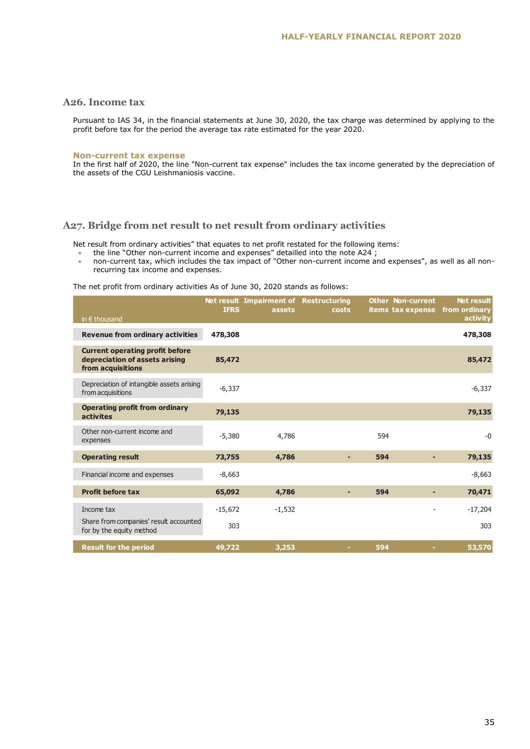## A26. Income tax

Pursuant to IAS 34, in the financial statements at June 30, 2020, the tax charge was determined by applying to the profit before tax for the period the average tax rate estimated for the year 2020.

### Non-current tax expense

In the first half of 2020, the line "Non-current tax expense" includes the tax income generated by the depreciation of the assets of the CGU Leishmaniosis vaccine.

## A27. Bridge from net result to net result from ordinary activities

Net result from ordinary activities" that equates to net profit restated for the following items:

- the line "Other non-current income and expenses" detailled into the note A24 ;
- non-current tax, which includes the tax impact of "Other non-current income and expenses", as well as all non-recurring tax income and expenses.

The net profit from ordinary activities As of June 30, 2020 stands as follows:

| in € thousand | Net result IFRS | Impairment of assets | Restructuring costs | Other items | Non-current tax expense | Net result from ordinary activity |
|---|---|---|---|---|---|---|
| **Revenue from ordinary activities** | **478,308** | | | | | **478,308** |
| **Current operating profit before depreciation of assets arising from acquisitions** | **85,472** | | | | | **85,472** |
| Depreciation of intangible assets arising from acquisitions | -6,337 | | | | | -6,337 |
| **Operating profit from ordinary activites** | **79,135** | | | | | **79,135** |
| Other non-current income and expenses | -5,380 | 4,786 | | 594 | | -0 |
| **Operating result** | **73,755** | **4,786** | **-** | **594** | **-** | **79,135** |
| Financial income and expenses | -8,663 | | | | | -8,663 |
| **Profit before tax** | **65,092** | **4,786** | **-** | **594** | **-** | **70,471** |
| Income tax | -15,672 | -1,532 | | | - | -17,204 |
| Share from companies' result accounted for by the equity method | 303 | | | | | 303 |
| **Result for the period** | **49,722** | **3,253** | **-** | **594** | **-** | **53,570** |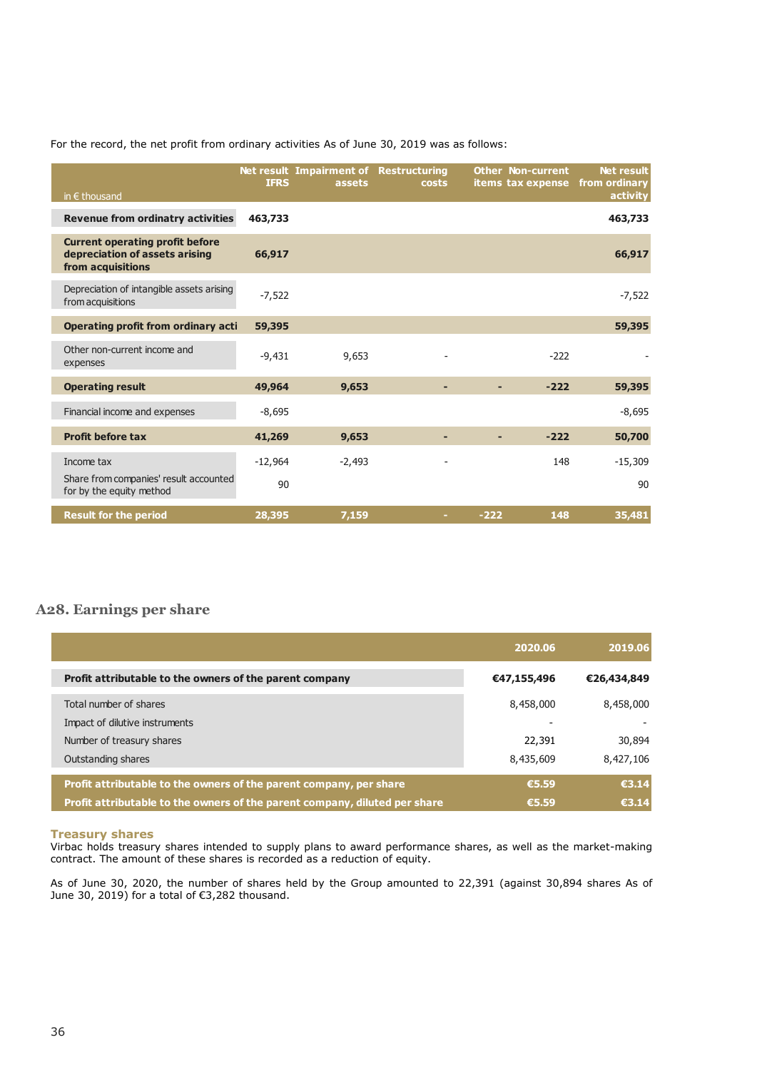For the record, the net profit from ordinary activities As of June 30, 2019 was as follows:

| in € thousand | Net result IFRS | Impairment of assets | Restructuring costs | Other items | Non-current tax expense | Net result from ordinary activity |
|---|---|---|---|---|---|---|
| **Revenue from ordinatry activities** | **463,733** | | | | | **463,733** |
| **Current operating profit before depreciation of assets arising from acquisitions** | **66,917** | | | | | **66,917** |
| Depreciation of intangible assets arising from acquisitions | -7,522 | | | | | -7,522 |
| **Operating profit from ordinary acti** | **59,395** | | | | | **59,395** |
| Other non-current income and expenses | -9,431 | 9,653 | - | | -222 | - |
| **Operating result** | **49,964** | **9,653** | **-** | **-** | **-222** | **59,395** |
| Financial income and expenses | -8,695 | | | | | -8,695 |
| **Profit before tax** | **41,269** | **9,653** | **-** | **-** | **-222** | **50,700** |
| Income tax | -12,964 | -2,493 | - | | 148 | -15,309 |
| Share from companies' result accounted for by the equity method | 90 | | | | | 90 |
| **Result for the period** | **28,395** | **7,159** | **-** | **-222** | **148** | **35,481** |

## A28. Earnings per share

| | 2020.06 | 2019.06 |
|---|---|---|
| **Profit attributable to the owners of the parent company** | **€47,155,496** | **€26,434,849** |
| Total number of shares | 8,458,000 | 8,458,000 |
| Impact of dilutive instruments | - | - |
| Number of treasury shares | 22,391 | 30,894 |
| Outstanding shares | 8,435,609 | 8,427,106 |
| **Profit attributable to the owners of the parent company, per share** | **€5.59** | **€3.14** |
| **Profit attributable to the owners of the parent company, diluted per share** | **€5.59** | **€3.14** |

### Treasury shares

Virbac holds treasury shares intended to supply plans to award performance shares, as well as the market-making contract. The amount of these shares is recorded as a reduction of equity.

As of June 30, 2020, the number of shares held by the Group amounted to 22,391 (against 30,894 shares As of June 30, 2019) for a total of €3,282 thousand.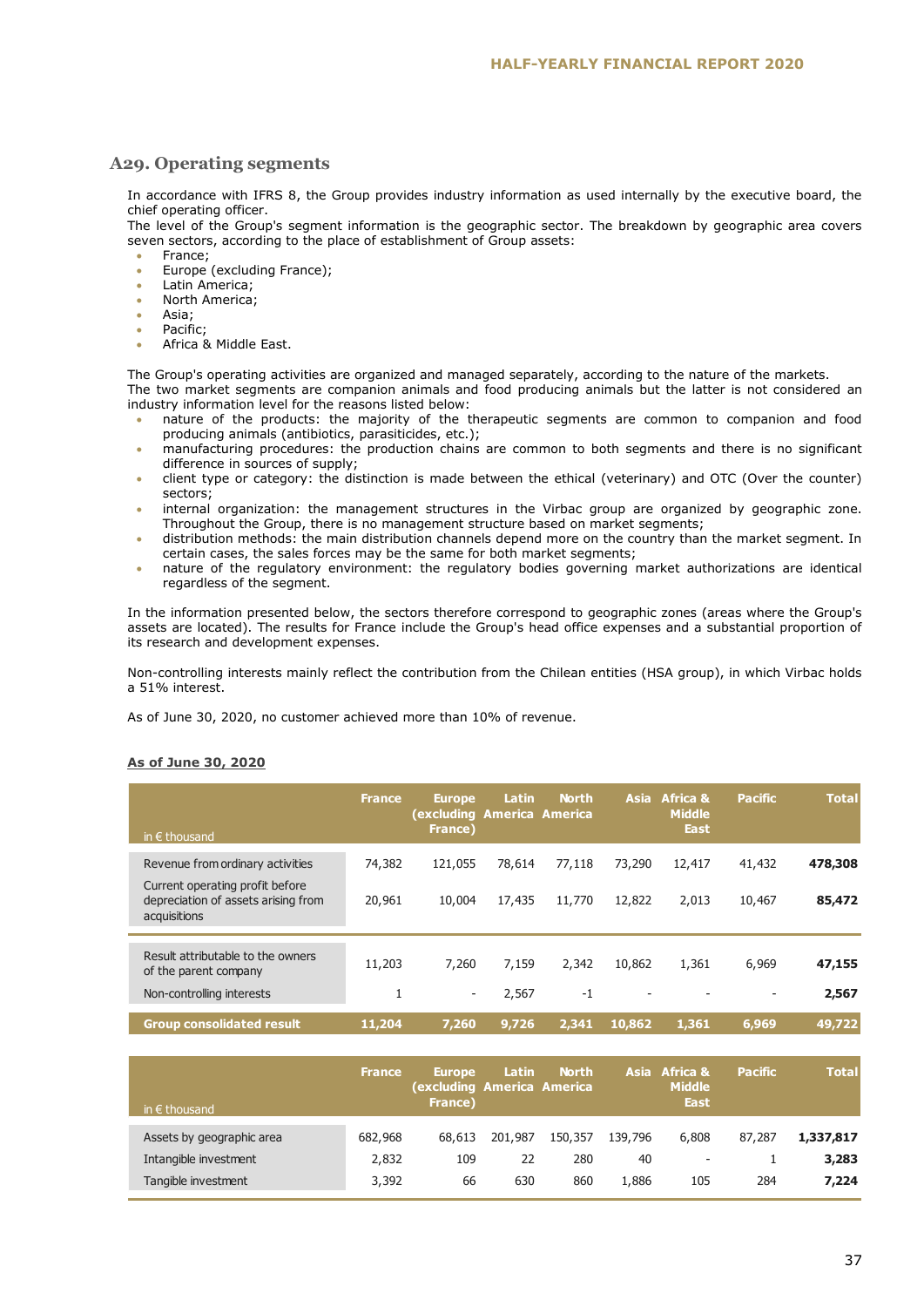## A29. Operating segments

In accordance with IFRS 8, the Group provides industry information as used internally by the executive board, the chief operating officer.

The level of the Group's segment information is the geographic sector. The breakdown by geographic area covers seven sectors, according to the place of establishment of Group assets:

- France;
- Europe (excluding France);
- Latin America;
- North America;
- Asia;
- Pacific;
- Africa & Middle East.

The Group's operating activities are organized and managed separately, according to the nature of the markets.

The two market segments are companion animals and food producing animals but the latter is not considered an industry information level for the reasons listed below:

- nature of the products: the majority of the therapeutic segments are common to companion and food producing animals (antibiotics, parasiticides, etc.);
- manufacturing procedures: the production chains are common to both segments and there is no significant difference in sources of supply;
- client type or category: the distinction is made between the ethical (veterinary) and OTC (Over the counter) sectors;
- internal organization: the management structures in the Virbac group are organized by geographic zone. Throughout the Group, there is no management structure based on market segments;
- distribution methods: the main distribution channels depend more on the country than the market segment. In certain cases, the sales forces may be the same for both market segments;
- nature of the regulatory environment: the regulatory bodies governing market authorizations are identical regardless of the segment.

In the information presented below, the sectors therefore correspond to geographic zones (areas where the Group's assets are located). The results for France include the Group's head office expenses and a substantial proportion of its research and development expenses.

Non-controlling interests mainly reflect the contribution from the Chilean entities (HSA group), in which Virbac holds a 51% interest.

As of June 30, 2020, no customer achieved more than 10% of revenue.

**As of June 30, 2020**

| in € thousand | France | Europe (excluding France) | Latin America | North America | Asia | Africa & Middle East | Pacific | Total |
|---|---|---|---|---|---|---|---|---|
| Revenue from ordinary activities | 74,382 | 121,055 | 78,614 | 77,118 | 73,290 | 12,417 | 41,432 | **478,308** |
| Current operating profit before depreciation of assets arising from acquisitions | 20,961 | 10,004 | 17,435 | 11,770 | 12,822 | 2,013 | 10,467 | **85,472** |
| Result attributable to the owners of the parent company | 11,203 | 7,260 | 7,159 | 2,342 | 10,862 | 1,361 | 6,969 | **47,155** |
| Non-controlling interests | 1 | - | 2,567 | -1 | - | - | - | **2,567** |
| **Group consolidated result** | **11,204** | **7,260** | **9,726** | **2,341** | **10,862** | **1,361** | **6,969** | **49,722** |

| in € thousand | France | Europe (excluding France) | Latin America | North America | Asia | Africa & Middle East | Pacific | Total |
|---|---|---|---|---|---|---|---|---|
| Assets by geographic area | 682,968 | 68,613 | 201,987 | 150,357 | 139,796 | 6,808 | 87,287 | **1,337,817** |
| Intangible investment | 2,832 | 109 | 22 | 280 | 40 | - | 1 | **3,283** |
| Tangible investment | 3,392 | 66 | 630 | 860 | 1,886 | 105 | 284 | **7,224** |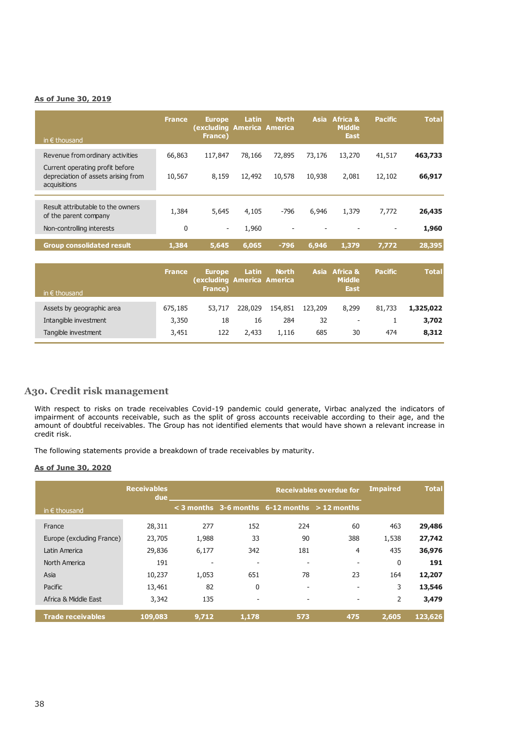**As of June 30, 2019**

| in € thousand | France | Europe (excluding France) | Latin America | North America | Asia | Africa & Middle East | Pacific | Total |
|---|---|---|---|---|---|---|---|---|
| Revenue from ordinary activities | 66,863 | 117,847 | 78,166 | 72,895 | 73,176 | 13,270 | 41,517 | **463,733** |
| Current operating profit before depreciation of assets arising from acquisitions | 10,567 | 8,159 | 12,492 | 10,578 | 10,938 | 2,081 | 12,102 | **66,917** |
| Result attributable to the owners of the parent company | 1,384 | 5,645 | 4,105 | -796 | 6,946 | 1,379 | 7,772 | **26,435** |
| Non-controlling interests | 0 | - | 1,960 | - | - | - | - | **1,960** |
| **Group consolidated result** | **1,384** | **5,645** | **6,065** | **-796** | **6,946** | **1,379** | **7,772** | **28,395** |

| in € thousand | France | Europe (excluding France) | Latin America | North America | Asia | Africa & Middle East | Pacific | Total |
|---|---|---|---|---|---|---|---|---|
| Assets by geographic area | 675,185 | 53,717 | 228,029 | 154,851 | 123,209 | 8,299 | 81,733 | **1,325,022** |
| Intangible investment | 3,350 | 18 | 16 | 284 | 32 | - | 1 | **3,702** |
| Tangible investment | 3,451 | 122 | 2,433 | 1,116 | 685 | 30 | 474 | **8,312** |

## A30. Credit risk management

With respect to risks on trade receivables Covid-19 pandemic could generate, Virbac analyzed the indicators of impairment of accounts receivable, such as the split of gross accounts receivable according to their age, and the amount of doubtful receivables. The Group has not identified elements that would have shown a relevant increase in credit risk.

The following statements provide a breakdown of trade receivables by maturity.

**As of June 30, 2020**

| in € thousand | Receivables due | Receivables overdue for | | | | Impaired | Total |
|---|---|---|---|---|---|---|---|
| | | < 3 months | 3-6 months | 6-12 months | > 12 months | | |
| France | 28,311 | 277 | 152 | 224 | 60 | 463 | **29,486** |
| Europe (excluding France) | 23,705 | 1,988 | 33 | 90 | 388 | 1,538 | **27,742** |
| Latin America | 29,836 | 6,177 | 342 | 181 | 4 | 435 | **36,976** |
| North America | 191 | - | - | - | - | 0 | **191** |
| Asia | 10,237 | 1,053 | 651 | 78 | 23 | 164 | **12,207** |
| Pacific | 13,461 | 82 | 0 | - | - | 3 | **13,546** |
| Africa & Middle East | 3,342 | 135 | - | - | - | 2 | **3,479** |
| **Trade receivables** | **109,083** | **9,712** | **1,178** | **573** | **475** | **2,605** | **123,626** |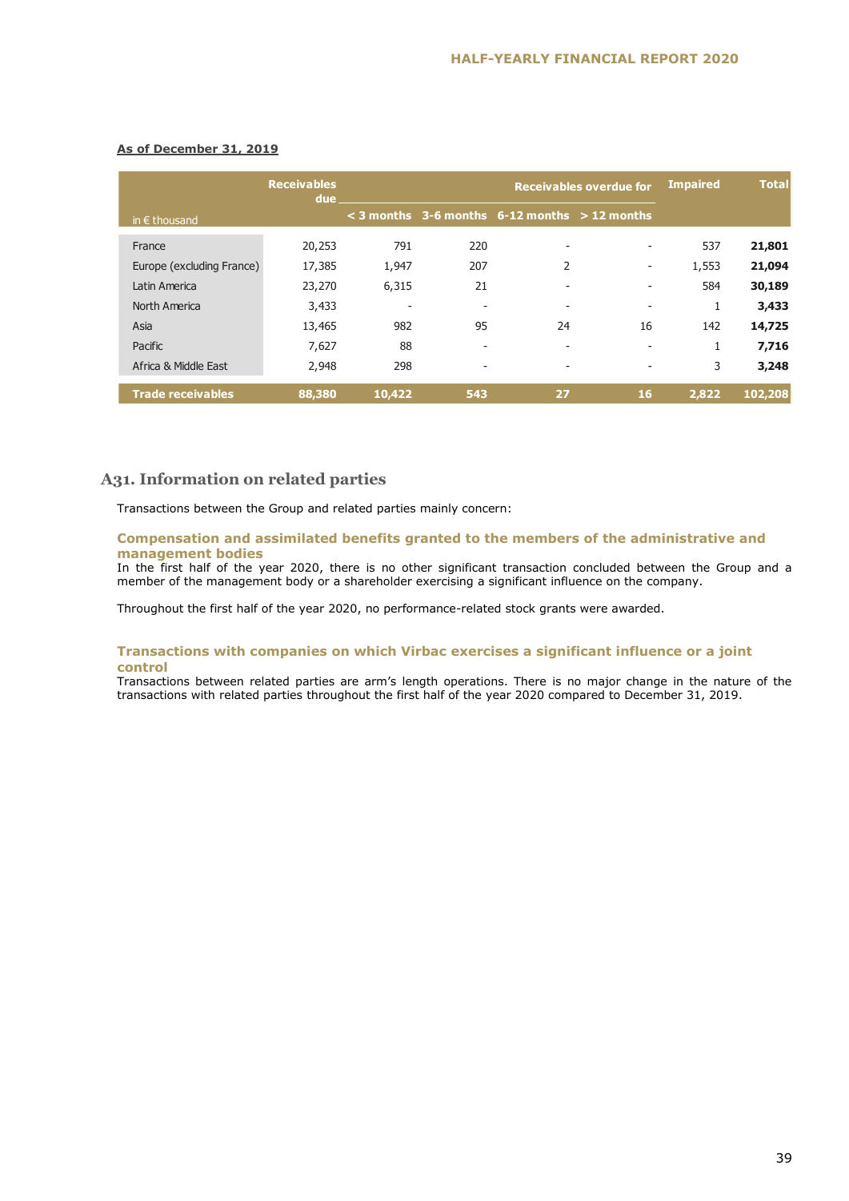**As of December 31, 2019**

| in € thousand | Receivables due | Receivables overdue for | | | | Impaired | Total |
|---|---|---|---|---|---|---|---|
| | | < 3 months | 3-6 months | 6-12 months | > 12 months | | |
| France | 20,253 | 791 | 220 | - | - | 537 | **21,801** |
| Europe (excluding France) | 17,385 | 1,947 | 207 | 2 | - | 1,553 | **21,094** |
| Latin America | 23,270 | 6,315 | 21 | - | - | 584 | **30,189** |
| North America | 3,433 | - | - | - | - | 1 | **3,433** |
| Asia | 13,465 | 982 | 95 | 24 | 16 | 142 | **14,725** |
| Pacific | 7,627 | 88 | - | - | - | 1 | **7,716** |
| Africa & Middle East | 2,948 | 298 | - | - | - | 3 | **3,248** |
| **Trade receivables** | **88,380** | **10,422** | **543** | **27** | **16** | **2,822** | **102,208** |

## A31. Information on related parties

Transactions between the Group and related parties mainly concern:

### Compensation and assimilated benefits granted to the members of the administrative and management bodies

In the first half of the year 2020, there is no other significant transaction concluded between the Group and a member of the management body or a shareholder exercising a significant influence on the company.

Throughout the first half of the year 2020, no performance-related stock grants were awarded.

### Transactions with companies on which Virbac exercises a significant influence or a joint control

Transactions between related parties are arm's length operations. There is no major change in the nature of the transactions with related parties throughout the first half of the year 2020 compared to December 31, 2019.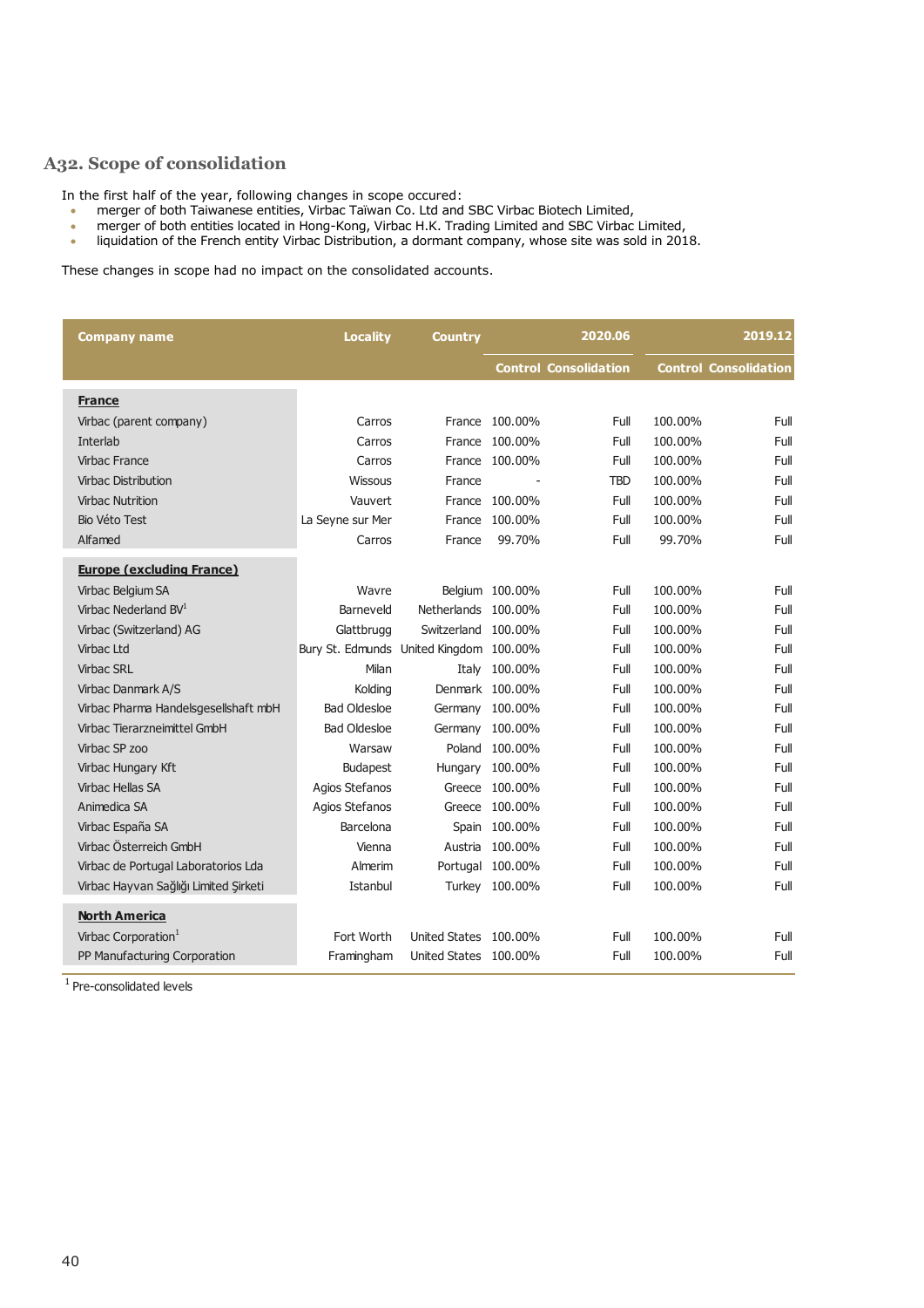## A32. Scope of consolidation

In the first half of the year, following changes in scope occured:

- merger of both Taiwanese entities, Virbac Taïwan Co. Ltd and SBC Virbac Biotech Limited,
- merger of both entities located in Hong-Kong, Virbac H.K. Trading Limited and SBC Virbac Limited,
- liquidation of the French entity Virbac Distribution, a dormant company, whose site was sold in 2018.

These changes in scope had no impact on the consolidated accounts.

| Company name | Locality | Country | 2020.06 | | 2019.12 | |
|---|---|---|---|---|---|---|
| | | | Control | Consolidation | Control | Consolidation |
| **France** | | | | | | |
| Virbac (parent company) | Carros | France | 100.00% | Full | 100.00% | Full |
| Interlab | Carros | France | 100.00% | Full | 100.00% | Full |
| Virbac France | Carros | France | 100.00% | Full | 100.00% | Full |
| Virbac Distribution | Wissous | France | - | TBD | 100.00% | Full |
| Virbac Nutrition | Vauvert | France | 100.00% | Full | 100.00% | Full |
| Bio Véto Test | La Seyne sur Mer | France | 100.00% | Full | 100.00% | Full |
| Alfamed | Carros | France | 99.70% | Full | 99.70% | Full |
| **Europe (excluding France)** | | | | | | |
| Virbac Belgium SA | Wavre | Belgium | 100.00% | Full | 100.00% | Full |
| Virbac Nederland BV[1] | Barneveld | Netherlands | 100.00% | Full | 100.00% | Full |
| Virbac (Switzerland) AG | Glattbrugg | Switzerland | 100.00% | Full | 100.00% | Full |
| Virbac Ltd | Bury St. Edmunds | United Kingdom | 100.00% | Full | 100.00% | Full |
| Virbac SRL | Milan | Italy | 100.00% | Full | 100.00% | Full |
| Virbac Danmark A/S | Kolding | Denmark | 100.00% | Full | 100.00% | Full |
| Virbac Pharma Handelsgesellshaft mbH | Bad Oldesloe | Germany | 100.00% | Full | 100.00% | Full |
| Virbac Tierarzneimittel GmbH | Bad Oldesloe | Germany | 100.00% | Full | 100.00% | Full |
| Virbac SP zoo | Warsaw | Poland | 100.00% | Full | 100.00% | Full |
| Virbac Hungary Kft | Budapest | Hungary | 100.00% | Full | 100.00% | Full |
| Virbac Hellas SA | Agios Stefanos | Greece | 100.00% | Full | 100.00% | Full |
| Animedica SA | Agios Stefanos | Greece | 100.00% | Full | 100.00% | Full |
| Virbac España SA | Barcelona | Spain | 100.00% | Full | 100.00% | Full |
| Virbac Österreich GmbH | Vienna | Austria | 100.00% | Full | 100.00% | Full |
| Virbac de Portugal Laboratorios Lda | Almerim | Portugal | 100.00% | Full | 100.00% | Full |
| Virbac Hayvan Sağlığı Limited Şirketi | Istanbul | Turkey | 100.00% | Full | 100.00% | Full |
| **North America** | | | | | | |
| Virbac Corporation[1] | Fort Worth | United States | 100.00% | Full | 100.00% | Full |
| PP Manufacturing Corporation | Framingham | United States | 100.00% | Full | 100.00% | Full |

[1] Pre-consolidated levels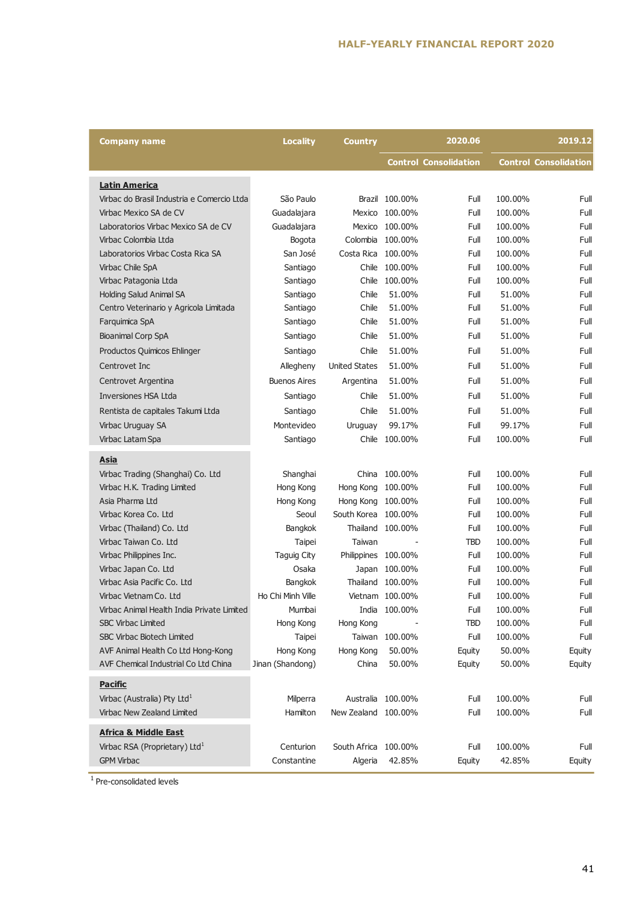| Company name | Locality | Country | 2020.06 | | 2019.12 | |
|---|---|---|---|---|---|---|
| | | | Control | Consolidation | Control | Consolidation |
| **Latin America** | | | | | | |
| Virbac do Brasil Industria e Comercio Ltda | São Paulo | Brazil | 100.00% | Full | 100.00% | Full |
| Virbac Mexico SA de CV | Guadalajara | Mexico | 100.00% | Full | 100.00% | Full |
| Laboratorios Virbac Mexico SA de CV | Guadalajara | Mexico | 100.00% | Full | 100.00% | Full |
| Virbac Colombia Ltda | Bogota | Colombia | 100.00% | Full | 100.00% | Full |
| Laboratorios Virbac Costa Rica SA | San José | Costa Rica | 100.00% | Full | 100.00% | Full |
| Virbac Chile SpA | Santiago | Chile | 100.00% | Full | 100.00% | Full |
| Virbac Patagonia Ltda | Santiago | Chile | 100.00% | Full | 100.00% | Full |
| Holding Salud Animal SA | Santiago | Chile | 51.00% | Full | 51.00% | Full |
| Centro Veterinario y Agricola Limitada | Santiago | Chile | 51.00% | Full | 51.00% | Full |
| Farquimica SpA | Santiago | Chile | 51.00% | Full | 51.00% | Full |
| Bioanimal Corp SpA | Santiago | Chile | 51.00% | Full | 51.00% | Full |
| Productos Quimicos Ehlinger | Santiago | Chile | 51.00% | Full | 51.00% | Full |
| Centrovet Inc | Allegheny | United States | 51.00% | Full | 51.00% | Full |
| Centrovet Argentina | Buenos Aires | Argentina | 51.00% | Full | 51.00% | Full |
| Inversiones HSA Ltda | Santiago | Chile | 51.00% | Full | 51.00% | Full |
| Rentista de capitales Takumi Ltda | Santiago | Chile | 51.00% | Full | 51.00% | Full |
| Virbac Uruguay SA | Montevideo | Uruguay | 99.17% | Full | 99.17% | Full |
| Virbac Latam Spa | Santiago | Chile | 100.00% | Full | 100.00% | Full |
| **Asia** | | | | | | |
| Virbac Trading (Shanghai) Co. Ltd | Shanghai | China | 100.00% | Full | 100.00% | Full |
| Virbac H.K. Trading Limited | Hong Kong | Hong Kong | 100.00% | Full | 100.00% | Full |
| Asia Pharma Ltd | Hong Kong | Hong Kong | 100.00% | Full | 100.00% | Full |
| Virbac Korea Co. Ltd | Seoul | South Korea | 100.00% | Full | 100.00% | Full |
| Virbac (Thailand) Co. Ltd | Bangkok | Thailand | 100.00% | Full | 100.00% | Full |
| Virbac Taiwan Co. Ltd | Taipei | Taiwan | - | TBD | 100.00% | Full |
| Virbac Philippines Inc. | Taguig City | Philippines | 100.00% | Full | 100.00% | Full |
| Virbac Japan Co. Ltd | Osaka | Japan | 100.00% | Full | 100.00% | Full |
| Virbac Asia Pacific Co. Ltd | Bangkok | Thailand | 100.00% | Full | 100.00% | Full |
| Virbac Vietnam Co. Ltd | Ho Chi Minh Ville | Vietnam | 100.00% | Full | 100.00% | Full |
| Virbac Animal Health India Private Limited | Mumbai | India | 100.00% | Full | 100.00% | Full |
| SBC Virbac Limited | Hong Kong | Hong Kong | - | TBD | 100.00% | Full |
| SBC Virbac Biotech Limited | Taipei | Taiwan | 100.00% | Full | 100.00% | Full |
| AVF Animal Health Co Ltd Hong-Kong | Hong Kong | Hong Kong | 50.00% | Equity | 50.00% | Equity |
| AVF Chemical Industrial Co Ltd China | Jinan (Shandong) | China | 50.00% | Equity | 50.00% | Equity |
| **Pacific** | | | | | | |
| Virbac (Australia) Pty Ltd[1] | Milperra | Australia | 100.00% | Full | 100.00% | Full |
| Virbac New Zealand Limited | Hamilton | New Zealand | 100.00% | Full | 100.00% | Full |
| **Africa & Middle East** | | | | | | |
| Virbac RSA (Proprietary) Ltd[1] | Centurion | South Africa | 100.00% | Full | 100.00% | Full |
| GPM Virbac | Constantine | Algeria | 42.85% | Equity | 42.85% | Equity |

[1] Pre-consolidated levels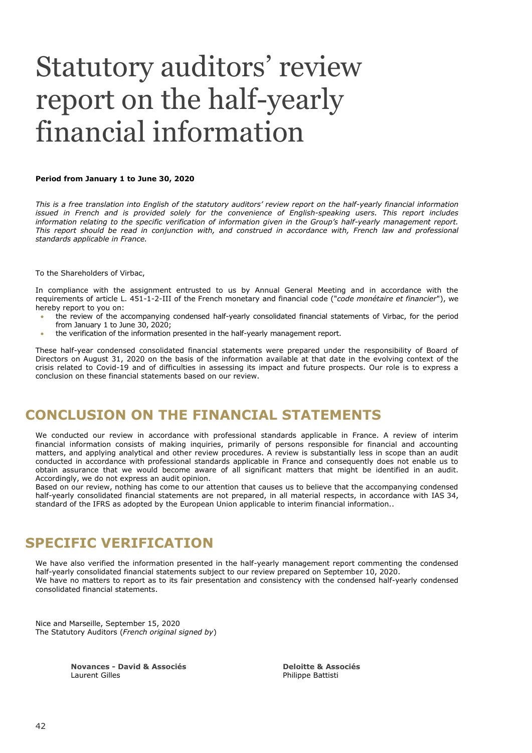# Statutory auditors' review report on the half-yearly financial information

**Period from January 1 to June 30, 2020**

*This is a free translation into English of the statutory auditors' review report on the half-yearly financial information issued in French and is provided solely for the convenience of English-speaking users. This report includes information relating to the specific verification of information given in the Group's half-yearly management report. This report should be read in conjunction with, and construed in accordance with, French law and professional standards applicable in France.*

To the Shareholders of Virbac,

In compliance with the assignment entrusted to us by Annual General Meeting and in accordance with the requirements of article L. 451-1-2-III of the French monetary and financial code ("*code monétaire et financier*"), we hereby report to you on:

- the review of the accompanying condensed half-yearly consolidated financial statements of Virbac, for the period from January 1 to June 30, 2020;
- the verification of the information presented in the half-yearly management report.

These half-year condensed consolidated financial statements were prepared under the responsibility of Board of Directors on August 31, 2020 on the basis of the information available at that date in the evolving context of the crisis related to Covid-19 and of difficulties in assessing its impact and future prospects. Our role is to express a conclusion on these financial statements based on our review.

## CONCLUSION ON THE FINANCIAL STATEMENTS

We conducted our review in accordance with professional standards applicable in France. A review of interim financial information consists of making inquiries, primarily of persons responsible for financial and accounting matters, and applying analytical and other review procedures. A review is substantially less in scope than an audit conducted in accordance with professional standards applicable in France and consequently does not enable us to obtain assurance that we would become aware of all significant matters that might be identified in an audit. Accordingly, we do not express an audit opinion.

Based on our review, nothing has come to our attention that causes us to believe that the accompanying condensed half-yearly consolidated financial statements are not prepared, in all material respects, in accordance with IAS 34, standard of the IFRS as adopted by the European Union applicable to interim financial information..

## SPECIFIC VERIFICATION

We have also verified the information presented in the half-yearly management report commenting the condensed half-yearly consolidated financial statements subject to our review prepared on September 10, 2020.

We have no matters to report as to its fair presentation and consistency with the condensed half-yearly condensed consolidated financial statements.

Nice and Marseille, September 15, 2020

The Statutory Auditors (*French original signed by*)

**Novances - David & Associés**
Laurent Gilles

**Deloitte & Associés**
Philippe Battisti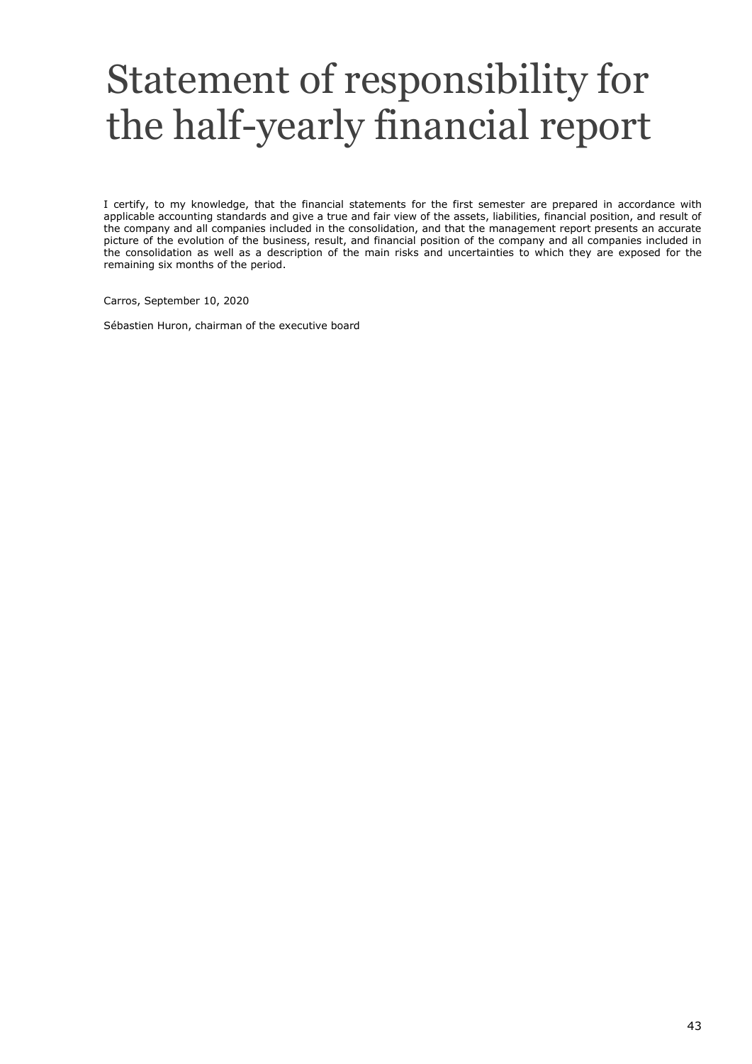# Statement of responsibility for the half-yearly financial report

I certify, to my knowledge, that the financial statements for the first semester are prepared in accordance with applicable accounting standards and give a true and fair view of the assets, liabilities, financial position, and result of the company and all companies included in the consolidation, and that the management report presents an accurate picture of the evolution of the business, result, and financial position of the company and all companies included in the consolidation as well as a description of the main risks and uncertainties to which they are exposed for the remaining six months of the period.

Carros, September 10, 2020

Sébastien Huron, chairman of the executive board